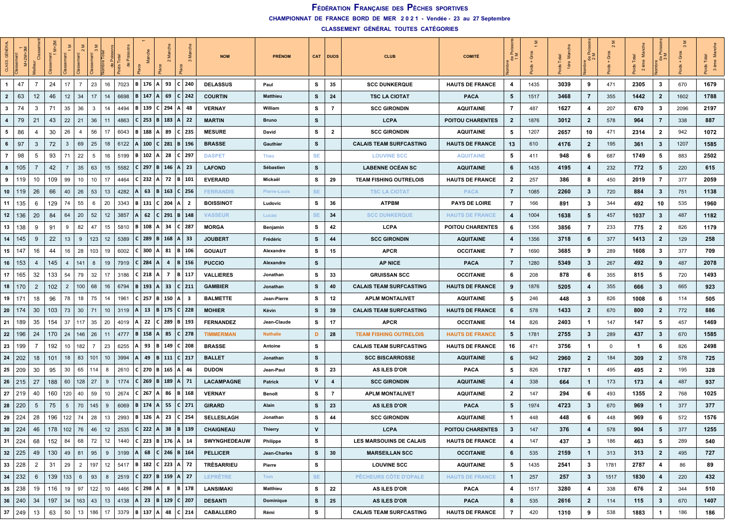# Fédération Française des Pêches sportives

## CHAMPIONNAT DE FRANCE BORD DE MER 2021 - Vendée - 23 au 27 Septembre

### CLASSEMENT GÉNÉRAL TOUTES CATÉGORIES

| CLASS GÉNÉRAL | Classement 1 M+2M+3M | Meilleur Classement | Classement 1 M+2M | Classement 1 M | Classement 2 M | Classement 3 M | Nombre Total de Poissons | Poids Total de Poissons | Place | 1 Manche | Place | 2 Manche | Place | 3 Manche | NOM | PRÉNOM | CAT | DUOS | CLUB | COMITÉ | Nombre de Poissons 1 M | Poids + Gros 1 M | Poids Total 1ère Manche | Nombre de Poissons 2 M | Poids + Gros 2 M | Poids Total 2 ème Manche | Nombre de Poissons 3 M | Poids + Gros 3 M | Poids Total 3 ème Manche |
|---|---|---|---|---|---|---|---|---|---|---|---|---|---|---|---|---|---|---|---|---|---|---|---|---|---|---|---|---|---|
| 1 | 47 | 7 | 24 | 17 | 7 | 23 | 16 | 7023 | B | 176 | A | 93 | C | 240 | DELASSUS | Paul | S | 35 | SCC DUNKERQUE | HAUTS DE FRANCE | 4 | 1435 | 3039 | 9 | 471 | 2305 | 3 | 670 | 1679 |
| 2 | 63 | 12 | 46 | 12 | 34 | 17 | 14 | 6698 | B | 147 | A | 69 | C | 242 | COURTIN | Matthieu | S | 24 | TSC LA CIOTAT | PACA | 5 | 1517 | 3468 | 7 | 355 | 1442 | 2 | 1602 | 1788 |
| 3 | 74 | 3 | 71 | 35 | 36 | 3 | 14 | 4494 | B | 139 | C | 294 | A | 48 | VERNAY | William | S | 7 | SCC GIRONDIN | AQUITAINE | 7 | 487 | 1627 | 4 | 207 | 670 | 3 | 2096 | 2197 |
| 4 | 79 | 21 | 43 | 22 | 21 | 36 | 11 | 4863 | C | 253 | B | 183 | A | 22 | MARTIN | Bruno | S | | LCPA | POITOU CHARENTES | 2 | 1876 | 3012 | 2 | 578 | 964 | 7 | 338 | 887 |
| 5 | 86 | 4 | 30 | 26 | 4 | 56 | 17 | 6043 | B | 188 | A | 89 | C | 235 | MESURE | David | S | 2 | SCC GIRONDIN | AQUITAINE | 5 | 1207 | 2657 | 10 | 471 | 2314 | 2 | 942 | 1072 |
| 6 | 97 | 3 | 72 | 3 | 69 | 25 | 18 | 6122 | A | 100 | C | 281 | B | 196 | BRASSE | Gauthier | S | | CALAIS TEAM SURFCASTING | HAUTS DE FRANCE | 13 | 610 | 4176 | 2 | 195 | 361 | 3 | 1207 | 1585 |
| 7 | 98 | 5 | 93 | 71 | 22 | 5 | 16 | 5199 | B | 102 | A | 28 | C | 297 | DASPET | Théo | SE | | LOUVINE SCC | AQUITAINE | 5 | 411 | 948 | 6 | 687 | 1749 | 5 | 883 | 2502 |
| 8 | 105 | 7 | 42 | 7 | 35 | 63 | 15 | 5582 | C | 297 | B | 146 | A | 23 | LAFOND | Sébastien | S | | LABENNE OCÉAN SC | AQUITAINE | 6 | 1435 | 4195 | 4 | 232 | 772 | 5 | 220 | 615 |
| 9 | 119 | 10 | 109 | 99 | 10 | 10 | 17 | 4464 | C | 232 | A | 72 | B | 101 | EVERARD | Mickaël | S | 29 | TEAM FISHING OUTRELOIS | HAUTS DE FRANCE | 2 | 257 | 386 | 8 | 450 | 2019 | 7 | 377 | 2059 |
| 10 | 119 | 26 | 66 | 40 | 26 | 53 | 13 | 4282 | A | 63 | B | 163 | C | 256 | FERRANDIS | Pierre-Louis | SE | | TSC LA CIOTAT | PACA | 7 | 1085 | 2260 | 3 | 720 | 884 | 3 | 751 | 1138 |
| 11 | 135 | 6 | 129 | 74 | 55 | 6 | 20 | 3343 | B | 131 | C | 204 | A | 2 | BOISSINOT | Ludovic | S | 36 | ATPBM | PAYS DE LOIRE | 7 | 166 | 891 | 3 | 344 | 492 | 10 | 535 | 1960 |
| 12 | 136 | 20 | 84 | 64 | 20 | 52 | 12 | 3857 | A | 62 | C | 291 | B | 148 | VASSEUR | Lucas | SE | 34 | SCC DUNKERQUE | HAUTS DE FRANCE | 4 | 1004 | 1638 | 5 | 457 | 1037 | 3 | 487 | 1182 |
| 13 | 138 | 9 | 91 | 9 | 82 | 47 | 15 | 5810 | B | 108 | A | 34 | C | 287 | MORGA | Benjamin | S | 42 | LCPA | POITOU CHARENTES | 6 | 1356 | 3856 | 7 | 233 | 775 | 2 | 826 | 1179 |
| 14 | 145 | 9 | 22 | 13 | 9 | 123 | 12 | 5389 | C | 289 | B | 168 | A | 33 | JOUBERT | Frédéric | S | 44 | SCC GIRONDIN | AQUITAINE | 4 | 1356 | 3718 | 6 | 377 | 1413 | 2 | 129 | 258 |
| 15 | 147 | 16 | 44 | 16 | 28 | 103 | 19 | 6002 | C | 300 | A | 81 | B | 106 | GOUAUT | Alexandre | S | 15 | APCR | OCCITANIE | 7 | 1690 | 3685 | 9 | 289 | 1608 | 3 | 377 | 709 |
| 16 | 153 | 4 | 145 | 4 | 141 | 8 | 19 | 7919 | C | 284 | A | 4 | B | 156 | PUCCIO | Alexandre | S | | AP NICE | PACA | 7 | 1280 | 5349 | 3 | 267 | 492 | 9 | 487 | 2078 |
| 17 | 165 | 32 | 133 | 54 | 79 | 32 | 17 | 3186 | C | 218 | A | 7 | B | 117 | VALLIERES | Jonathan | S | 33 | GRUISSAN SCC | OCCITANIE | 6 | 208 | 878 | 6 | 355 | 815 | 5 | 720 | 1493 |
| 18 | 170 | 2 | 102 | 2 | 100 | 68 | 16 | 6794 | B | 193 | A | 33 | C | 211 | GAMBIER | Jonathan | S | 40 | CALAIS TEAM SURFCASTING | HAUTS DE FRANCE | 9 | 1876 | 5205 | 4 | 355 | 666 | 3 | 665 | 923 |
| 19 | 171 | 18 | 96 | 78 | 18 | 75 | 14 | 1961 | C | 257 | B | 150 | A | 3 | BALMETTE | Jean-Pierre | S | 12 | APLM MONTALIVET | AQUITAINE | 5 | 246 | 448 | 3 | 826 | 1008 | 6 | 114 | 505 |
| 20 | 174 | 30 | 103 | 73 | 30 | 71 | 10 | 3119 | A | 13 | B | 175 | C | 228 | MOHIER | Kévin | S | 39 | CALAIS TEAM SURFCASTING | HAUTS DE FRANCE | 6 | 578 | 1433 | 2 | 670 | 800 | 2 | 772 | 886 |
| 21 | 189 | 35 | 154 | 37 | 117 | 35 | 20 | 4019 | A | 22 | C | 289 | B | 193 | FERNANDEZ | Jean-Claude | S | 17 | APCR | OCCITANIE | 14 | 826 | 2403 | 1 | 147 | 147 | 5 | 457 | 1469 |
| 22 | 196 | 24 | 170 | 24 | 146 | 26 | 11 | 4777 | B | 158 | A | 85 | C | 278 | TIMMERMAN | Nathalie | D | 28 | TEAM FISHING OUTRELOIS | HAUTS DE FRANCE | 5 | 1781 | 2755 | 3 | 289 | 437 | 3 | 670 | 1585 |
| 23 | 199 | 7 | 192 | 10 | 182 | 7 | 23 | 6255 | A | 93 | B | 149 | C | 208 | BRASSE | Antoine | S | | CALAIS TEAM SURFCASTING | HAUTS DE FRANCE | 16 | 471 | 3756 | 1 | 0 | 1 | 6 | 826 | 2498 |
| 24 | 202 | 18 | 101 | 18 | 83 | 101 | 10 | 3994 | A | 49 | B | 111 | C | 217 | BALLET | Jonathan | S | | SCC BISCARROSSE | AQUITAINE | 6 | 942 | 2960 | 2 | 184 | 309 | 2 | 578 | 725 |
| 25 | 209 | 30 | 95 | 30 | 65 | 114 | 8 | 2610 | C | 270 | B | 165 | A | 46 | DUDON | Jean-Paul | S | 23 | AS ILES D'OR | PACA | 5 | 826 | 1787 | 1 | 495 | 495 | 2 | 195 | 328 |
| 26 | 215 | 27 | 188 | 60 | 128 | 27 | 9 | 1774 | C | 269 | B | 189 | A | 71 | LACAMPAGNE | Patrick | V | 4 | SCC GIRONDIN | AQUITAINE | 4 | 338 | 664 | 1 | 173 | 173 | 4 | 487 | 937 |
| 27 | 219 | 40 | 160 | 120 | 40 | 59 | 10 | 2674 | C | 267 | A | 86 | B | 168 | VERNAY | Benoît | S | 7 | APLM MONTALIVET | AQUITAINE | 2 | 147 | 294 | 6 | 493 | 1355 | 2 | 768 | 1025 |
| 28 | 220 | 5 | 75 | 5 | 70 | 145 | 9 | 6069 | B | 174 | A | 55 | C | 271 | GIRARD | Alain | S | 23 | AS ILES D'OR | PACA | 5 | 1974 | 4723 | 3 | 670 | 969 | 1 | 377 | 377 |
| 29 | 224 | 28 | 196 | 122 | 74 | 28 | 13 | 2993 | B | 126 | A | 23 | C | 254 | SELLESLAGH | Jonathan | S | 44 | SCC GIRONDIN | AQUITAINE | 1 | 448 | 448 | 6 | 448 | 969 | 6 | 572 | 1576 |
| 30 | 224 | 46 | 178 | 102 | 76 | 46 | 12 | 2535 | C | 222 | A | 38 | B | 139 | CHAIGNEAU | Thierry | V | | LCPA | POITOU CHARENTES | 3 | 147 | 376 | 4 | 578 | 904 | 5 | 377 | 1255 |
| 31 | 224 | 68 | 152 | 84 | 68 | 72 | 12 | 1440 | C | 223 | B | 176 | A | 14 | SWYNGHEDEAUW | Philippe | S | | LES MARSOUINS DE CALAIS | HAUTS DE FRANCE | 4 | 147 | 437 | 3 | 186 | 463 | 5 | 289 | 540 |
| 32 | 225 | 49 | 130 | 49 | 81 | 95 | 9 | 3199 | A | 68 | C | 246 | B | 164 | PELLICER | Jean-Charles | S | 30 | MARSEILLAN SCC | OCCITANIE | 6 | 535 | 2159 | 1 | 313 | 313 | 2 | 495 | 727 |
| 33 | 228 | 2 | 31 | 29 | 2 | 197 | 12 | 5417 | B | 182 | C | 223 | A | 72 | TRÉSARRIEU | Pierre | S | | LOUVINE SCC | AQUITAINE | 5 | 1435 | 2541 | 3 | 1781 | 2787 | 4 | 86 | 89 |
| 34 | 232 | 6 | 139 | 133 | 6 | 93 | 8 | 2519 | C | 227 | B | 159 | A | 27 | LEPRÊTRE | Tom | SE | | PÊCHEURS CÔTE D'OPALE | HAUTS DE FRANCE | 1 | 257 | 257 | 3 | 1517 | 1830 | 4 | 220 | 432 |
| 35 | 238 | 19 | 116 | 19 | 97 | 122 | 10 | 4466 | C | 298 | A | 8 | B | 178 | LANSIMAKI | Matthieu | S | 22 | AS ILES D'OR | PACA | 4 | 1517 | 3280 | 4 | 338 | 676 | 2 | 344 | 510 |
| 36 | 240 | 34 | 197 | 34 | 163 | 43 | 13 | 4138 | A | 23 | B | 129 | C | 207 | DESANTI | Dominique | S | 25 | AS ILES D'OR | PACA | 8 | 535 | 2616 | 2 | 114 | 115 | 3 | 670 | 1407 |
| 37 | 249 | 13 | 63 | 50 | 13 | 186 | 17 | 3379 | B | 137 | A | 48 | C | 214 | CABALLERO | Rémi | S | | CALAIS TEAM SURFCASTING | HAUTS DE FRANCE | 7 | 420 | 1310 | 9 | 538 | 1883 | 1 | 186 | 186 |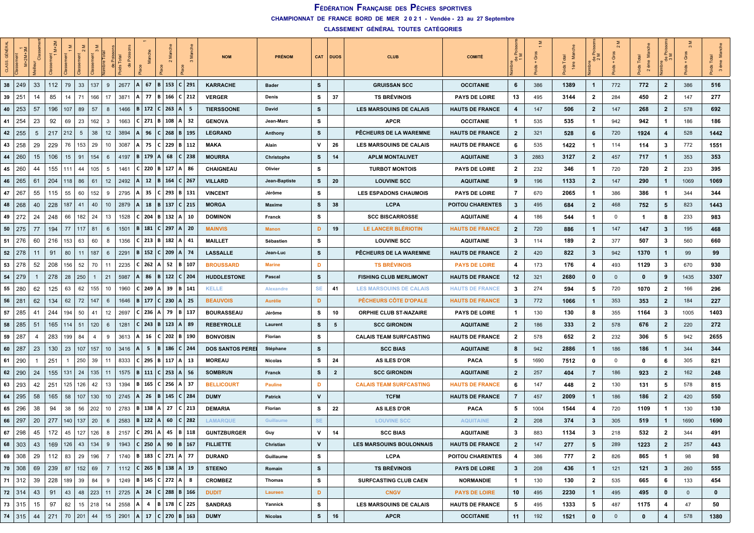# FÉDÉRATION FRANÇAISE DES PÊCHES SPORTIVES

**CHAMPIONNAT DE FRANCE BORD DE MER 2021 - Vendée - 23 au 27 Septembre**

**CLASSEMENT GÉNÉRAL TOUTES CATÉGORIES**

| CLASS GÉNÉRAL | Classement 1 M+2M+3M | Meilleur Classement | Classement 1 M+2M | Classement 1 M | Classement 2 M | Classement 3 M | Nombre Total de Poissons | Poids Total de Poissons | 1 Manche | Place | 2 Manche | Place | 3 Manche | Place | NOM | PRÉNOM | CAT | DUOS | CLUB | COMITÉ | Nombre de Poissons 1 M | Poids + Gros 1 M | Poids Total 1ère Manche | Nombre de Poissons 2 M | Poids + Gros 2 M | Poids Total 2 ème Manche | Nombre de Poissons 3 M | Poids + Gros 3 M | Poids Total 3 ème Manche |
|---|---|---|---|---|---|---|---|---|---|---|---|---|---|---|---|---|---|---|---|---|---|---|---|---|---|---|---|---|---|
| 38 | 249 | 33 | 112 | 79 | 33 | 137 | 9 | 2677 | A | 67 | B | 153 | C | 291 | KARRACHE | Bader | S | | GRUISSAN SCC | OCCITANIE | 6 | 386 | 1389 | 1 | 772 | 772 | 2 | 386 | 516 |
| 39 | 251 | 14 | 85 | 14 | 71 | 166 | 17 | 3871 | A | 77 | B | 166 | C | 212 | VERGER | Denis | S | 37 | TS BRÉVINOIS | PAYS DE LOIRE | 13 | 495 | 3144 | 2 | 284 | 450 | 2 | 147 | 277 |
| 40 | 253 | 57 | 196 | 107 | 89 | 57 | 8 | 1466 | B | 172 | C | 263 | A | 5 | TIERSSOONE | David | S | | LES MARSOUINS DE CALAIS | HAUTS DE FRANCE | 4 | 147 | 506 | 2 | 147 | 268 | 2 | 578 | 692 |
| 41 | 254 | 23 | 92 | 69 | 23 | 162 | 3 | 1663 | C | 271 | B | 108 | A | 32 | GENOVA | Jean-Marc | S | | APCR | OCCITANIE | 1 | 535 | 535 | 1 | 942 | 942 | 1 | 186 | 186 |
| 42 | 255 | 5 | 217 | 212 | 5 | 38 | 12 | 3894 | A | 96 | C | 268 | B | 195 | LEGRAND | Anthony | S | | PÊCHEURS DE LA WAREMNE | HAUTS DE FRANCE | 2 | 321 | 528 | 6 | 720 | 1924 | 4 | 528 | 1442 |
| 43 | 258 | 29 | 229 | 76 | 153 | 29 | 10 | 3087 | A | 75 | C | 229 | B | 112 | MAKA | Alain | V | 26 | LES MARSOUINS DE CALAIS | HAUTS DE FRANCE | 6 | 535 | 1422 | 1 | 114 | 114 | 3 | 772 | 1551 |
| 44 | 260 | 15 | 106 | 15 | 91 | 154 | 6 | 4197 | B | 179 | A | 68 | C | 238 | MOURRA | Christophe | S | 14 | APLM MONTALIVET | AQUITAINE | 3 | 2883 | 3127 | 2 | 457 | 717 | 1 | 353 | 353 |
| 45 | 260 | 44 | 155 | 111 | 44 | 105 | 5 | 1461 | C | 220 | B | 127 | A | 86 | CHAIGNEAU | Olivier | S | | TURBOT MONTOIS | PAYS DE LOIRE | 2 | 232 | 346 | 1 | 720 | 720 | 2 | 233 | 395 |
| 46 | 265 | 61 | 204 | 118 | 86 | 61 | 12 | 2492 | A | 12 | B | 164 | C | 267 | VILLARD | Jean-Baptiste | S | 20 | LOUVINE SCC | AQUITAINE | 9 | 196 | 1133 | 2 | 147 | 290 | 1 | 1069 | 1069 |
| 47 | 267 | 55 | 115 | 55 | 60 | 152 | 9 | 2795 | A | 35 | C | 293 | B | 131 | VINCENT | Jérôme | S | | LES ESPADONS CHAUMOIS | PAYS DE LOIRE | 7 | 670 | 2065 | 1 | 386 | 386 | 1 | 344 | 344 |
| 48 | 268 | 40 | 228 | 187 | 41 | 40 | 10 | 2879 | A | 18 | B | 137 | C | 215 | MORGA | Maxime | S | 38 | LCPA | POITOU CHARENTES | 3 | 495 | 684 | 2 | 468 | 752 | 5 | 823 | 1443 |
| 49 | 272 | 24 | 248 | 66 | 182 | 24 | 13 | 1528 | C | 204 | B | 132 | A | 10 | DOMINON | Franck | S | | SCC BISCARROSSE | AQUITAINE | 4 | 186 | 544 | 1 | 0 | 1 | 8 | 233 | 983 |
| 50 | 275 | 77 | 194 | 77 | 117 | 81 | 6 | 1501 | B | 181 | C | 297 | A | 20 | MAINVIS | Manon | D | 19 | LE LANCER BLÉRIOTIN | HAUTS DE FRANCE | 2 | 720 | 886 | 1 | 147 | 147 | 3 | 195 | 468 |
| 51 | 276 | 60 | 216 | 153 | 63 | 60 | 8 | 1356 | C | 213 | B | 182 | A | 41 | MAILLET | Sébastien | S | | LOUVINE SCC | AQUITAINE | 3 | 114 | 189 | 2 | 377 | 507 | 3 | 560 | 660 |
| 52 | 278 | 11 | 91 | 80 | 11 | 187 | 6 | 2291 | B | 152 | C | 209 | A | 74 | LASSALLE | Jean-Luc | S | | PÊCHEURS DE LA WAREMNE | HAUTS DE FRANCE | 2 | 420 | 822 | 3 | 942 | 1370 | 1 | 99 | 99 |
| 53 | 278 | 52 | 208 | 156 | 52 | 70 | 11 | 2235 | C | 262 | A | 52 | B | 107 | BROUSSARD | Marine | D | | TS BRÉVINOIS | PAYS DE LOIRE | 4 | 173 | 176 | 4 | 493 | 1129 | 3 | 670 | 930 |
| 54 | 279 | 1 | 278 | 28 | 250 | 1 | 21 | 5987 | A | 86 | B | 122 | C | 204 | HUDDLESTONE | Pascal | S | | FISHING CLUB MERLIMONT | HAUTS DE FRANCE | 12 | 321 | 2680 | 0 | 0 | 0 | 9 | 1435 | 3307 |
| 55 | 280 | 62 | 125 | 63 | 62 | 155 | 10 | 1960 | C | 249 | A | 39 | B | 141 | KELLE | Alexandre | SE | 41 | LES MARSOUINS DE CALAIS | HAUTS DE FRANCE | 3 | 274 | 594 | 5 | 720 | 1070 | 2 | 166 | 296 |
| 56 | 281 | 62 | 134 | 62 | 72 | 147 | 6 | 1646 | B | 177 | C | 230 | A | 25 | BEAUVOIS | Aurélie | D | | PÊCHEURS CÔTE D'OPALE | HAUTS DE FRANCE | 3 | 772 | 1066 | 1 | 353 | 353 | 2 | 184 | 227 |
| 57 | 285 | 41 | 244 | 194 | 50 | 41 | 12 | 2697 | C | 236 | A | 79 | B | 137 | BOURASSEAU | Jérôme | S | 10 | ORPHIE CLUB ST-NAZAIRE | PAYS DE LOIRE | 1 | 130 | 130 | 8 | 355 | 1164 | 3 | 1005 | 1403 |
| 58 | 285 | 51 | 165 | 114 | 51 | 120 | 6 | 1281 | C | 243 | B | 123 | A | 89 | REBEYROLLE | Laurent | S | 5 | SCC GIRONDIN | AQUITAINE | 2 | 186 | 333 | 2 | 578 | 676 | 2 | 220 | 272 |
| 59 | 287 | 4 | 283 | 199 | 84 | 4 | 9 | 3613 | A | 16 | C | 202 | B | 190 | BONVOISIN | Florian | S | | CALAIS TEAM SURFCASTING | HAUTS DE FRANCE | 2 | 578 | 652 | 2 | 232 | 306 | 5 | 942 | 2655 |
| 60 | 287 | 23 | 130 | 23 | 107 | 157 | 10 | 3416 | A | 5 | B | 186 | C | 244 | DOS SANTOS PEREI | Stéphane | S | | SCC BIAS | AQUITAINE | 8 | 942 | 2886 | 1 | 186 | 186 | 1 | 344 | 344 |
| 61 | 290 | 1 | 251 | 1 | 250 | 39 | 11 | 8333 | C | 295 | B | 117 | A | 13 | MOREAU | Nicolas | S | 24 | AS ILES D'OR | PACA | 5 | 1690 | 7512 | 0 | 0 | 0 | 6 | 305 | 821 |
| 62 | 290 | 24 | 155 | 131 | 24 | 135 | 11 | 1575 | B | 111 | C | 253 | A | 56 | SOMBRUN | Franck | S | 2 | SCC GIRONDIN | AQUITAINE | 2 | 257 | 404 | 7 | 186 | 923 | 2 | 162 | 248 |
| 63 | 293 | 42 | 251 | 125 | 126 | 42 | 13 | 1394 | B | 165 | C | 256 | A | 37 | BELLICOURT | Pauline | D | | CALAIS TEAM SURFCASTING | HAUTS DE FRANCE | 6 | 147 | 448 | 2 | 130 | 131 | 5 | 578 | 815 |
| 64 | 295 | 58 | 165 | 58 | 107 | 130 | 10 | 2745 | A | 26 | B | 145 | C | 284 | DUMY | Patrick | V | | TCFM | HAUTS DE FRANCE | 7 | 457 | 2009 | 1 | 186 | 186 | 2 | 420 | 550 |
| 65 | 296 | 38 | 94 | 38 | 56 | 202 | 10 | 2783 | B | 138 | A | 27 | C | 213 | DEMARIA | Florian | S | 22 | AS ILES D'OR | PACA | 5 | 1004 | 1544 | 4 | 720 | 1109 | 1 | 130 | 130 |
| 66 | 297 | 20 | 277 | 140 | 137 | 20 | 6 | 2583 | B | 122 | A | 60 | C | 282 | LAMARQUE | Guillaume | SE | | LOUVINE SCC | AQUITAINE | 2 | 208 | 374 | 3 | 305 | 519 | 1 | 1690 | 1690 |
| 67 | 298 | 45 | 172 | 45 | 127 | 126 | 8 | 2157 | C | 291 | A | 45 | B | 118 | GUNTZBURGER | Guy | V | 14 | SCC BIAS | AQUITAINE | 3 | 883 | 1134 | 3 | 218 | 532 | 2 | 344 | 491 |
| 68 | 303 | 43 | 169 | 126 | 43 | 134 | 9 | 1943 | C | 250 | A | 90 | B | 167 | FILLIETTE | Christian | V | | LES MARSOUINS BOULONNAIS | HAUTS DE FRANCE | 2 | 147 | 277 | 5 | 289 | 1223 | 2 | 257 | 443 |
| 69 | 308 | 29 | 112 | 83 | 29 | 196 | 7 | 1740 | B | 183 | C | 271 | A | 77 | DURAND | Guillaume | S | | LCPA | POITOU CHARENTES | 4 | 386 | 777 | 2 | 826 | 865 | 1 | 98 | 98 |
| 70 | 308 | 69 | 239 | 87 | 152 | 69 | 7 | 1112 | C | 265 | B | 138 | A | 19 | STEENO | Romain | S | | TS BRÉVINOIS | PAYS DE LOIRE | 3 | 208 | 436 | 1 | 121 | 121 | 3 | 260 | 555 |
| 71 | 312 | 39 | 228 | 189 | 39 | 84 | 9 | 1249 | B | 145 | C | 272 | A | 8 | CROMBEZ | Thomas | S | | SURFCASTING CLUB CAEN | NORMANDIE | 1 | 130 | 130 | 2 | 535 | 665 | 6 | 133 | 454 |
| 72 | 314 | 43 | 91 | 43 | 48 | 223 | 11 | 2725 | A | 24 | C | 288 | B | 166 | DUDIT | Laureen | D | | CNGV | PAYS DE LOIRE | 10 | 495 | 2230 | 1 | 495 | 495 | 0 | 0 | 0 |
| 73 | 315 | 15 | 97 | 82 | 15 | 218 | 14 | 2558 | A | 4 | B | 178 | C | 225 | SANDRAS | Yannick | S | | LES MARSOUINS DE CALAIS | HAUTS DE FRANCE | 5 | 495 | 1333 | 5 | 487 | 1175 | 4 | 47 | 50 |
| 74 | 315 | 44 | 271 | 70 | 201 | 44 | 15 | 2901 | A | 17 | C | 270 | B | 163 | DUMY | Nicolas | S | 16 | APCR | OCCITANIE | 11 | 192 | 1521 | 0 | 0 | 0 | 4 | 578 | 1380 |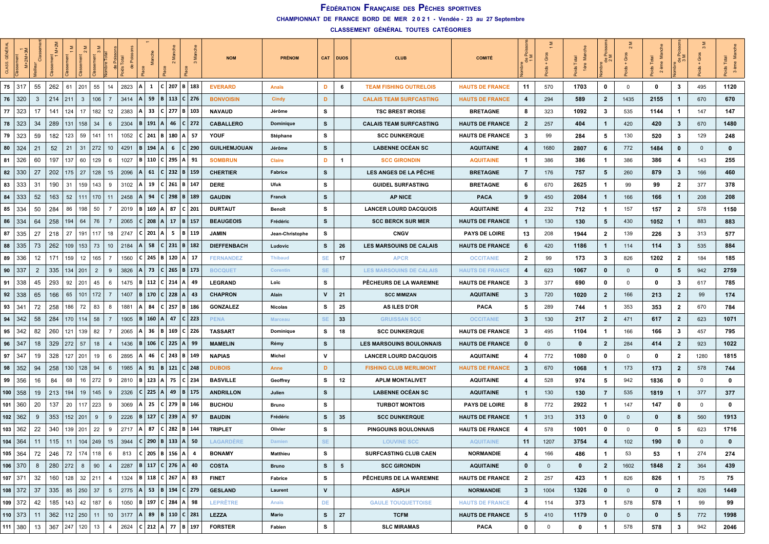# Fédération Française des Pêches sportives

**CHAMPIONNAT DE FRANCE BORD DE MER 2021 - Vendée - 23 au 27 Septembre**

**CLASSEMENT GÉNÉRAL TOUTES CATÉGORIES**

| CLASS GÉNÉRAL | Classement 1 M+2M+3M | Meilleur Classement | Classement 1 M+2M | Classement 1 M | Classement 2 M | Classement 3 M | Nombre Total de Poissons | Poids Total de Poissons | Place | 1 Manche | Place | 2 Manche | Place | 3 Manche | NOM | PRÉNOM | CAT | DUOS | CLUB | COMITÉ | Nombre de Poissons 1 M | Poids + Gros 1 M | Poids Total 1ère Manche | Nombre de Poissons 2 M | Poids + Gros 2 M | Poids Total 2 ème Manche | Nombre de Poissons 3 M | Poids + Gros 3 M | Poids Total 3 ème Manche |
|---|---|---|---|---|---|---|---|---|---|---|---|---|---|---|---|---|---|---|---|---|---|---|---|---|---|---|---|---|---|
| 75 | 317 | 55 | 262 | 61 | 201 | 55 | 14 | 2823 | A | 1 | C | 207 | B | 183 | EVERARD | Anaïs | D | 6 | TEAM FISHING OUTRELOIS | HAUTS DE FRANCE | 11 | 570 | 1703 | 0 | 0 | 0 | 3 | 495 | 1120 |
| 76 | 320 | 3 | 214 | 211 | 3 | 106 | 7 | 3414 | A | 59 | B | 113 | C | 276 | BONVOISIN | Cindy | D |  | CALAIS TEAM SURFCASTING | HAUTS DE FRANCE | 4 | 294 | 589 | 2 | 1435 | 2155 | 1 | 670 | 670 |
| 77 | 323 | 17 | 141 | 124 | 17 | 182 | 12 | 2383 | A | 33 | C | 277 | B | 103 | NAVAUD | Jérôme | S |  | TSC BREST IROISE | BRETAGNE | 8 | 323 | 1092 | 3 | 535 | 1144 | 1 | 147 | 147 |
| 78 | 323 | 34 | 289 | 131 | 158 | 34 | 6 | 2304 | B | 191 | A | 46 | C | 272 | CABALLERO | Dominique | S |  | CALAIS TEAM SURFCASTING | HAUTS DE FRANCE | 2 | 257 | 404 | 1 | 420 | 420 | 3 | 670 | 1480 |
| 79 | 323 | 59 | 182 | 123 | 59 | 141 | 11 | 1052 | C | 241 | B | 180 | A | 57 | YOUF | Stéphane | S |  | SCC DUNKERQUE | HAUTS DE FRANCE | 3 | 99 | 284 | 5 | 130 | 520 | 3 | 129 | 248 |
| 80 | 324 | 21 | 52 | 21 | 31 | 272 | 10 | 4291 | B | 194 | A | 6 | C | 290 | GUILHEMJOUAN | Jérôme | S |  | LABENNE OCÉAN SC | AQUITAINE | 4 | 1680 | 2807 | 6 | 772 | 1484 | 0 | 0 | 0 |
| 81 | 326 | 60 | 197 | 137 | 60 | 129 | 6 | 1027 | B | 110 | C | 295 | A | 91 | SOMBRUN | Claire | D | 1 | SCC GIRONDIN | AQUITAINE | 1 | 386 | 386 | 1 | 386 | 386 | 4 | 143 | 255 |
| 82 | 330 | 27 | 202 | 175 | 27 | 128 | 15 | 2096 | A | 61 | C | 232 | B | 159 | CHERTIER | Fabrice | S |  | LES ANGES DE LA PÊCHE | BRETAGNE | 7 | 176 | 757 | 5 | 260 | 879 | 3 | 166 | 460 |
| 83 | 333 | 31 | 190 | 31 | 159 | 143 | 9 | 3102 | A | 19 | C | 261 | B | 147 | DERE | Ufuk | S |  | GUIDEL SURFASTING | BRETAGNE | 6 | 670 | 2625 | 1 | 99 | 99 | 2 | 377 | 378 |
| 84 | 333 | 52 | 163 | 52 | 111 | 170 | 11 | 2458 | A | 94 | C | 298 | B | 189 | GAUDIN | Franck | S |  | AP NICE | PACA | 9 | 450 | 2084 | 1 | 166 | 166 | 1 | 208 | 208 |
| 85 | 334 | 50 | 284 | 86 | 198 | 50 | 7 | 2019 | B | 169 | A | 87 | C | 201 | DURTAUT | Benoît | S |  | LANCER LOURD DACQUOIS | AQUITAINE | 4 | 232 | 712 | 1 | 157 | 157 | 2 | 578 | 1150 |
| 86 | 334 | 64 | 258 | 194 | 64 | 76 | 7 | 2065 | C | 208 | A | 17 | B | 157 | BEAUGEOIS | Frédéric | S |  | SCC BERCK SUR MER | HAUTS DE FRANCE | 1 | 130 | 130 | 5 | 430 | 1052 | 1 | 883 | 883 |
| 87 | 335 | 27 | 218 | 27 | 191 | 117 | 18 | 2747 | C | 201 | A | 5 | B | 119 | JAMIN | Jean-Christophe | S |  | CNGV | PAYS DE LOIRE | 13 | 208 | 1944 | 2 | 139 | 226 | 3 | 313 | 577 |
| 88 | 335 | 73 | 262 | 109 | 153 | 73 | 10 | 2184 | A | 58 | C | 231 | B | 182 | DIEFFENBACH | Ludovic | S | 26 | LES MARSOUINS DE CALAIS | HAUTS DE FRANCE | 6 | 420 | 1186 | 1 | 114 | 114 | 3 | 535 | 884 |
| 89 | 336 | 12 | 171 | 159 | 12 | 165 | 7 | 1560 | C | 245 | B | 120 | A | 17 | FERNANDEZ | Thibaud | SE | 17 | APCR | OCCITANIE | 2 | 99 | 173 | 3 | 826 | 1202 | 2 | 184 | 185 |
| 90 | 337 | 2 | 335 | 134 | 201 | 2 | 9 | 3826 | A | 73 | C | 265 | B | 173 | BOCQUET | Corentin | SE |  | LES MARSOUINS DE CALAIS | HAUTS DE FRANCE | 4 | 623 | 1067 | 0 | 0 | 0 | 5 | 942 | 2759 |
| 91 | 338 | 45 | 293 | 92 | 201 | 45 | 6 | 1475 | B | 112 | C | 214 | A | 49 | LEGRAND | Loïc | S |  | PÊCHEURS DE LA WAREMNE | HAUTS DE FRANCE | 3 | 377 | 690 | 0 | 0 | 0 | 3 | 617 | 785 |
| 92 | 338 | 65 | 166 | 65 | 101 | 172 | 7 | 1407 | B | 170 | C | 228 | A | 43 | CHAPRON | Alain | V | 21 | SCC MIMIZAN | AQUITAINE | 3 | 720 | 1020 | 2 | 166 | 213 | 2 | 99 | 174 |
| 93 | 341 | 72 | 258 | 186 | 72 | 83 | 8 | 1881 | A | 84 | C | 257 | B | 186 | GONZALEZ | Nicolas | S | 25 | AS ILES D'OR | PACA | 5 | 289 | 744 | 1 | 353 | 353 | 2 | 670 | 784 |
| 94 | 342 | 58 | 284 | 170 | 114 | 58 | 7 | 1905 | B | 160 | A | 47 | C | 223 | PENA | Marceau | SE | 33 | GRUISSAN SCC | OCCITANIE | 3 | 130 | 217 | 2 | 471 | 617 | 2 | 623 | 1071 |
| 95 | 342 | 82 | 260 | 121 | 139 | 82 | 7 | 2065 | A | 36 | B | 169 | C | 226 | TASSART | Dominique | S | 18 | SCC DUNKERQUE | HAUTS DE FRANCE | 3 | 495 | 1104 | 1 | 166 | 166 | 3 | 457 | 795 |
| 96 | 347 | 18 | 329 | 272 | 57 | 18 | 4 | 1436 | B | 106 | C | 225 | A | 99 | MAMELIN | Rémy | S |  | LES MARSOUINS BOULONNAIS | HAUTS DE FRANCE | 0 | 0 | 0 | 2 | 284 | 414 | 2 | 923 | 1022 |
| 97 | 347 | 19 | 328 | 127 | 201 | 19 | 6 | 2895 | A | 46 | C | 243 | B | 149 | NAPIAS | Michel | V |  | LANCER LOURD DACQUOIS | AQUITAINE | 4 | 772 | 1080 | 0 | 0 | 0 | 2 | 1280 | 1815 |
| 98 | 352 | 94 | 258 | 130 | 128 | 94 | 6 | 1985 | A | 91 | B | 121 | C | 248 | DUBOIS | Anne | D |  | FISHING CLUB MERLIMONT | HAUTS DE FRANCE | 3 | 670 | 1068 | 1 | 173 | 173 | 2 | 578 | 744 |
| 99 | 356 | 16 | 84 | 68 | 16 | 272 | 9 | 2810 | B | 123 | A | 75 | C | 234 | BASVILLE | Geoffrey | S | 12 | APLM MONTALIVET | AQUITAINE | 4 | 528 | 974 | 5 | 942 | 1836 | 0 | 0 | 0 |
| 100 | 358 | 19 | 213 | 194 | 19 | 145 | 9 | 2326 | C | 225 | A | 49 | B | 175 | ANDRILLON | Julien | S |  | LABENNE OCÉAN SC | AQUITAINE | 1 | 130 | 130 | 7 | 535 | 1819 | 1 | 377 | 377 |
| 101 | 360 | 20 | 137 | 20 | 117 | 223 | 9 | 3069 | A | 25 | C | 279 | B | 146 | BUCHOU | Bruno | S |  | TURBOT MONTOIS | PAYS DE LOIRE | 8 | 772 | 2922 | 1 | 147 | 147 | 0 | 0 | 0 |
| 102 | 362 | 9 | 353 | 152 | 201 | 9 | 9 | 2226 | B | 127 | C | 239 | A | 97 | BAUDIN | Frédéric | S | 35 | SCC DUNKERQUE | HAUTS DE FRANCE | 1 | 313 | 313 | 0 | 0 | 0 | 8 | 560 | 1913 |
| 103 | 362 | 22 | 340 | 139 | 201 | 22 | 9 | 2717 | A | 87 | C | 282 | B | 144 | TRIPLET | Olivier | S |  | PINGOUINS BOULONNAIS | HAUTS DE FRANCE | 4 | 578 | 1001 | 0 | 0 | 0 | 5 | 623 | 1716 |
| 104 | 364 | 11 | 115 | 11 | 104 | 249 | 15 | 3944 | C | 290 | B | 133 | A | 50 | LAGARDÈRE | Damien | SE |  | LOUVINE SCC | AQUITAINE | 11 | 1207 | 3754 | 4 | 102 | 190 | 0 | 0 | 0 |
| 105 | 364 | 72 | 246 | 72 | 174 | 118 | 6 | 813 | C | 205 | B | 156 | A | 4 | BONAMY | Matthieu | S |  | SURFCASTING CLUB CAEN | NORMANDIE | 4 | 166 | 486 | 1 | 53 | 53 | 1 | 274 | 274 |
| 106 | 370 | 8 | 280 | 272 | 8 | 90 | 4 | 2287 | B | 117 | C | 276 | A | 40 | COSTA | Bruno | S | 5 | SCC GIRONDIN | AQUITAINE | 0 | 0 | 0 | 2 | 1602 | 1848 | 2 | 364 | 439 |
| 107 | 371 | 32 | 160 | 128 | 32 | 211 | 4 | 1324 | B | 118 | C | 267 | A | 83 | FINET | Fabrice | S |  | PÊCHEURS DE LA WAREMNE | HAUTS DE FRANCE | 2 | 257 | 423 | 1 | 826 | 826 | 1 | 75 | 75 |
| 108 | 372 | 37 | 335 | 85 | 250 | 37 | 5 | 2775 | A | 53 | B | 194 | C | 279 | GESLAND | Laurent | V |  | ASPLH | NORMANDIE | 3 | 1004 | 1326 | 0 | 0 | 0 | 2 | 826 | 1449 |
| 109 | 372 | 42 | 185 | 143 | 42 | 187 | 6 | 1050 | B | 197 | C | 284 | A | 98 | LEPRÊTRE | Anaïs | DE |  | GAULE TOUQUETTOISE | HAUTS DE FRANCE | 4 | 114 | 373 | 1 | 578 | 578 | 1 | 99 | 99 |
| 110 | 373 | 11 | 362 | 112 | 250 | 11 | 10 | 3177 | A | 89 | B | 110 | C | 281 | LEZZA | Mario | S | 27 | TCFM | HAUTS DE FRANCE | 5 | 410 | 1179 | 0 | 0 | 0 | 5 | 772 | 1998 |
| 111 | 380 | 13 | 367 | 247 | 120 | 13 | 4 | 2624 | C | 212 | A | 77 | B | 197 | FORSTER | Fabien | S |  | SLC MIRAMAS | PACA | 0 | 0 | 0 | 1 | 578 | 578 | 3 | 942 | 2046 |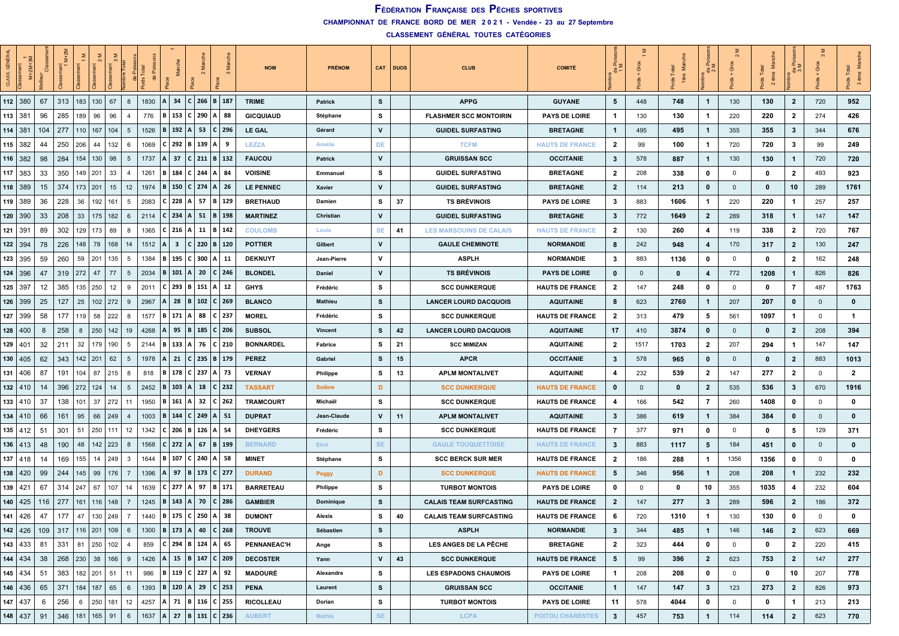# FÉDÉRATION FRANÇAISE DES PÊCHES SPORTIVES

## CHAMPIONNAT DE FRANCE BORD DE MER 2021 - Vendée - 23 au 27 Septembre

### CLASSEMENT GÉNÉRAL TOUTES CATÉGORIES

| CLASS GÉNÉRAL | Classement 1 M+2M+3M | Meilleur Classement | Classement 1 M+2M | Classement 1 M | Classement 2 M | Classement 3 M | Nombre Total de Poissons | Poids Total de Poissons | 1 Manche Place | | 2 Manche Place | | 3 Manche Place | | NOM | PRÉNOM | CAT | DUOS | CLUB | COMITÉ | Nombre de Poissons 1 M | Poids + Gros 1 M | Poids Total 1ère Manche | Nombre de Poissons 2 M | Poids + Gros 2 M | Poids Total 2 ème Manche | Nombre de Poissons 3 M | Poids + Gros 3 M | Poids Total 3 ème Manche |
|---|---|---|---|---|---|---|---|---|---|---|---|---|---|---|---|---|---|---|---|---|---|---|---|---|---|---|---|---|---|
| 112 | 380 | 67 | 313 | 183 | 130 | 67 | 8 | 1830 | A | 34 | C | 266 | B | 187 | TRIME | Patrick | S | | APPG | GUYANE | 5 | 448 | 748 | 1 | 130 | 130 | 2 | 720 | 952 |
| 113 | 381 | 96 | 285 | 189 | 96 | 96 | 4 | 776 | B | 153 | C | 290 | A | 88 | GICQUIAUD | Stéphane | S | | FLASHMER SCC MONTOIRIN | PAYS DE LOIRE | 1 | 130 | 130 | 1 | 220 | 220 | 2 | 274 | 426 |
| 114 | 381 | 104 | 277 | 110 | 167 | 104 | 5 | 1526 | B | 192 | A | 53 | C | 296 | LE GAL | Gérard | V | | GUIDEL SURFASTING | BRETAGNE | 1 | 495 | 495 | 1 | 355 | 355 | 3 | 344 | 676 |
| 115 | 382 | 44 | 250 | 206 | 44 | 132 | 6 | 1069 | C | 292 | B | 139 | A | 9 | LEZZA | Amélie | DE | | TCFM | HAUTS DE FRANCE | 2 | 99 | 100 | 1 | 720 | 720 | 3 | 99 | 249 |
| 116 | 382 | 98 | 284 | 154 | 130 | 98 | 5 | 1737 | A | 37 | C | 211 | B | 132 | FAUCOU | Patrick | V | | GRUISSAN SCC | OCCITANIE | 3 | 578 | 887 | 1 | 130 | 130 | 1 | 720 | 720 |
| 117 | 383 | 33 | 350 | 149 | 201 | 33 | 4 | 1261 | B | 184 | C | 244 | A | 84 | VOISINE | Emmanuel | S | | GUIDEL SURFASTING | BRETAGNE | 2 | 208 | 338 | 0 | 0 | 0 | 2 | 493 | 923 |
| 118 | 389 | 15 | 374 | 173 | 201 | 15 | 12 | 1974 | B | 150 | C | 274 | A | 26 | LE PENNEC | Xavier | V | | GUIDEL SURFASTING | BRETAGNE | 2 | 114 | 213 | 0 | 0 | 0 | 10 | 289 | 1761 |
| 119 | 389 | 36 | 228 | 36 | 192 | 161 | 5 | 2083 | C | 228 | A | 57 | B | 129 | BRETHAUD | Damien | S | 37 | TS BRÉVINOIS | PAYS DE LOIRE | 3 | 883 | 1606 | 1 | 220 | 220 | 1 | 257 | 257 |
| 120 | 390 | 33 | 208 | 33 | 175 | 182 | 6 | 2114 | C | 234 | A | 51 | B | 198 | MARTINEZ | Christian | V | | GUIDEL SURFASTING | BRETAGNE | 3 | 772 | 1649 | 2 | 289 | 318 | 1 | 147 | 147 |
| 121 | 391 | 89 | 302 | 129 | 173 | 89 | 8 | 1365 | C | 216 | A | 11 | B | 142 | COULOMB | Louis | SE | 41 | LES MARSOUINS DE CALAIS | HAUTS DE FRANCE | 2 | 130 | 260 | 4 | 119 | 338 | 2 | 720 | 767 |
| 122 | 394 | 78 | 226 | 148 | 78 | 168 | 14 | 1512 | A | 3 | C | 220 | B | 120 | POTTIER | Gilbert | V | | GAULE CHEMINOTE | NORMANDIE | 8 | 242 | 948 | 4 | 170 | 317 | 2 | 130 | 247 |
| 123 | 395 | 59 | 260 | 59 | 201 | 135 | 5 | 1384 | B | 195 | C | 300 | A | 11 | DEKNUYT | Jean-Pierre | V | | ASPLH | NORMANDIE | 3 | 883 | 1136 | 0 | 0 | 0 | 2 | 162 | 248 |
| 124 | 396 | 47 | 319 | 272 | 47 | 77 | 5 | 2034 | B | 101 | A | 20 | C | 246 | BLONDEL | Daniel | V | | TS BRÉVINOIS | PAYS DE LOIRE | 0 | 0 | 0 | 4 | 772 | 1208 | 1 | 826 | 826 |
| 125 | 397 | 12 | 385 | 135 | 250 | 12 | 9 | 2011 | C | 293 | B | 151 | A | 12 | GHYS | Frédéric | S | | SCC DUNKERQUE | HAUTS DE FRANCE | 2 | 147 | 248 | 0 | 0 | 0 | 7 | 487 | 1763 |
| 126 | 399 | 25 | 127 | 25 | 102 | 272 | 9 | 2967 | A | 28 | B | 102 | C | 269 | BLANCO | Mathieu | S | | LANCER LOURD DACQUOIS | AQUITAINE | 8 | 623 | 2760 | 1 | 207 | 207 | 0 | 0 | 0 |
| 127 | 399 | 58 | 177 | 119 | 58 | 222 | 8 | 1577 | B | 171 | A | 88 | C | 237 | MOREL | Frédéric | S | | SCC DUNKERQUE | HAUTS DE FRANCE | 2 | 313 | 479 | 5 | 561 | 1097 | 1 | 0 | 1 |
| 128 | 400 | 8 | 258 | 8 | 250 | 142 | 19 | 4268 | A | 95 | B | 185 | C | 206 | SUBSOL | Vincent | S | 42 | LANCER LOURD DACQUOIS | AQUITAINE | 17 | 410 | 3874 | 0 | 0 | 0 | 2 | 208 | 394 |
| 129 | 401 | 32 | 211 | 32 | 179 | 190 | 5 | 2144 | B | 133 | A | 76 | C | 210 | BONNARDEL | Fabrice | S | 21 | SCC MIMIZAN | AQUITAINE | 2 | 1517 | 1703 | 2 | 207 | 294 | 1 | 147 | 147 |
| 130 | 405 | 62 | 343 | 142 | 201 | 62 | 5 | 1978 | A | 21 | C | 235 | B | 179 | PEREZ | Gabriel | S | 15 | APCR | OCCITANIE | 3 | 578 | 965 | 0 | 0 | 0 | 2 | 883 | 1013 |
| 131 | 406 | 87 | 191 | 104 | 87 | 215 | 8 | 818 | B | 178 | C | 237 | A | 73 | VERNAY | Philippe | S | 13 | APLM MONTALIVET | AQUITAINE | 4 | 232 | 539 | 2 | 147 | 277 | 2 | 0 | 2 |
| 132 | 410 | 14 | 396 | 272 | 124 | 14 | 5 | 2452 | B | 103 | A | 18 | C | 232 | TASSART | Solène | D | | SCC DUNKERQUE | HAUTS DE FRANCE | 0 | 0 | 0 | 2 | 535 | 536 | 3 | 670 | 1916 |
| 133 | 410 | 37 | 138 | 101 | 37 | 272 | 11 | 1950 | B | 161 | A | 32 | C | 262 | TRAMCOURT | Michaël | S | | SCC DUNKERQUE | HAUTS DE FRANCE | 4 | 166 | 542 | 7 | 260 | 1408 | 0 | 0 | 0 |
| 134 | 410 | 66 | 161 | 95 | 66 | 249 | 4 | 1003 | B | 144 | C | 249 | A | 51 | DUPRAT | Jean-Claude | V | 11 | APLM MONTALIVET | AQUITAINE | 3 | 386 | 619 | 1 | 384 | 384 | 0 | 0 | 0 |
| 135 | 412 | 51 | 301 | 51 | 250 | 111 | 12 | 1342 | C | 206 | B | 126 | A | 54 | DHEYGERS | Frédéric | S | | SCC DUNKERQUE | HAUTS DE FRANCE | 7 | 377 | 971 | 0 | 0 | 0 | 5 | 129 | 371 |
| 136 | 413 | 48 | 190 | 48 | 142 | 223 | 8 | 1568 | C | 272 | A | 67 | B | 199 | BERNARD | Eliot | SE | | GAULE TOUQUETTOISE | HAUTS DE FRANCE | 3 | 883 | 1117 | 5 | 184 | 451 | 0 | 0 | 0 |
| 137 | 418 | 14 | 169 | 155 | 14 | 249 | 3 | 1644 | B | 107 | C | 240 | A | 58 | MINET | Stéphane | S | | SCC BERCK SUR MER | HAUTS DE FRANCE | 2 | 186 | 288 | 1 | 1356 | 1356 | 0 | 0 | 0 |
| 138 | 420 | 99 | 244 | 145 | 99 | 176 | 7 | 1396 | A | 97 | B | 173 | C | 277 | DURAND | Peggy | D | | SCC DUNKERQUE | HAUTS DE FRANCE | 5 | 346 | 956 | 1 | 208 | 208 | 1 | 232 | 232 |
| 139 | 421 | 67 | 314 | 247 | 67 | 107 | 14 | 1639 | C | 277 | A | 97 | B | 171 | BARRETEAU | Philippe | S | | TURBOT MONTOIS | PAYS DE LOIRE | 0 | 0 | 0 | 10 | 355 | 1035 | 4 | 232 | 604 |
| 140 | 425 | 116 | 277 | 161 | 116 | 148 | 7 | 1245 | B | 143 | A | 70 | C | 286 | GAMBIER | Dominique | S | | CALAIS TEAM SURFCASTING | HAUTS DE FRANCE | 2 | 147 | 277 | 3 | 289 | 596 | 2 | 186 | 372 |
| 141 | 426 | 47 | 177 | 47 | 130 | 249 | 7 | 1440 | B | 175 | C | 250 | A | 38 | DUMONT | Alexis | S | 40 | CALAIS TEAM SURFCASTING | HAUTS DE FRANCE | 6 | 720 | 1310 | 1 | 130 | 130 | 0 | 0 | 0 |
| 142 | 426 | 109 | 317 | 116 | 201 | 109 | 6 | 1300 | B | 173 | A | 40 | C | 268 | TROUVE | Sébastien | S | | ASPLH | NORMANDIE | 3 | 344 | 485 | 1 | 146 | 146 | 2 | 623 | 669 |
| 143 | 433 | 81 | 331 | 81 | 250 | 102 | 4 | 859 | C | 294 | B | 124 | A | 65 | PENNANEAC'H | Ange | S | | LES ANGES DE LA PÊCHE | BRETAGNE | 2 | 323 | 444 | 0 | 0 | 0 | 2 | 220 | 415 |
| 144 | 434 | 38 | 268 | 230 | 38 | 166 | 9 | 1426 | A | 15 | B | 147 | C | 209 | DECOSTER | Yann | V | 43 | SCC DUNKERQUE | HAUTS DE FRANCE | 5 | 99 | 396 | 2 | 623 | 753 | 2 | 147 | 277 |
| 145 | 434 | 51 | 383 | 182 | 201 | 51 | 11 | 986 | B | 119 | C | 227 | A | 92 | MADOURÉ | Alexandre | S | | LES ESPADONS CHAUMOIS | PAYS DE LOIRE | 1 | 208 | 208 | 0 | 0 | 0 | 10 | 207 | 778 |
| 146 | 436 | 65 | 371 | 184 | 187 | 65 | 6 | 1393 | B | 120 | A | 29 | C | 253 | PENA | Laurent | S | | GRUISSAN SCC | OCCITANIE | 1 | 147 | 147 | 3 | 123 | 273 | 2 | 826 | 973 |
| 147 | 437 | 6 | 256 | 6 | 250 | 181 | 12 | 4257 | A | 71 | B | 116 | C | 255 | RICOLLEAU | Dorian | S | | TURBOT MONTOIS | PAYS DE LOIRE | 11 | 578 | 4044 | 0 | 0 | 0 | 1 | 213 | 213 |
| 148 | 437 | 91 | 346 | 181 | 165 | 91 | 6 | 1637 | A | 27 | B | 131 | C | 236 | AUBERT | Mathis | SE | | LCPA | POITOU CHARENTES | 3 | 457 | 753 | 1 | 114 | 114 | 2 | 623 | 770 |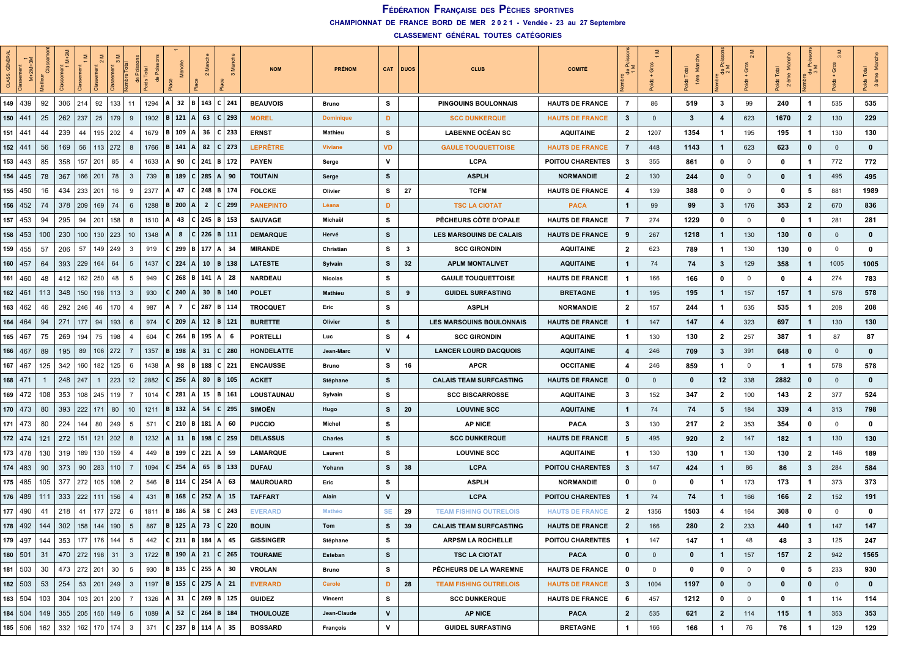# Fédération Française des Pêches sportives

**CHAMPIONNAT DE FRANCE BORD DE MER 2021 - Vendée - 23 au 27 Septembre**

**CLASSEMENT GÉNÉRAL TOUTES CATÉGORIES**

| CLASS GÉNÉRAL | Classement 1 M+2M+3M | Meilleur Classement | Classement 1 M+2M | Classement 1 M | Classement 2 M | Classement 3 M | Nombre Total de Poissons | Poids Total de Poissons | Place | 1 Manche | Place | 2 Manche | Place | 3 Manche | NOM | PRÉNOM | CAT | DUOS | CLUB | COMITÉ | Nombre de Poissons 1 M | Poids + Gros 1 M | Poids Total 1ère Manche | Nombre de Poissons 2 M | Poids + Gros 2 M | Poids Total 2 ème Manche | Nombre de Poissons 3 M | Poids + Gros 3 M | Poids Total 3 ème Manche |
|---|---|---|---|---|---|---|---|---|---|---|---|---|---|---|---|---|---|---|---|---|---|---|---|---|---|---|---|---|---|
| 149 | 439 | 92 | 306 | 214 | 92 | 133 | 11 | 1294 | A | 32 | B | 143 | C | 241 | BEAUVOIS | Bruno | S | | PINGOUINS BOULONNAIS | HAUTS DE FRANCE | 7 | 86 | 519 | 3 | 99 | 240 | 1 | 535 | 535 |
| 150 | 441 | 25 | 262 | 237 | 25 | 179 | 9 | 1902 | B | 121 | A | 63 | C | 293 | MOREL | Dominique | D | | SCC DUNKERQUE | HAUTS DE FRANCE | 3 | 0 | 3 | 4 | 623 | 1670 | 2 | 130 | 229 |
| 151 | 441 | 44 | 239 | 44 | 195 | 202 | 4 | 1679 | B | 109 | A | 36 | C | 233 | ERNST | Mathieu | S | | LABENNE OCÉAN SC | AQUITAINE | 2 | 1207 | 1354 | 1 | 195 | 195 | 1 | 130 | 130 |
| 152 | 441 | 56 | 169 | 56 | 113 | 272 | 8 | 1766 | B | 141 | A | 82 | C | 273 | LEPRÊTRE | Viviane | VD | | GAULE TOUQUETTOISE | HAUTS DE FRANCE | 7 | 448 | 1143 | 1 | 623 | 623 | 0 | 0 | 0 |
| 153 | 443 | 85 | 358 | 157 | 201 | 85 | 4 | 1633 | A | 90 | C | 241 | B | 172 | PAYEN | Serge | V | | LCPA | POITOU CHARENTES | 3 | 355 | 861 | 0 | 0 | 0 | 1 | 772 | 772 |
| 154 | 445 | 78 | 367 | 166 | 201 | 78 | 3 | 739 | B | 189 | C | 285 | A | 90 | TOUTAIN | Serge | S | | ASPLH | NORMANDIE | 2 | 130 | 244 | 0 | 0 | 0 | 1 | 495 | 495 |
| 155 | 450 | 16 | 434 | 233 | 201 | 16 | 9 | 2377 | A | 47 | C | 248 | B | 174 | FOLCKE | Olivier | S | 27 | TCFM | HAUTS DE FRANCE | 4 | 139 | 388 | 0 | 0 | 0 | 5 | 881 | 1989 |
| 156 | 452 | 74 | 378 | 209 | 169 | 74 | 6 | 1288 | B | 200 | A | 2 | C | 299 | PANEPINTO | Léana | D | | TSC LA CIOTAT | PACA | 1 | 99 | 99 | 3 | 176 | 353 | 2 | 670 | 836 |
| 157 | 453 | 94 | 295 | 94 | 201 | 158 | 8 | 1510 | A | 43 | C | 245 | B | 153 | SAUVAGE | Michaël | S | | PÊCHEURS CÔTE D'OPALE | HAUTS DE FRANCE | 7 | 274 | 1229 | 0 | 0 | 0 | 1 | 281 | 281 |
| 158 | 453 | 100 | 230 | 100 | 130 | 223 | 10 | 1348 | A | 8 | C | 226 | B | 111 | DEMARQUE | Hervé | S | | LES MARSOUINS DE CALAIS | HAUTS DE FRANCE | 9 | 267 | 1218 | 1 | 130 | 130 | 0 | 0 | 0 |
| 159 | 455 | 57 | 206 | 57 | 149 | 249 | 3 | 919 | C | 299 | B | 177 | A | 34 | MIRANDE | Christian | S | 3 | SCC GIRONDIN | AQUITAINE | 2 | 623 | 789 | 1 | 130 | 130 | 0 | 0 | 0 |
| 160 | 457 | 64 | 393 | 229 | 164 | 64 | 5 | 1437 | C | 224 | A | 10 | B | 138 | LATESTE | Sylvain | S | 32 | APLM MONTALIVET | AQUITAINE | 1 | 74 | 74 | 3 | 129 | 358 | 1 | 1005 | 1005 |
| 161 | 460 | 48 | 412 | 162 | 250 | 48 | 5 | 949 | C | 268 | B | 141 | A | 28 | NARDEAU | Nicolas | S | | GAULE TOUQUETTOISE | HAUTS DE FRANCE | 1 | 166 | 166 | 0 | 0 | 0 | 4 | 274 | 783 |
| 162 | 461 | 113 | 348 | 150 | 198 | 113 | 3 | 930 | C | 240 | A | 30 | B | 140 | POLET | Mathieu | S | 9 | GUIDEL SURFASTING | BRETAGNE | 1 | 195 | 195 | 1 | 157 | 157 | 1 | 578 | 578 |
| 163 | 462 | 46 | 292 | 246 | 46 | 170 | 4 | 987 | A | 7 | C | 287 | B | 114 | TROCQUET | Eric | S | | ASPLH | NORMANDIE | 2 | 157 | 244 | 1 | 535 | 535 | 1 | 208 | 208 |
| 164 | 464 | 94 | 271 | 177 | 94 | 193 | 6 | 974 | C | 209 | A | 12 | B | 121 | BURETTE | Olivier | S | | LES MARSOUINS BOULONNAIS | HAUTS DE FRANCE | 1 | 147 | 147 | 4 | 323 | 697 | 1 | 130 | 130 |
| 165 | 467 | 75 | 269 | 194 | 75 | 198 | 4 | 604 | C | 264 | B | 195 | A | 6 | PORTELLI | Luc | S | 4 | SCC GIRONDIN | AQUITAINE | 1 | 130 | 130 | 2 | 257 | 387 | 1 | 87 | 87 |
| 166 | 467 | 89 | 195 | 89 | 106 | 272 | 7 | 1357 | B | 198 | A | 31 | C | 280 | HONDELATTE | Jean-Marc | V | | LANCER LOURD DACQUOIS | AQUITAINE | 4 | 246 | 709 | 3 | 391 | 648 | 0 | 0 | 0 |
| 167 | 467 | 125 | 342 | 160 | 182 | 125 | 6 | 1438 | A | 98 | B | 188 | C | 221 | ENCAUSSE | Bruno | S | 16 | APCR | OCCITANIE | 4 | 246 | 859 | 1 | 0 | 1 | 1 | 578 | 578 |
| 168 | 471 | 1 | 248 | 247 | 1 | 223 | 12 | 2882 | C | 256 | A | 80 | B | 105 | ACKET | Stéphane | S | | CALAIS TEAM SURFCASTING | HAUTS DE FRANCE | 0 | 0 | 0 | 12 | 338 | 2882 | 0 | 0 | 0 |
| 169 | 472 | 108 | 353 | 108 | 245 | 119 | 7 | 1014 | C | 281 | A | 15 | B | 161 | LOUSTAUNAU | Sylvain | S | | SCC BISCARROSSE | AQUITAINE | 3 | 152 | 347 | 2 | 100 | 143 | 2 | 377 | 524 |
| 170 | 473 | 80 | 393 | 222 | 171 | 80 | 10 | 1211 | B | 132 | A | 54 | C | 295 | SIMOËN | Hugo | S | 20 | LOUVINE SCC | AQUITAINE | 1 | 74 | 74 | 5 | 184 | 339 | 4 | 313 | 798 |
| 171 | 473 | 80 | 224 | 144 | 80 | 249 | 5 | 571 | C | 210 | B | 181 | A | 60 | PUCCIO | Michel | S | | AP NICE | PACA | 3 | 130 | 217 | 2 | 353 | 354 | 0 | 0 | 0 |
| 172 | 474 | 121 | 272 | 151 | 121 | 202 | 8 | 1232 | A | 11 | B | 198 | C | 259 | DELASSUS | Charles | S | | SCC DUNKERQUE | HAUTS DE FRANCE | 5 | 495 | 920 | 2 | 147 | 182 | 1 | 130 | 130 |
| 173 | 478 | 130 | 319 | 189 | 130 | 159 | 4 | 449 | B | 199 | C | 221 | A | 59 | LAMARQUE | Laurent | S | | LOUVINE SCC | AQUITAINE | 1 | 130 | 130 | 1 | 130 | 130 | 2 | 146 | 189 |
| 174 | 483 | 90 | 373 | 90 | 283 | 110 | 7 | 1094 | C | 254 | A | 65 | B | 133 | DUFAU | Yohann | S | 38 | LCPA | POITOU CHARENTES | 3 | 147 | 424 | 1 | 86 | 86 | 3 | 284 | 584 |
| 175 | 485 | 105 | 377 | 272 | 105 | 108 | 2 | 546 | B | 114 | C | 254 | A | 63 | MAUROUARD | Eric | S | | ASPLH | NORMANDIE | 0 | 0 | 0 | 1 | 173 | 173 | 1 | 373 | 373 |
| 176 | 489 | 111 | 333 | 222 | 111 | 156 | 4 | 431 | B | 168 | C | 252 | A | 15 | TAFFART | Alain | V | | LCPA | POITOU CHARENTES | 1 | 74 | 74 | 1 | 166 | 166 | 2 | 152 | 191 |
| 177 | 490 | 41 | 218 | 41 | 177 | 272 | 6 | 1811 | B | 186 | A | 58 | C | 243 | EVERARD | Mathéo | SE | 29 | TEAM FISHING OUTRELOIS | HAUTS DE FRANCE | 2 | 1356 | 1503 | 4 | 164 | 308 | 0 | 0 | 0 |
| 178 | 492 | 144 | 302 | 158 | 144 | 190 | 5 | 867 | B | 125 | A | 73 | C | 220 | BOUIN | Tom | S | 39 | CALAIS TEAM SURFCASTING | HAUTS DE FRANCE | 2 | 166 | 280 | 2 | 233 | 440 | 1 | 147 | 147 |
| 179 | 497 | 144 | 353 | 177 | 176 | 144 | 5 | 442 | C | 211 | B | 184 | A | 45 | GISSINGER | Stéphane | S | | ARPSM LA ROCHELLE | POITOU CHARENTES | 1 | 147 | 147 | 1 | 48 | 48 | 3 | 125 | 247 |
| 180 | 501 | 31 | 470 | 272 | 198 | 31 | 3 | 1722 | B | 190 | A | 21 | C | 265 | TOURAME | Esteban | S | | TSC LA CIOTAT | PACA | 0 | 0 | 0 | 1 | 157 | 157 | 2 | 942 | 1565 |
| 181 | 503 | 30 | 473 | 272 | 201 | 30 | 5 | 930 | B | 135 | C | 255 | A | 30 | VROLAN | Bruno | S | | PÊCHEURS DE LA WAREMNE | HAUTS DE FRANCE | 0 | 0 | 0 | 0 | 0 | 0 | 5 | 233 | 930 |
| 182 | 503 | 53 | 254 | 53 | 201 | 249 | 3 | 1197 | B | 155 | C | 275 | A | 21 | EVERARD | Carole | D | 28 | TEAM FISHING OUTRELOIS | HAUTS DE FRANCE | 3 | 1004 | 1197 | 0 | 0 | 0 | 0 | 0 | 0 |
| 183 | 504 | 103 | 304 | 103 | 201 | 200 | 7 | 1326 | A | 31 | C | 269 | B | 125 | GUIDEZ | Vincent | S | | SCC DUNKERQUE | HAUTS DE FRANCE | 6 | 457 | 1212 | 0 | 0 | 0 | 1 | 114 | 114 |
| 184 | 504 | 149 | 355 | 205 | 150 | 149 | 5 | 1089 | A | 52 | C | 264 | B | 184 | THOULOUZE | Jean-Claude | V | | AP NICE | PACA | 2 | 535 | 621 | 2 | 114 | 115 | 1 | 353 | 353 |
| 185 | 506 | 162 | 332 | 162 | 170 | 174 | 3 | 371 | C | 237 | B | 114 | A | 35 | BOSSARD | François | V | | GUIDEL SURFASTING | BRETAGNE | 1 | 166 | 166 | 1 | 76 | 76 | 1 | 129 | 129 |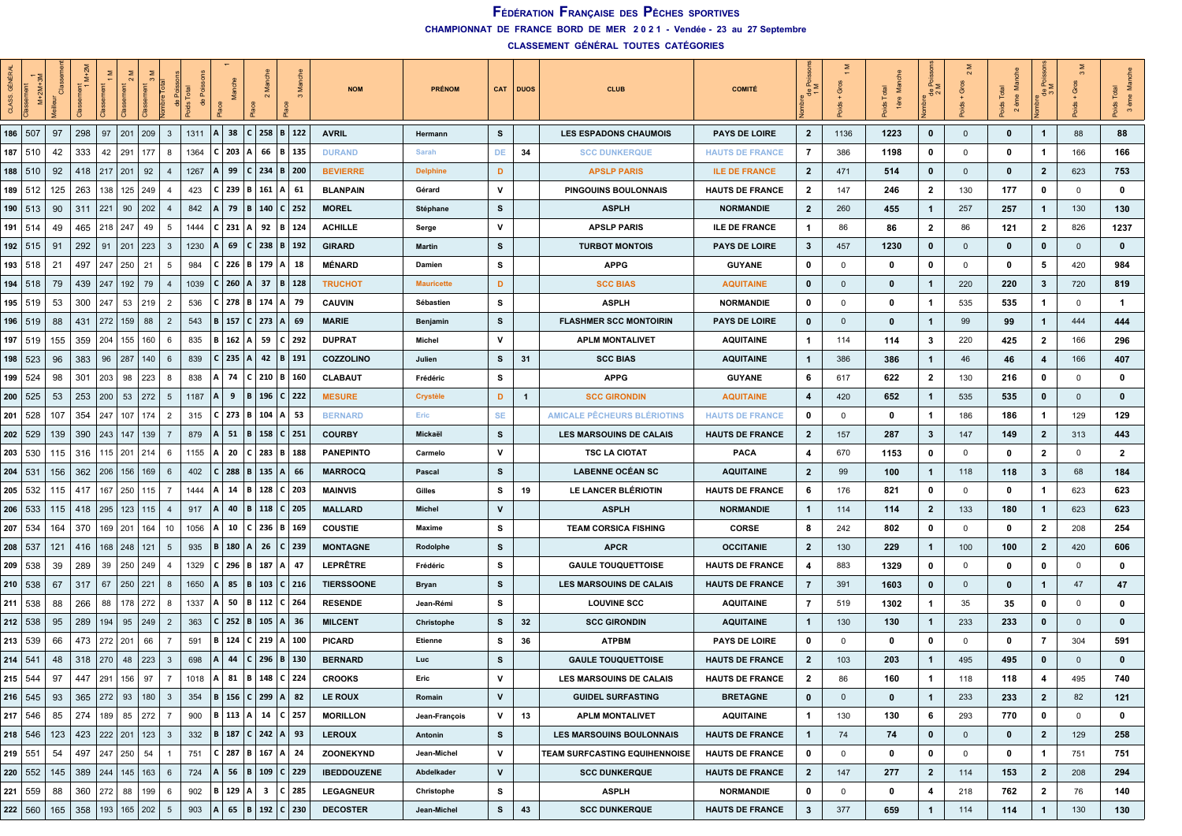# Fédération Française des Pêches sportives

**CHAMPIONNAT DE FRANCE BORD DE MER 2021 - Vendée - 23 au 27 Septembre**

**CLASSEMENT GÉNÉRAL TOUTES CATÉGORIES**

| CLASS GÉNÉRAL | Classement 1 M+2M+3M | Meilleur Classement | Classement 1 M+2M | Classement 1 M | Classement 2 M | Classement 3 M | Nombre Total de Poissons | Poids Total de Poissons | Place | 1 Manche | Place | 2 Manche | Place | 3 Manche | NOM | PRÉNOM | CAT | DUOS | CLUB | COMITÉ | Nombre de Poissons 1 M | Poids + Gros 1 M | Poids Total 1ère Manche | Nombre de Poissons 2 M | Poids + Gros 2 M | Poids Total 2 ème Manche | Nombre de Poissons 3 M | Poids + Gros 3 M | Poids Total 3 ème Manche |
|---|---|---|---|---|---|---|---|---|---|---|---|---|---|---|---|---|---|---|---|---|---|---|---|---|---|---|---|---|---|
| 186 | 507 | 97 | 298 | 97 | 201 | 209 | 3 | 1311 | A | 38 | C | 258 | B | 122 | AVRIL | Hermann | S | | LES ESPADONS CHAUMOIS | PAYS DE LOIRE | 2 | 1136 | 1223 | 0 | 0 | 0 | 1 | 88 | 88 |
| 187 | 510 | 42 | 333 | 42 | 291 | 177 | 8 | 1364 | C | 203 | A | 66 | B | 135 | DURAND | Sarah | DE | 34 | SCC DUNKERQUE | HAUTS DE FRANCE | 7 | 386 | 1198 | 0 | 0 | 0 | 1 | 166 | 166 |
| 188 | 510 | 92 | 418 | 217 | 201 | 92 | 4 | 1267 | A | 99 | C | 234 | B | 200 | BEVIERRE | Delphine | D | | APSLP PARIS | ILE DE FRANCE | 2 | 471 | 514 | 0 | 0 | 0 | 2 | 623 | 753 |
| 189 | 512 | 125 | 263 | 138 | 125 | 249 | 4 | 423 | C | 239 | B | 161 | A | 61 | BLANPAIN | Gérard | V | | PINGOUINS BOULONNAIS | HAUTS DE FRANCE | 2 | 147 | 246 | 2 | 130 | 177 | 0 | 0 | 0 |
| 190 | 513 | 90 | 311 | 221 | 90 | 202 | 4 | 842 | A | 79 | B | 140 | C | 252 | MOREL | Stéphane | S | | ASPLH | NORMANDIE | 2 | 260 | 455 | 1 | 257 | 257 | 1 | 130 | 130 |
| 191 | 514 | 49 | 465 | 218 | 247 | 49 | 5 | 1444 | C | 231 | A | 92 | B | 124 | ACHILLE | Serge | V | | APSLP PARIS | ILE DE FRANCE | 1 | 86 | 86 | 2 | 86 | 121 | 2 | 826 | 1237 |
| 192 | 515 | 91 | 292 | 91 | 201 | 223 | 3 | 1230 | A | 69 | C | 238 | B | 192 | GIRARD | Martin | S | | TURBOT MONTOIS | PAYS DE LOIRE | 3 | 457 | 1230 | 0 | 0 | 0 | 0 | 0 | 0 |
| 193 | 518 | 21 | 497 | 247 | 250 | 21 | 5 | 984 | C | 226 | B | 179 | A | 18 | MÉNARD | Damien | S | | APPG | GUYANE | 0 | 0 | 0 | 0 | 0 | 0 | 5 | 420 | 984 |
| 194 | 518 | 79 | 439 | 247 | 192 | 79 | 4 | 1039 | C | 260 | A | 37 | B | 128 | TRUCHOT | Mauricette | D | | SCC BIAS | AQUITAINE | 0 | 0 | 0 | 1 | 220 | 220 | 3 | 720 | 819 |
| 195 | 519 | 53 | 300 | 247 | 53 | 219 | 2 | 536 | C | 278 | B | 174 | A | 79 | CAUVIN | Sébastien | S | | ASPLH | NORMANDIE | 0 | 0 | 0 | 1 | 535 | 535 | 1 | 0 | 1 |
| 196 | 519 | 88 | 431 | 272 | 159 | 88 | 2 | 543 | B | 157 | C | 273 | A | 69 | MARIE | Benjamin | S | | FLASHMER SCC MONTOIRIN | PAYS DE LOIRE | 0 | 0 | 0 | 1 | 99 | 99 | 1 | 444 | 444 |
| 197 | 519 | 155 | 359 | 204 | 155 | 160 | 6 | 835 | B | 162 | A | 59 | C | 292 | DUPRAT | Michel | V | | APLM MONTALIVET | AQUITAINE | 1 | 114 | 114 | 3 | 220 | 425 | 2 | 166 | 296 |
| 198 | 523 | 96 | 383 | 96 | 287 | 140 | 6 | 839 | C | 235 | A | 42 | B | 191 | COZZOLINO | Julien | S | 31 | SCC BIAS | AQUITAINE | 1 | 386 | 386 | 1 | 46 | 46 | 4 | 166 | 407 |
| 199 | 524 | 98 | 301 | 203 | 98 | 223 | 8 | 838 | A | 74 | C | 210 | B | 160 | CLABAUT | Frédéric | S | | APPG | GUYANE | 6 | 617 | 622 | 2 | 130 | 216 | 0 | 0 | 0 |
| 200 | 525 | 53 | 253 | 200 | 53 | 272 | 5 | 1187 | A | 9 | B | 196 | C | 222 | MESURE | Crystèle | D | 1 | SCC GIRONDIN | AQUITAINE | 4 | 420 | 652 | 1 | 535 | 535 | 0 | 0 | 0 |
| 201 | 528 | 107 | 354 | 247 | 107 | 174 | 2 | 315 | C | 273 | B | 104 | A | 53 | BERNARD | Eric | SE | | AMICALE PÊCHEURS BLÉRIOTINS | HAUTS DE FRANCE | 0 | 0 | 0 | 1 | 186 | 186 | 1 | 129 | 129 |
| 202 | 529 | 139 | 390 | 243 | 147 | 139 | 7 | 879 | A | 51 | B | 158 | C | 251 | COURBY | Mickaël | S | | LES MARSOUINS DE CALAIS | HAUTS DE FRANCE | 2 | 157 | 287 | 3 | 147 | 149 | 2 | 313 | 443 |
| 203 | 530 | 115 | 316 | 115 | 201 | 214 | 6 | 1155 | A | 20 | C | 283 | B | 188 | PANEPINTO | Carmelo | V | | TSC LA CIOTAT | PACA | 4 | 670 | 1153 | 0 | 0 | 0 | 2 | 0 | 2 |
| 204 | 531 | 156 | 362 | 206 | 156 | 169 | 6 | 402 | C | 288 | B | 135 | A | 66 | MARROCQ | Pascal | S | | LABENNE OCÉAN SC | AQUITAINE | 2 | 99 | 100 | 1 | 118 | 118 | 3 | 68 | 184 |
| 205 | 532 | 115 | 417 | 167 | 250 | 115 | 7 | 1444 | A | 14 | B | 128 | C | 203 | MAINVIS | Gilles | S | 19 | LE LANCER BLÉRIOTIN | HAUTS DE FRANCE | 6 | 176 | 821 | 0 | 0 | 0 | 1 | 623 | 623 |
| 206 | 533 | 115 | 418 | 295 | 123 | 115 | 4 | 917 | A | 40 | B | 118 | C | 205 | MALLARD | Michel | V | | ASPLH | NORMANDIE | 1 | 114 | 114 | 2 | 133 | 180 | 1 | 623 | 623 |
| 207 | 534 | 164 | 370 | 169 | 201 | 164 | 10 | 1056 | A | 10 | C | 236 | B | 169 | COUSTIE | Maxime | S | | TEAM CORSICA FISHING | CORSE | 8 | 242 | 802 | 0 | 0 | 0 | 2 | 208 | 254 |
| 208 | 537 | 121 | 416 | 168 | 248 | 121 | 5 | 935 | B | 180 | A | 26 | C | 239 | MONTAGNE | Rodolphe | S | | APCR | OCCITANIE | 2 | 130 | 229 | 1 | 100 | 100 | 2 | 420 | 606 |
| 209 | 538 | 39 | 289 | 39 | 250 | 249 | 4 | 1329 | C | 296 | B | 187 | A | 47 | LEPRÊTRE | Frédéric | S | | GAULE TOUQUETTOISE | HAUTS DE FRANCE | 4 | 883 | 1329 | 0 | 0 | 0 | 0 | 0 | 0 |
| 210 | 538 | 67 | 317 | 67 | 250 | 221 | 8 | 1650 | A | 85 | B | 103 | C | 216 | TIERSSOONE | Bryan | S | | LES MARSOUINS DE CALAIS | HAUTS DE FRANCE | 7 | 391 | 1603 | 0 | 0 | 0 | 1 | 47 | 47 |
| 211 | 538 | 88 | 266 | 88 | 178 | 272 | 8 | 1337 | A | 50 | B | 112 | C | 264 | RESENDE | Jean-Rémi | S | | LOUVINE SCC | AQUITAINE | 7 | 519 | 1302 | 1 | 35 | 35 | 0 | 0 | 0 |
| 212 | 538 | 95 | 289 | 194 | 95 | 249 | 2 | 363 | C | 252 | B | 105 | A | 36 | MILCENT | Christophe | S | 32 | SCC GIRONDIN | AQUITAINE | 1 | 130 | 130 | 1 | 233 | 233 | 0 | 0 | 0 |
| 213 | 539 | 66 | 473 | 272 | 201 | 66 | 7 | 591 | B | 124 | C | 219 | A | 100 | PICARD | Etienne | S | 36 | ATPBM | PAYS DE LOIRE | 0 | 0 | 0 | 0 | 0 | 0 | 7 | 304 | 591 |
| 214 | 541 | 48 | 318 | 270 | 48 | 223 | 3 | 698 | A | 44 | C | 296 | B | 130 | BERNARD | Luc | S | | GAULE TOUQUETTOISE | HAUTS DE FRANCE | 2 | 103 | 203 | 1 | 495 | 495 | 0 | 0 | 0 |
| 215 | 544 | 97 | 447 | 291 | 156 | 97 | 7 | 1018 | A | 81 | B | 148 | C | 224 | CROOKS | Eric | V | | LES MARSOUINS DE CALAIS | HAUTS DE FRANCE | 2 | 86 | 160 | 1 | 118 | 118 | 4 | 495 | 740 |
| 216 | 545 | 93 | 365 | 272 | 93 | 180 | 3 | 354 | B | 156 | C | 299 | A | 82 | LE ROUX | Romain | V | | GUIDEL SURFASTING | BRETAGNE | 0 | 0 | 0 | 1 | 233 | 233 | 2 | 82 | 121 |
| 217 | 546 | 85 | 274 | 189 | 85 | 272 | 7 | 900 | B | 113 | A | 14 | C | 257 | MORILLON | Jean-François | V | 13 | APLM MONTALIVET | AQUITAINE | 1 | 130 | 130 | 6 | 293 | 770 | 0 | 0 | 0 |
| 218 | 546 | 123 | 423 | 222 | 201 | 123 | 3 | 332 | B | 187 | C | 242 | A | 93 | LEROUX | Antonin | S | | LES MARSOUINS BOULONNAIS | HAUTS DE FRANCE | 1 | 74 | 74 | 0 | 0 | 0 | 2 | 129 | 258 |
| 219 | 551 | 54 | 497 | 247 | 250 | 54 | 1 | 751 | C | 287 | B | 167 | A | 24 | ZOONEKYND | Jean-Michel | V | | TEAM SURFCASTING EQUIHENNOISE | HAUTS DE FRANCE | 0 | 0 | 0 | 0 | 0 | 0 | 1 | 751 | 751 |
| 220 | 552 | 145 | 389 | 244 | 145 | 163 | 6 | 724 | A | 56 | B | 109 | C | 229 | IBEDDOUZENE | Abdelkader | V | | SCC DUNKERQUE | HAUTS DE FRANCE | 2 | 147 | 277 | 2 | 114 | 153 | 2 | 208 | 294 |
| 221 | 559 | 88 | 360 | 272 | 88 | 199 | 6 | 902 | B | 129 | A | 3 | C | 285 | LEGAGNEUR | Christophe | S | | ASPLH | NORMANDIE | 0 | 0 | 0 | 4 | 218 | 762 | 2 | 76 | 140 |
| 222 | 560 | 165 | 358 | 193 | 165 | 202 | 5 | 903 | A | 65 | B | 192 | C | 230 | DECOSTER | Jean-Michel | S | 43 | SCC DUNKERQUE | HAUTS DE FRANCE | 3 | 377 | 659 | 1 | 114 | 114 | 1 | 130 | 130 |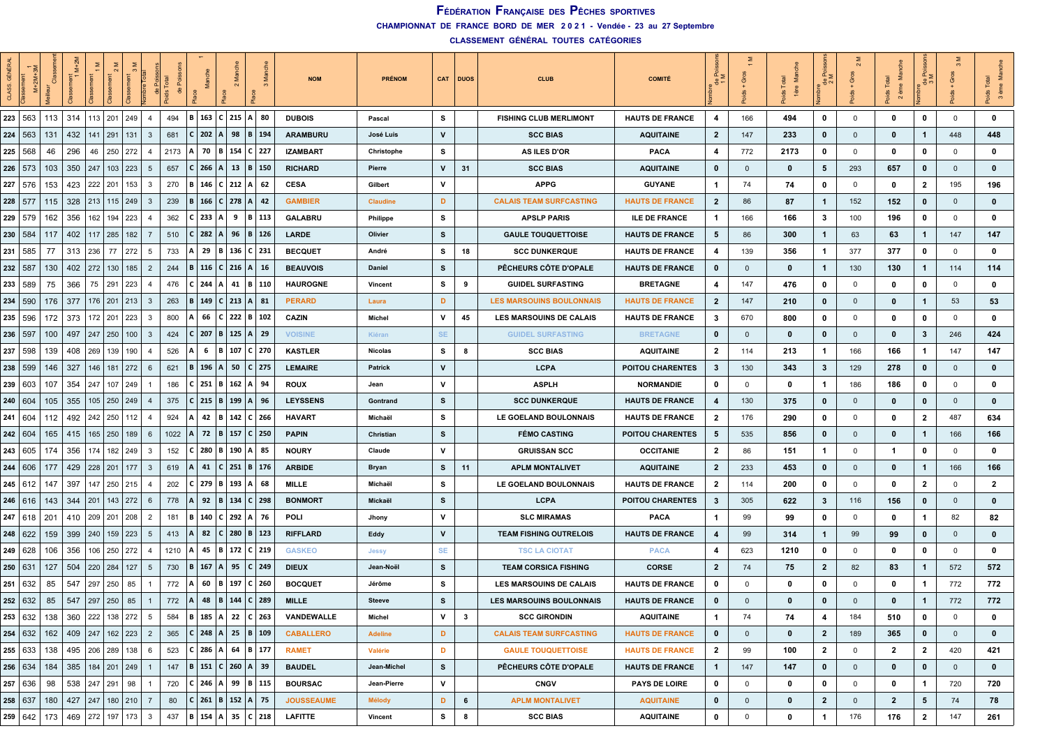# FÉDÉRATION FRANÇAISE DES PÊCHES SPORTIVES

**CHAMPIONNAT DE FRANCE BORD DE MER 2021 - Vendée - 23 au 27 Septembre**

**CLASSEMENT GÉNÉRAL TOUTES CATÉGORIES**

| CLASS. GÉNÉRAL | Classement 1 M+2M+3M | Meilleur Classement | Classement 1 M+2M | Classement 1 M | Classement 2 M | Classement 3 M | Nombre Total de Poissons | Poids Total de Poissons | Place | 1 Manche | Place | 2 Manche | Place | 3 Manche | NOM | PRÉNOM | CAT | DUOS | CLUB | COMITÉ | Nombre de Poissons 1 M | Poids + Gros 1 M | Poids Total 1ère Manche | Nombre de Poissons 2 M | Poids + Gros 2 M | Poids Total 2 ème Manche | Nombre de Poissons 3 M | Poids + Gros 3 M | Poids Total 3 ème Manche |
|---|---|---|---|---|---|---|---|---|---|---|---|---|---|---|---|---|---|---|---|---|---|---|---|---|---|---|---|---|---|
| 223 | 563 | 113 | 314 | 113 | 201 | 249 | 4 | 494 | B | 163 | C | 215 | A | 80 | DUBOIS | Pascal | S | | FISHING CLUB MERLIMONT | HAUTS DE FRANCE | 4 | 166 | 494 | 0 | 0 | 0 | 0 | 0 | 0 |
| 224 | 563 | 131 | 432 | 141 | 291 | 131 | 3 | 681 | C | 202 | A | 98 | B | 194 | ARAMBURU | José Luis | V | | SCC BIAS | AQUITAINE | 2 | 147 | 233 | 0 | 0 | 0 | 1 | 448 | 448 |
| 225 | 568 | 46 | 296 | 46 | 250 | 272 | 4 | 2173 | A | 70 | B | 154 | C | 227 | IZAMBART | Christophe | S | | AS ILES D'OR | PACA | 4 | 772 | 2173 | 0 | 0 | 0 | 0 | 0 | 0 |
| 226 | 573 | 103 | 350 | 247 | 103 | 223 | 5 | 657 | C | 266 | A | 13 | B | 150 | RICHARD | Pierre | V | 31 | SCC BIAS | AQUITAINE | 0 | 0 | 0 | 5 | 293 | 657 | 0 | 0 | 0 |
| 227 | 576 | 153 | 423 | 222 | 201 | 153 | 3 | 270 | B | 146 | C | 212 | A | 62 | CESA | Gilbert | V | | APPG | GUYANE | 1 | 74 | 74 | 0 | 0 | 0 | 2 | 195 | 196 |
| 228 | 577 | 115 | 328 | 213 | 115 | 249 | 3 | 239 | B | 166 | C | 278 | A | 42 | GAMBIER | Claudine | D | | CALAIS TEAM SURFCASTING | HAUTS DE FRANCE | 2 | 86 | 87 | 1 | 152 | 152 | 0 | 0 | 0 |
| 229 | 579 | 162 | 356 | 162 | 194 | 223 | 4 | 362 | C | 233 | A | 9 | B | 113 | GALABRU | Philippe | S | | APSLP PARIS | ILE DE FRANCE | 1 | 166 | 166 | 3 | 100 | 196 | 0 | 0 | 0 |
| 230 | 584 | 117 | 402 | 117 | 285 | 182 | 7 | 510 | C | 282 | A | 96 | B | 126 | LARDE | Olivier | S | | GAULE TOUQUETTOISE | HAUTS DE FRANCE | 5 | 86 | 300 | 1 | 63 | 63 | 1 | 147 | 147 |
| 231 | 585 | 77 | 313 | 236 | 77 | 272 | 5 | 733 | A | 29 | B | 136 | C | 231 | BECQUET | André | S | 18 | SCC DUNKERQUE | HAUTS DE FRANCE | 4 | 139 | 356 | 1 | 377 | 377 | 0 | 0 | 0 |
| 232 | 587 | 130 | 402 | 272 | 130 | 185 | 2 | 244 | B | 116 | C | 216 | A | 16 | BEAUVOIS | Daniel | S | | PÊCHEURS CÔTE D'OPALE | HAUTS DE FRANCE | 0 | 0 | 0 | 1 | 130 | 130 | 1 | 114 | 114 |
| 233 | 589 | 75 | 366 | 75 | 291 | 223 | 4 | 476 | C | 244 | A | 41 | B | 110 | HAUROGNE | Vincent | S | 9 | GUIDEL SURFASTING | BRETAGNE | 4 | 147 | 476 | 0 | 0 | 0 | 0 | 0 | 0 |
| 234 | 590 | 176 | 377 | 176 | 201 | 213 | 3 | 263 | B | 149 | C | 213 | A | 81 | PERARD | Laura | D | | LES MARSOUINS BOULONNAIS | HAUTS DE FRANCE | 2 | 147 | 210 | 0 | 0 | 0 | 1 | 53 | 53 |
| 235 | 596 | 172 | 373 | 172 | 201 | 223 | 3 | 800 | A | 66 | C | 222 | B | 102 | CAZIN | Michel | V | 45 | LES MARSOUINS DE CALAIS | HAUTS DE FRANCE | 3 | 670 | 800 | 0 | 0 | 0 | 0 | 0 | 0 |
| 236 | 597 | 100 | 497 | 247 | 250 | 100 | 3 | 424 | C | 207 | B | 125 | A | 29 | VOISINE | Kiéran | SE | | GUIDEL SURFCASTING | BRETAGNE | 0 | 0 | 0 | 0 | 0 | 0 | 3 | 246 | 424 |
| 237 | 598 | 139 | 408 | 269 | 139 | 190 | 4 | 526 | A | 6 | B | 107 | C | 270 | KASTLER | Nicolas | S | 8 | SCC BIAS | AQUITAINE | 2 | 114 | 213 | 1 | 166 | 166 | 1 | 147 | 147 |
| 238 | 599 | 146 | 327 | 146 | 181 | 272 | 6 | 621 | B | 196 | A | 50 | C | 275 | LEMAIRE | Patrick | V | | LCPA | POITOU CHARENTES | 3 | 130 | 343 | 3 | 129 | 278 | 0 | 0 | 0 |
| 239 | 603 | 107 | 354 | 247 | 107 | 249 | 1 | 186 | C | 251 | B | 162 | A | 94 | ROUX | Jean | V | | ASPLH | NORMANDIE | 0 | 0 | 0 | 1 | 186 | 186 | 0 | 0 | 0 |
| 240 | 604 | 105 | 355 | 105 | 250 | 249 | 4 | 375 | C | 215 | B | 199 | A | 96 | LEYSSENS | Gontrand | S | | SCC DUNKERQUE | HAUTS DE FRANCE | 4 | 130 | 375 | 0 | 0 | 0 | 0 | 0 | 0 |
| 241 | 604 | 112 | 492 | 242 | 250 | 112 | 4 | 924 | A | 42 | B | 142 | C | 266 | HAVART | Michaël | S | | LE GOELAND BOULONNAIS | HAUTS DE FRANCE | 2 | 176 | 290 | 0 | 0 | 0 | 2 | 487 | 634 |
| 242 | 604 | 165 | 415 | 165 | 250 | 189 | 6 | 1022 | A | 72 | B | 157 | C | 250 | PAPIN | Christian | S | | FÉMO CASTING | POITOU CHARENTES | 5 | 535 | 856 | 0 | 0 | 0 | 1 | 166 | 166 |
| 243 | 605 | 174 | 356 | 174 | 182 | 249 | 3 | 152 | C | 280 | B | 190 | A | 85 | NOURY | Claude | V | | GRUISSAN SCC | OCCITANIE | 2 | 86 | 151 | 1 | 0 | 1 | 0 | 0 | 0 |
| 244 | 606 | 177 | 429 | 228 | 201 | 177 | 3 | 619 | A | 41 | C | 251 | B | 176 | ARBIDE | Bryan | S | 11 | APLM MONTALIVET | AQUITAINE | 2 | 233 | 453 | 0 | 0 | 0 | 1 | 166 | 166 |
| 245 | 612 | 147 | 397 | 147 | 250 | 215 | 4 | 202 | C | 279 | B | 193 | A | 68 | MILLE | Michaël | S | | LE GOELAND BOULONNAIS | HAUTS DE FRANCE | 2 | 114 | 200 | 0 | 0 | 0 | 2 | 0 | 2 |
| 246 | 616 | 143 | 344 | 201 | 143 | 272 | 6 | 778 | A | 92 | B | 134 | C | 298 | BONMORT | Mickaël | S | | LCPA | POITOU CHARENTES | 3 | 305 | 622 | 3 | 116 | 156 | 0 | 0 | 0 |
| 247 | 618 | 201 | 410 | 209 | 201 | 208 | 2 | 181 | B | 140 | C | 292 | A | 76 | POLI | Jhony | V | | SLC MIRAMAS | PACA | 1 | 99 | 99 | 0 | 0 | 0 | 1 | 82 | 82 |
| 248 | 622 | 159 | 399 | 240 | 159 | 223 | 5 | 413 | A | 82 | C | 280 | B | 123 | RIFFLARD | Eddy | V | | TEAM FISHING OUTRELOIS | HAUTS DE FRANCE | 4 | 99 | 314 | 1 | 99 | 99 | 0 | 0 | 0 |
| 249 | 628 | 106 | 356 | 106 | 250 | 272 | 4 | 1210 | A | 45 | B | 172 | C | 219 | GASKEO | Jessy | SE | | TSC LA CIOTAT | PACA | 4 | 623 | 1210 | 0 | 0 | 0 | 0 | 0 | 0 |
| 250 | 631 | 127 | 504 | 220 | 284 | 127 | 5 | 730 | B | 167 | A | 95 | C | 249 | DIEUX | Jean-Noël | S | | TEAM CORSICA FISHING | CORSE | 2 | 74 | 75 | 2 | 82 | 83 | 1 | 572 | 572 |
| 251 | 632 | 85 | 547 | 297 | 250 | 85 | 1 | 772 | A | 60 | B | 197 | C | 260 | BOCQUET | Jérôme | S | | LES MARSOUINS DE CALAIS | HAUTS DE FRANCE | 0 | 0 | 0 | 0 | 0 | 0 | 1 | 772 | 772 |
| 252 | 632 | 85 | 547 | 297 | 250 | 85 | 1 | 772 | A | 48 | B | 144 | C | 289 | MILLE | Steeve | S | | LES MARSOUINS BOULONNAIS | HAUTS DE FRANCE | 0 | 0 | 0 | 0 | 0 | 0 | 1 | 772 | 772 |
| 253 | 632 | 138 | 360 | 222 | 138 | 272 | 5 | 584 | B | 185 | A | 22 | C | 263 | VANDEWALLE | Michel | V | 3 | SCC GIRONDIN | AQUITAINE | 1 | 74 | 74 | 4 | 184 | 510 | 0 | 0 | 0 |
| 254 | 632 | 162 | 409 | 247 | 162 | 223 | 2 | 365 | C | 248 | A | 25 | B | 109 | CABALLERO | Adeline | D | | CALAIS TEAM SURFCASTING | HAUTS DE FRANCE | 0 | 0 | 0 | 2 | 189 | 365 | 0 | 0 | 0 |
| 255 | 633 | 138 | 495 | 206 | 289 | 138 | 6 | 523 | C | 286 | A | 64 | B | 177 | RAMET | Valérie | D | | GAULE TOUQUETTOISE | HAUTS DE FRANCE | 2 | 99 | 100 | 2 | 0 | 2 | 2 | 420 | 421 |
| 256 | 634 | 184 | 385 | 184 | 201 | 249 | 1 | 147 | B | 151 | C | 260 | A | 39 | BAUDEL | Jean-Michel | S | | PÊCHEURS CÔTE D'OPALE | HAUTS DE FRANCE | 1 | 147 | 147 | 0 | 0 | 0 | 0 | 0 | 0 |
| 257 | 636 | 98 | 538 | 247 | 291 | 98 | 1 | 720 | C | 246 | A | 99 | B | 115 | BOURSAC | Jean-Pierre | V | | CNGV | PAYS DE LOIRE | 0 | 0 | 0 | 0 | 0 | 0 | 1 | 720 | 720 |
| 258 | 637 | 180 | 427 | 247 | 180 | 210 | 7 | 80 | C | 261 | B | 152 | A | 75 | JOUSSEAUME | Mélody | D | 6 | APLM MONTALIVET | AQUITAINE | 0 | 0 | 0 | 2 | 0 | 2 | 5 | 74 | 78 |
| 259 | 642 | 173 | 469 | 272 | 197 | 173 | 3 | 437 | B | 154 | A | 35 | C | 218 | LAFITTE | Vincent | S | 8 | SCC BIAS | AQUITAINE | 0 | 0 | 0 | 1 | 176 | 176 | 2 | 147 | 261 |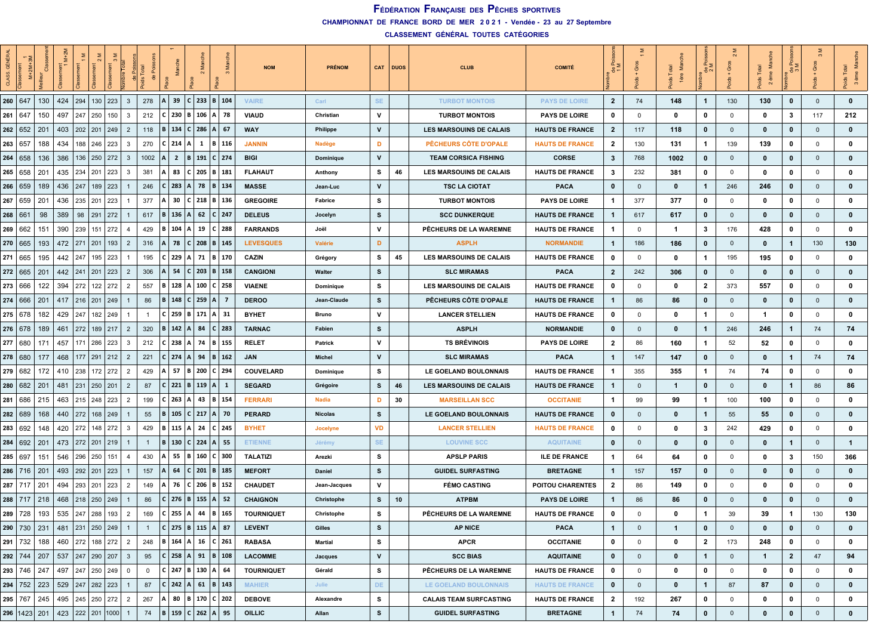# Fédération Française des Pêches sportives

**CHAMPIONNAT DE FRANCE BORD DE MER 2021 - Vendée - 23 au 27 Septembre**

**CLASSEMENT GÉNÉRAL TOUTES CATÉGORIES**

| CLASS GÉNÉRAL | Classement 1 M+2M+3M | Meilleur Classement | Classement 1 M+2M | Classement 1 M | Classement 2 M | Classement 3 M | Nombre Total de Poissons | Poids Total de Poissons | Place | 1 Manche | Place | 2 Manche | Place | 3 Manche | NOM | PRÉNOM | CAT | DUOS | CLUB | COMITÉ | Nombre de Poissons 1 M | Poids + Gros 1 M | Poids Total 1ère Manche | Nombre de Poissons 2 M | Poids + Gros 2 M | Poids Total 2 ème Manche | Nombre de Poissons 3 M | Poids + Gros 3 M | Poids Total 3 ème Manche |
|---|---|---|---|---|---|---|---|---|---|---|---|---|---|---|---|---|---|---|---|---|---|---|---|---|---|---|---|---|---|
| 260 | 647 | 130 | 424 | 294 | 130 | 223 | 3 | 278 | A | 39 | C | 233 | B | 104 | VAIRE | Carl | SE | | TURBOT MONTOIS | PAYS DE LOIRE | 2 | 74 | 148 | 1 | 130 | 130 | 0 | 0 | 0 |
| 261 | 647 | 150 | 497 | 247 | 250 | 150 | 3 | 212 | C | 230 | B | 106 | A | 78 | VIAUD | Christian | V | | TURBOT MONTOIS | PAYS DE LOIRE | 0 | 0 | 0 | 0 | 0 | 0 | 3 | 117 | 212 |
| 262 | 652 | 201 | 403 | 202 | 201 | 249 | 2 | 118 | B | 134 | C | 286 | A | 67 | WAY | Philippe | V | | LES MARSOUINS DE CALAIS | HAUTS DE FRANCE | 2 | 117 | 118 | 0 | 0 | 0 | 0 | 0 | 0 |
| 263 | 657 | 188 | 434 | 188 | 246 | 223 | 3 | 270 | C | 214 | A | 1 | B | 116 | JANNIN | Nadège | D | | PÊCHEURS CÔTE D'OPALE | HAUTS DE FRANCE | 2 | 130 | 131 | 1 | 139 | 139 | 0 | 0 | 0 |
| 264 | 658 | 136 | 386 | 136 | 250 | 272 | 3 | 1002 | A | 2 | B | 191 | C | 274 | BIGI | Dominique | V | | TEAM CORSICA FISHING | CORSE | 3 | 768 | 1002 | 0 | 0 | 0 | 0 | 0 | 0 |
| 265 | 658 | 201 | 435 | 234 | 201 | 223 | 3 | 381 | A | 83 | C | 205 | B | 181 | FLAHAUT | Anthony | S | 46 | LES MARSOUINS DE CALAIS | HAUTS DE FRANCE | 3 | 232 | 381 | 0 | 0 | 0 | 0 | 0 | 0 |
| 266 | 659 | 189 | 436 | 247 | 189 | 223 | 1 | 246 | C | 283 | A | 78 | B | 134 | MASSE | Jean-Luc | V | | TSC LA CIOTAT | PACA | 0 | 0 | 0 | 1 | 246 | 246 | 0 | 0 | 0 |
| 267 | 659 | 201 | 436 | 235 | 201 | 223 | 1 | 377 | A | 30 | C | 218 | B | 136 | GREGOIRE | Fabrice | S | | TURBOT MONTOIS | PAYS DE LOIRE | 1 | 377 | 377 | 0 | 0 | 0 | 0 | 0 | 0 |
| 268 | 661 | 98 | 389 | 98 | 291 | 272 | 1 | 617 | B | 136 | A | 62 | C | 247 | DELEUS | Jocelyn | S | | SCC DUNKERQUE | HAUTS DE FRANCE | 1 | 617 | 617 | 0 | 0 | 0 | 0 | 0 | 0 |
| 269 | 662 | 151 | 390 | 239 | 151 | 272 | 4 | 429 | B | 104 | A | 19 | C | 288 | FARRANDS | Joël | V | | PÊCHEURS DE LA WAREMNE | HAUTS DE FRANCE | 1 | 0 | 1 | 3 | 176 | 428 | 0 | 0 | 0 |
| 270 | 665 | 193 | 472 | 271 | 201 | 193 | 2 | 316 | A | 78 | C | 208 | B | 145 | LEVESQUES | Valérie | D | | ASPLH | NORMANDIE | 1 | 186 | 186 | 0 | 0 | 0 | 1 | 130 | 130 |
| 271 | 665 | 195 | 442 | 247 | 195 | 223 | 1 | 195 | C | 229 | A | 71 | B | 170 | CAZIN | Grégory | S | 45 | LES MARSOUINS DE CALAIS | HAUTS DE FRANCE | 0 | 0 | 0 | 1 | 195 | 195 | 0 | 0 | 0 |
| 272 | 665 | 201 | 442 | 241 | 201 | 223 | 2 | 306 | A | 54 | C | 203 | B | 158 | CANGIONI | Walter | S | | SLC MIRAMAS | PACA | 2 | 242 | 306 | 0 | 0 | 0 | 0 | 0 | 0 |
| 273 | 666 | 122 | 394 | 272 | 122 | 272 | 2 | 557 | B | 128 | A | 100 | C | 258 | VIAENE | Dominique | S | | LES MARSOUINS DE CALAIS | HAUTS DE FRANCE | 0 | 0 | 0 | 2 | 373 | 557 | 0 | 0 | 0 |
| 274 | 666 | 201 | 417 | 216 | 201 | 249 | 1 | 86 | B | 148 | C | 259 | A | 7 | DEROO | Jean-Claude | S | | PÊCHEURS CÔTE D'OPALE | HAUTS DE FRANCE | 1 | 86 | 86 | 0 | 0 | 0 | 0 | 0 | 0 |
| 275 | 678 | 182 | 429 | 247 | 182 | 249 | 1 | 1 | C | 259 | B | 171 | A | 31 | BYHET | Bruno | V | | LANCER STELLIEN | HAUTS DE FRANCE | 0 | 0 | 0 | 1 | 0 | 1 | 0 | 0 | 0 |
| 276 | 678 | 189 | 461 | 272 | 189 | 217 | 2 | 320 | B | 142 | A | 84 | C | 283 | TARNAC | Fabien | S | | ASPLH | NORMANDIE | 0 | 0 | 0 | 1 | 246 | 246 | 1 | 74 | 74 |
| 277 | 680 | 171 | 457 | 171 | 286 | 223 | 3 | 212 | C | 238 | A | 74 | B | 155 | RELET | Patrick | V | | TS BRÉVINOIS | PAYS DE LOIRE | 2 | 86 | 160 | 1 | 52 | 52 | 0 | 0 | 0 |
| 278 | 680 | 177 | 468 | 177 | 291 | 212 | 2 | 221 | C | 274 | A | 94 | B | 162 | JAN | Michel | V | | SLC MIRAMAS | PACA | 1 | 147 | 147 | 0 | 0 | 0 | 1 | 74 | 74 |
| 279 | 682 | 172 | 410 | 238 | 172 | 272 | 2 | 429 | A | 57 | B | 200 | C | 294 | COUVELARD | Dominique | S | | LE GOELAND BOULONNAIS | HAUTS DE FRANCE | 1 | 355 | 355 | 1 | 74 | 74 | 0 | 0 | 0 |
| 280 | 682 | 201 | 481 | 231 | 250 | 201 | 2 | 87 | C | 221 | B | 119 | A | 1 | SEGARD | Grégoire | S | 46 | LES MARSOUINS DE CALAIS | HAUTS DE FRANCE | 1 | 0 | 1 | 0 | 0 | 0 | 1 | 86 | 86 |
| 281 | 686 | 215 | 463 | 215 | 248 | 223 | 2 | 199 | C | 263 | A | 43 | B | 154 | FERRARI | Nadia | D | 30 | MARSEILLAN SCC | OCCITANIE | 1 | 99 | 99 | 1 | 100 | 100 | 0 | 0 | 0 |
| 282 | 689 | 168 | 440 | 272 | 168 | 249 | 1 | 55 | B | 105 | C | 217 | A | 70 | PERARD | Nicolas | S | | LE GOELAND BOULONNAIS | HAUTS DE FRANCE | 0 | 0 | 0 | 1 | 55 | 55 | 0 | 0 | 0 |
| 283 | 692 | 148 | 420 | 272 | 148 | 272 | 3 | 429 | B | 115 | A | 24 | C | 245 | BYHET | Jocelyne | VD | | LANCER STELLIEN | HAUTS DE FRANCE | 0 | 0 | 0 | 3 | 242 | 429 | 0 | 0 | 0 |
| 284 | 692 | 201 | 473 | 272 | 201 | 219 | 1 | 1 | B | 130 | C | 224 | A | 55 | ETIENNE | Jérémy | SE | | LOUVINE SCC | AQUITAINE | 0 | 0 | 0 | 0 | 0 | 0 | 1 | 0 | 1 |
| 285 | 697 | 151 | 546 | 296 | 250 | 151 | 4 | 430 | A | 55 | B | 160 | C | 300 | TALATIZI | Arezki | S | | APSLP PARIS | ILE DE FRANCE | 1 | 64 | 64 | 0 | 0 | 0 | 3 | 150 | 366 |
| 286 | 716 | 201 | 493 | 292 | 201 | 223 | 1 | 157 | A | 64 | C | 201 | B | 185 | MEFORT | Daniel | S | | GUIDEL SURFCASTING | BRETAGNE | 1 | 157 | 157 | 0 | 0 | 0 | 0 | 0 | 0 |
| 287 | 717 | 201 | 494 | 293 | 201 | 223 | 2 | 149 | A | 76 | C | 206 | B | 152 | CHAUDET | Jean-Jacques | V | | FÉMO CASTING | POITOU CHARENTES | 2 | 86 | 149 | 0 | 0 | 0 | 0 | 0 | 0 |
| 288 | 717 | 218 | 468 | 218 | 250 | 249 | 1 | 86 | C | 276 | B | 155 | A | 52 | CHAIGNON | Christophe | S | 10 | ATPBM | PAYS DE LOIRE | 1 | 86 | 86 | 0 | 0 | 0 | 0 | 0 | 0 |
| 289 | 728 | 193 | 535 | 247 | 288 | 193 | 2 | 169 | C | 255 | A | 44 | B | 165 | TOURNIQUET | Christophe | S | | PÊCHEURS DE LA WAREMNE | HAUTS DE FRANCE | 0 | 0 | 0 | 1 | 39 | 39 | 1 | 130 | 130 |
| 290 | 730 | 231 | 481 | 231 | 250 | 249 | 1 | 1 | C | 275 | B | 115 | A | 87 | LEVENT | Gilles | S | | AP NICE | PACA | 1 | 0 | 1 | 0 | 0 | 0 | 0 | 0 | 0 |
| 291 | 732 | 188 | 460 | 272 | 188 | 272 | 2 | 248 | B | 164 | A | 16 | C | 261 | RABASA | Martial | S | | APCR | OCCITANIE | 0 | 0 | 0 | 2 | 173 | 248 | 0 | 0 | 0 |
| 292 | 744 | 207 | 537 | 247 | 290 | 207 | 3 | 95 | C | 258 | A | 91 | B | 108 | LACOMME | Jacques | V | | SCC BIAS | AQUITAINE | 0 | 0 | 0 | 1 | 0 | 1 | 2 | 47 | 94 |
| 293 | 746 | 247 | 497 | 247 | 250 | 249 | 0 | 0 | C | 247 | B | 130 | A | 64 | TOURNIQUET | Gérald | S | | PÊCHEURS DE LA WAREMNE | HAUTS DE FRANCE | 0 | 0 | 0 | 0 | 0 | 0 | 0 | 0 | 0 |
| 294 | 752 | 223 | 529 | 247 | 282 | 223 | 1 | 87 | C | 242 | A | 61 | B | 143 | MAHIER | Julie | DE | | LE GOELAND BOULONNAIS | HAUTS DE FRANCE | 0 | 0 | 0 | 1 | 87 | 87 | 0 | 0 | 0 |
| 295 | 767 | 245 | 495 | 245 | 250 | 272 | 2 | 267 | A | 80 | B | 170 | C | 202 | DEBOVE | Alexandre | S | | CALAIS TEAM SURFCASTING | HAUTS DE FRANCE | 2 | 192 | 267 | 0 | 0 | 0 | 0 | 0 | 0 |
| 296 | 1423 | 201 | 423 | 222 | 201 | 1000 | 1 | 74 | B | 159 | C | 262 | A | 95 | OILLIC | Allan | S | | GUIDEL SURFASTING | BRETAGNE | 1 | 74 | 74 | 0 | 0 | 0 | 0 | 0 | 0 |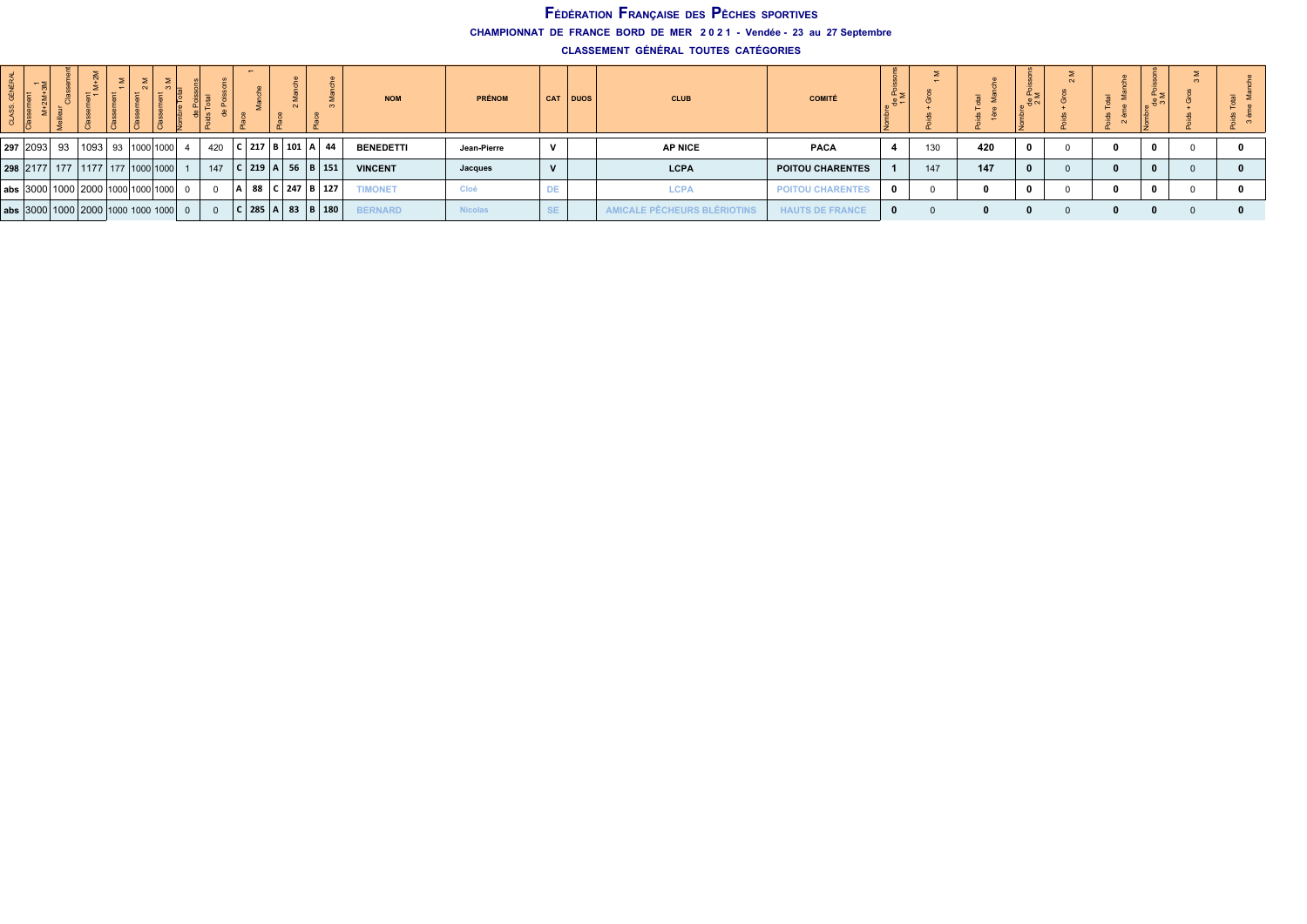# Fédération Française des Pêches sportives

**CHAMPIONNAT DE FRANCE BORD DE MER 2 0 2 1 - Vendée - 23 au 27 Septembre**

**CLASSEMENT GÉNÉRAL TOUTES CATÉGORIES**

| CLASS GÉNÉRAL | Classement 1 M+2M+3M | Meilleur Classement | Classement 1 M+2M | Classement 1 M | Classement 2 M | Classement 3 M | Nombre Total de Poissons | Poids Total de Poissons | Place | 1 Manche | Place | 2 Manche | Place | 3 Manche | NOM | PRÉNOM | CAT | DUOS | CLUB | COMITÉ | Nombre de Poissons 1 M | Poids + Gros 1 M | Poids Total 1ère Manche | Nombre de Poissons 2 M | Poids + Gros 2 M | Poids Total 2 ème Manche | Nombre de Poissons 3 M | Poids + Gros 3 M | Poids Total 3 ème Manche |
|---|---|---|---|---|---|---|---|---|---|---|---|---|---|---|---|---|---|---|---|---|---|---|---|---|---|---|---|---|---|
| 297 | 2093 | 93 | 1093 | 93 | 1000 | 1000 | 4 | 420 | C | 217 | B | 101 | A | 44 | BENEDETTI | Jean-Pierre | V | | AP NICE | PACA | 4 | 130 | 420 | 0 | 0 | 0 | 0 | 0 | 0 |
| 298 | 2177 | 177 | 1177 | 177 | 1000 | 1000 | 1 | 147 | C | 219 | A | 56 | B | 151 | VINCENT | Jacques | V | | LCPA | POITOU CHARENTES | 1 | 147 | 147 | 0 | 0 | 0 | 0 | 0 | 0 |
| abs | 3000 | 1000 | 2000 | 1000 | 1000 | 1000 | 0 | 0 | A | 88 | C | 247 | B | 127 | TIMONET | Cloé | DE | | LCPA | POITOU CHARENTES | 0 | 0 | 0 | 0 | 0 | 0 | 0 | 0 | 0 |
| abs | 3000 | 1000 | 2000 | 1000 | 1000 | 1000 | 0 | 0 | C | 285 | A | 83 | B | 180 | BERNARD | Nicolas | SE | | AMICALE PÊCHEURS BLÉRIOTINS | HAUTS DE FRANCE | 0 | 0 | 0 | 0 | 0 | 0 | 0 | 0 | 0 |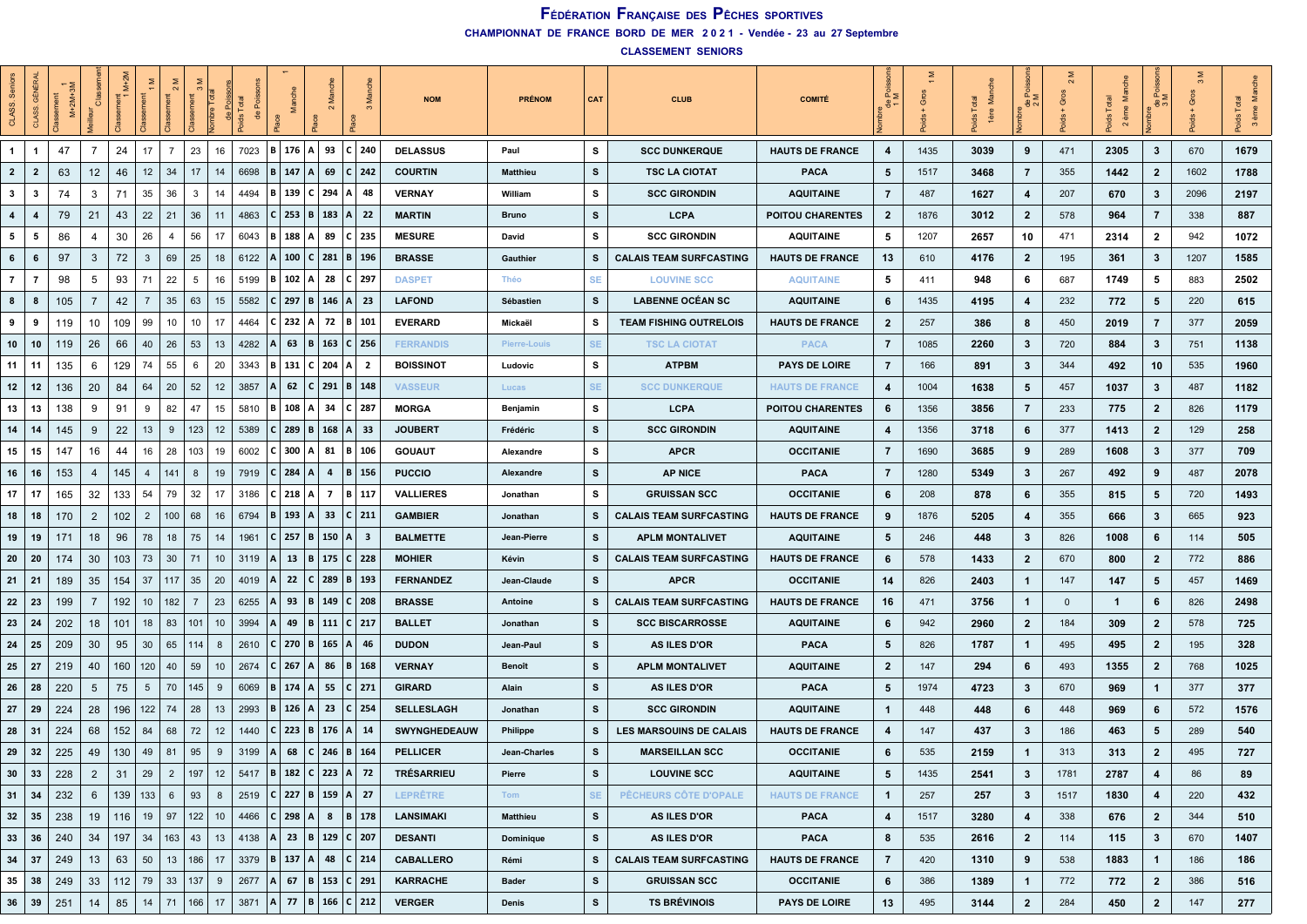# Fédération Française des Pêches sportives

**CHAMPIONNAT DE FRANCE BORD DE MER 2021 - Vendée - 23 au 27 Septembre**

**CLASSEMENT SENIORS**

| CLASS. Seniors | CLASS. GÉNÉRAL | Classement 1 M+2M+3M | Meilleur Classement | Classement 1 M+2M | Classement 1 M | Classement 2 M | Classement 3 M | Nombre Total de Poissons | Poids Total de Poissons | Place | 1 Manche | Place | 2 Manche | Place | 3 Manche | NOM | PRÉNOM | CAT | CLUB | COMITÉ | Nombre de Poissons 1 M | Poids + Gros 1 M | Poids Total 1ère Manche | Nombre de Poissons 2 M | Poids + Gros 2 M | Poids Total 2 ème Manche | Nombre de Poissons 3 M | Poids + Gros 3 M | Poids Total 3 ème Manche |
|---|---|---|---|---|---|---|---|---|---|---|---|---|---|---|---|---|---|---|---|---|---|---|---|---|---|---|---|---|---|
| 1 | 1 | 47 | 7 | 24 | 17 | 7 | 23 | 16 | 7023 | B | 176 | A | 93 | C | 240 | DELASSUS | Paul | S | SCC DUNKERQUE | HAUTS DE FRANCE | 4 | 1435 | 3039 | 9 | 471 | 2305 | 3 | 670 | 1679 |
| 2 | 2 | 63 | 12 | 46 | 12 | 34 | 17 | 14 | 6698 | B | 147 | A | 69 | C | 242 | COURTIN | Matthieu | S | TSC LA CIOTAT | PACA | 5 | 1517 | 3468 | 7 | 355 | 1442 | 2 | 1602 | 1788 |
| 3 | 3 | 74 | 3 | 71 | 35 | 36 | 3 | 14 | 4494 | B | 139 | C | 294 | A | 48 | VERNAY | William | S | SCC GIRONDIN | AQUITAINE | 7 | 487 | 1627 | 4 | 207 | 670 | 3 | 2096 | 2197 |
| 4 | 4 | 79 | 21 | 43 | 22 | 21 | 36 | 11 | 4863 | C | 253 | B | 183 | A | 22 | MARTIN | Bruno | S | LCPA | POITOU CHARENTES | 2 | 1876 | 3012 | 2 | 578 | 964 | 7 | 338 | 887 |
| 5 | 5 | 86 | 4 | 30 | 26 | 4 | 56 | 17 | 6043 | B | 188 | A | 89 | C | 235 | MESURE | David | S | SCC GIRONDIN | AQUITAINE | 5 | 1207 | 2657 | 10 | 471 | 2314 | 2 | 942 | 1072 |
| 6 | 6 | 97 | 3 | 72 | 3 | 69 | 25 | 18 | 6122 | A | 100 | C | 281 | B | 196 | BRASSE | Gauthier | S | CALAIS TEAM SURFCASTING | HAUTS DE FRANCE | 13 | 610 | 4176 | 2 | 195 | 361 | 3 | 1207 | 1585 |
| 7 | 7 | 98 | 5 | 93 | 71 | 22 | 5 | 16 | 5199 | B | 102 | A | 28 | C | 297 | DASPET | Théo | SE | LOUVINE SCC | AQUITAINE | 5 | 411 | 948 | 6 | 687 | 1749 | 5 | 883 | 2502 |
| 8 | 8 | 105 | 7 | 42 | 7 | 35 | 63 | 15 | 5582 | C | 297 | B | 146 | A | 23 | LAFOND | Sébastien | S | LABENNE OCÉAN SC | AQUITAINE | 6 | 1435 | 4195 | 4 | 232 | 772 | 5 | 220 | 615 |
| 9 | 9 | 119 | 10 | 109 | 99 | 10 | 10 | 17 | 4464 | C | 232 | A | 72 | B | 101 | EVERARD | Mickaël | S | TEAM FISHING OUTRELOIS | HAUTS DE FRANCE | 2 | 257 | 386 | 8 | 450 | 2019 | 7 | 377 | 2059 |
| 10 | 10 | 119 | 26 | 66 | 40 | 26 | 53 | 13 | 4282 | A | 63 | B | 163 | C | 256 | FERRANDIS | Pierre-Louis | SE | TSC LA CIOTAT | PACA | 7 | 1085 | 2260 | 3 | 720 | 884 | 3 | 751 | 1138 |
| 11 | 11 | 135 | 6 | 129 | 74 | 55 | 6 | 20 | 3343 | B | 131 | C | 204 | A | 2 | BOISSINOT | Ludovic | S | ATPBM | PAYS DE LOIRE | 7 | 166 | 891 | 3 | 344 | 492 | 10 | 535 | 1960 |
| 12 | 12 | 136 | 20 | 84 | 64 | 20 | 52 | 12 | 3857 | A | 62 | C | 291 | B | 148 | VASSEUR | Lucas | SE | SCC DUNKERQUE | HAUTS DE FRANCE | 4 | 1004 | 1638 | 5 | 457 | 1037 | 3 | 487 | 1182 |
| 13 | 13 | 138 | 9 | 91 | 9 | 82 | 47 | 15 | 5810 | B | 108 | A | 34 | C | 287 | MORGA | Benjamin | S | LCPA | POITOU CHARENTES | 6 | 1356 | 3856 | 7 | 233 | 775 | 2 | 826 | 1179 |
| 14 | 14 | 145 | 9 | 22 | 13 | 9 | 123 | 12 | 5389 | C | 289 | B | 168 | A | 33 | JOUBERT | Frédéric | S | SCC GIRONDIN | AQUITAINE | 4 | 1356 | 3718 | 6 | 377 | 1413 | 2 | 129 | 258 |
| 15 | 15 | 147 | 16 | 44 | 16 | 28 | 103 | 19 | 6002 | C | 300 | A | 81 | B | 106 | GOUAUT | Alexandre | S | APCR | OCCITANIE | 7 | 1690 | 3685 | 9 | 289 | 1608 | 3 | 377 | 709 |
| 16 | 16 | 153 | 4 | 145 | 4 | 141 | 8 | 19 | 7919 | C | 284 | A | 4 | B | 156 | PUCCIO | Alexandre | S | AP NICE | PACA | 7 | 1280 | 5349 | 3 | 267 | 492 | 9 | 487 | 2078 |
| 17 | 17 | 165 | 32 | 133 | 54 | 79 | 32 | 17 | 3186 | C | 218 | A | 7 | B | 117 | VALLIERES | Jonathan | S | GRUISSAN SCC | OCCITANIE | 6 | 208 | 878 | 6 | 355 | 815 | 5 | 720 | 1493 |
| 18 | 18 | 170 | 2 | 102 | 2 | 100 | 68 | 16 | 6794 | B | 193 | A | 33 | C | 211 | GAMBIER | Jonathan | S | CALAIS TEAM SURFCASTING | HAUTS DE FRANCE | 9 | 1876 | 5205 | 4 | 355 | 666 | 3 | 665 | 923 |
| 19 | 19 | 171 | 18 | 96 | 78 | 18 | 75 | 14 | 1961 | C | 257 | B | 150 | A | 3 | BALMETTE | Jean-Pierre | S | APLM MONTALIVET | AQUITAINE | 5 | 246 | 448 | 3 | 826 | 1008 | 6 | 114 | 505 |
| 20 | 20 | 174 | 30 | 103 | 73 | 30 | 71 | 10 | 3119 | A | 13 | B | 175 | C | 228 | MOHIER | Kévin | S | CALAIS TEAM SURFCASTING | HAUTS DE FRANCE | 6 | 578 | 1433 | 2 | 670 | 800 | 2 | 772 | 886 |
| 21 | 21 | 189 | 35 | 154 | 37 | 117 | 35 | 20 | 4019 | A | 22 | C | 289 | B | 193 | FERNANDEZ | Jean-Claude | S | APCR | OCCITANIE | 14 | 826 | 2403 | 1 | 147 | 147 | 5 | 457 | 1469 |
| 22 | 23 | 199 | 7 | 192 | 10 | 182 | 7 | 23 | 6255 | A | 93 | B | 149 | C | 208 | BRASSE | Antoine | S | CALAIS TEAM SURFCASTING | HAUTS DE FRANCE | 16 | 471 | 3756 | 1 | 0 | 1 | 6 | 826 | 2498 |
| 23 | 24 | 202 | 18 | 101 | 18 | 83 | 101 | 10 | 3994 | A | 49 | B | 111 | C | 217 | BALLET | Jonathan | S | SCC BISCARROSSE | AQUITAINE | 6 | 942 | 2960 | 2 | 184 | 309 | 2 | 578 | 725 |
| 24 | 25 | 209 | 30 | 95 | 30 | 65 | 114 | 8 | 2610 | C | 270 | B | 165 | A | 46 | DUDON | Jean-Paul | S | AS ILES D'OR | PACA | 5 | 826 | 1787 | 1 | 495 | 495 | 2 | 195 | 328 |
| 25 | 27 | 219 | 40 | 160 | 120 | 40 | 59 | 10 | 2674 | C | 267 | A | 86 | B | 168 | VERNAY | Benoît | S | APLM MONTALIVET | AQUITAINE | 2 | 147 | 294 | 6 | 493 | 1355 | 2 | 768 | 1025 |
| 26 | 28 | 220 | 5 | 75 | 5 | 70 | 145 | 9 | 6069 | B | 174 | A | 55 | C | 271 | GIRARD | Alain | S | AS ILES D'OR | PACA | 5 | 1974 | 4723 | 3 | 670 | 969 | 1 | 377 | 377 |
| 27 | 29 | 224 | 28 | 196 | 122 | 74 | 28 | 13 | 2993 | B | 126 | A | 23 | C | 254 | SELLESLAGH | Jonathan | S | SCC GIRONDIN | AQUITAINE | 1 | 448 | 448 | 6 | 448 | 969 | 6 | 572 | 1576 |
| 28 | 31 | 224 | 68 | 152 | 84 | 68 | 72 | 12 | 1440 | C | 223 | B | 176 | A | 14 | SWYNGHEDEAUW | Philippe | S | LES MARSOUINS DE CALAIS | HAUTS DE FRANCE | 4 | 147 | 437 | 3 | 186 | 463 | 5 | 289 | 540 |
| 29 | 32 | 225 | 49 | 130 | 49 | 81 | 95 | 9 | 3199 | A | 68 | C | 246 | B | 164 | PELLICER | Jean-Charles | S | MARSEILLAN SCC | OCCITANIE | 6 | 535 | 2159 | 1 | 313 | 313 | 2 | 495 | 727 |
| 30 | 33 | 228 | 2 | 31 | 29 | 2 | 197 | 12 | 5417 | B | 182 | C | 223 | A | 72 | TRÉSARRIEU | Pierre | S | LOUVINE SCC | AQUITAINE | 5 | 1435 | 2541 | 3 | 1781 | 2787 | 4 | 86 | 89 |
| 31 | 34 | 232 | 6 | 139 | 133 | 6 | 93 | 8 | 2519 | C | 227 | B | 159 | A | 27 | LEPRÊTRE | Tom | SE | PÊCHEURS CÔTE D'OPALE | HAUTS DE FRANCE | 1 | 257 | 257 | 3 | 1517 | 1830 | 4 | 220 | 432 |
| 32 | 35 | 238 | 19 | 116 | 19 | 97 | 122 | 10 | 4466 | C | 298 | A | 8 | B | 178 | LANSIMAKI | Matthieu | S | AS ILES D'OR | PACA | 4 | 1517 | 3280 | 4 | 338 | 676 | 2 | 344 | 510 |
| 33 | 36 | 240 | 34 | 197 | 34 | 163 | 43 | 13 | 4138 | A | 23 | B | 129 | C | 207 | DESANTI | Dominique | S | AS ILES D'OR | PACA | 8 | 535 | 2616 | 2 | 114 | 115 | 3 | 670 | 1407 |
| 34 | 37 | 249 | 13 | 63 | 50 | 13 | 186 | 17 | 3379 | B | 137 | A | 48 | C | 214 | CABALLERO | Rémi | S | CALAIS TEAM SURFCASTING | HAUTS DE FRANCE | 7 | 420 | 1310 | 9 | 538 | 1883 | 1 | 186 | 186 |
| 35 | 38 | 249 | 33 | 112 | 79 | 33 | 137 | 9 | 2677 | A | 67 | B | 153 | C | 291 | KARRACHE | Bader | S | GRUISSAN SCC | OCCITANIE | 6 | 386 | 1389 | 1 | 772 | 772 | 2 | 386 | 516 |
| 36 | 39 | 251 | 14 | 85 | 14 | 71 | 166 | 17 | 3871 | A | 77 | B | 166 | C | 212 | VERGER | Denis | S | TS BRÉVINOIS | PAYS DE LOIRE | 13 | 495 | 3144 | 2 | 284 | 450 | 2 | 147 | 277 |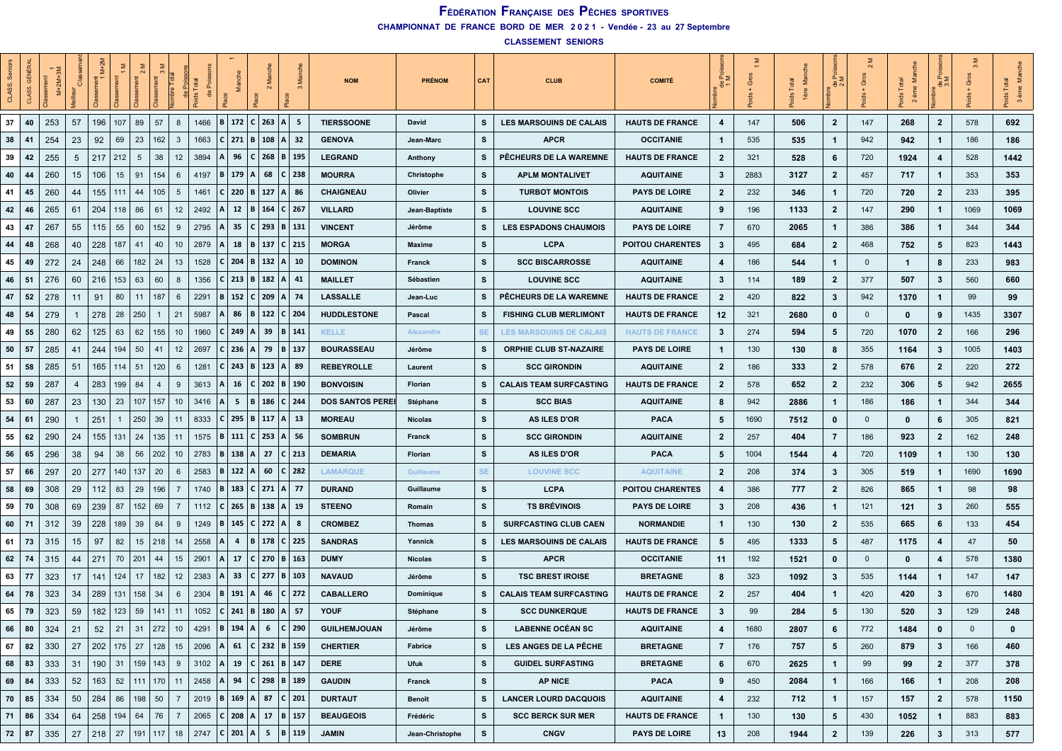# Fédération Française des Pêches sportives

**CHAMPIONNAT DE FRANCE BORD DE MER 2021 - Vendée - 23 au 27 Septembre**

**CLASSEMENT SENIORS**

| CLASS. Seniors | CLASS. GÉNÉRAL | Classement 1 M+2M+3M | Meilleur Classement | Classement 1 M+2M | Classement 1 M | Classement 2 M | Classement 3 M | Nombre Total de Poissons | Poids Total de Poissons | Place | 1 Manche | Place | 2 Manche | Place | 3 Manche | NOM | PRÉNOM | CAT | CLUB | COMITÉ | Nombre de Poissons 1 M | Poids + Gros 1 M | Poids Total 1ère Manche | Nombre de Poissons 2 M | Poids + Gros 2 M | Poids Total 2 ème Manche | Nombre de Poissons 3 M | Poids + Gros 3 M | Poids Total 3 ème Manche |
|---|---|---|---|---|---|---|---|---|---|---|---|---|---|---|---|---|---|---|---|---|---|---|---|---|---|---|---|---|---|
| 37 | 40 | 253 | 57 | 196 | 107 | 89 | 57 | 8 | 1466 | B | 172 | C | 263 | A | 5 | TIERSSOONE | David | S | LES MARSOUINS DE CALAIS | HAUTS DE FRANCE | 4 | 147 | 506 | 2 | 147 | 268 | 2 | 578 | 692 |
| 38 | 41 | 254 | 23 | 92 | 69 | 23 | 162 | 3 | 1663 | C | 271 | B | 108 | A | 32 | GENOVA | Jean-Marc | S | APCR | OCCITANIE | 1 | 535 | 535 | 1 | 942 | 942 | 1 | 186 | 186 |
| 39 | 42 | 255 | 5 | 217 | 212 | 5 | 38 | 12 | 3894 | A | 96 | C | 268 | B | 195 | LEGRAND | Anthony | S | PÊCHEURS DE LA WAREMNE | HAUTS DE FRANCE | 2 | 321 | 528 | 6 | 720 | 1924 | 4 | 528 | 1442 |
| 40 | 44 | 260 | 15 | 106 | 15 | 91 | 154 | 6 | 4197 | B | 179 | A | 68 | C | 238 | MOURRA | Christophe | S | APLM MONTALIVET | AQUITAINE | 3 | 2883 | 3127 | 2 | 457 | 717 | 1 | 353 | 353 |
| 41 | 45 | 260 | 44 | 155 | 111 | 44 | 105 | 5 | 1461 | C | 220 | B | 127 | A | 86 | CHAIGNEAU | Olivier | S | TURBOT MONTOIS | PAYS DE LOIRE | 2 | 232 | 346 | 1 | 720 | 720 | 2 | 233 | 395 |
| 42 | 46 | 265 | 61 | 204 | 118 | 86 | 61 | 12 | 2492 | A | 12 | B | 164 | C | 267 | VILLARD | Jean-Baptiste | S | LOUVINE SCC | AQUITAINE | 9 | 196 | 1133 | 2 | 147 | 290 | 1 | 1069 | 1069 |
| 43 | 47 | 267 | 55 | 115 | 55 | 60 | 152 | 9 | 2795 | A | 35 | C | 293 | B | 131 | VINCENT | Jérôme | S | LES ESPADONS CHAUMOIS | PAYS DE LOIRE | 7 | 670 | 2065 | 1 | 386 | 386 | 1 | 344 | 344 |
| 44 | 48 | 268 | 40 | 228 | 187 | 41 | 40 | 10 | 2879 | A | 18 | B | 137 | C | 215 | MORGA | Maxime | S | LCPA | POITOU CHARENTES | 3 | 495 | 684 | 2 | 468 | 752 | 5 | 823 | 1443 |
| 45 | 49 | 272 | 24 | 248 | 66 | 182 | 24 | 13 | 1528 | C | 204 | B | 132 | A | 10 | DOMINON | Franck | S | SCC BISCARROSSE | AQUITAINE | 4 | 186 | 544 | 1 | 0 | 1 | 8 | 233 | 983 |
| 46 | 51 | 276 | 60 | 216 | 153 | 63 | 60 | 8 | 1356 | C | 213 | B | 182 | A | 41 | MAILLET | Sébastien | S | LOUVINE SCC | AQUITAINE | 3 | 114 | 189 | 2 | 377 | 507 | 3 | 560 | 660 |
| 47 | 52 | 278 | 11 | 91 | 80 | 11 | 187 | 6 | 2291 | B | 152 | C | 209 | A | 74 | LASSALLE | Jean-Luc | S | PÊCHEURS DE LA WAREMNE | HAUTS DE FRANCE | 2 | 420 | 822 | 3 | 942 | 1370 | 1 | 99 | 99 |
| 48 | 54 | 279 | 1 | 278 | 28 | 250 | 1 | 21 | 5987 | A | 86 | B | 122 | C | 204 | HUDDLESTONE | Pascal | S | FISHING CLUB MERLIMONT | HAUTS DE FRANCE | 12 | 321 | 2680 | 0 | 0 | 0 | 9 | 1435 | 3307 |
| 49 | 55 | 280 | 62 | 125 | 63 | 62 | 155 | 10 | 1960 | C | 249 | A | 39 | B | 141 | KELLE | Alexandre | SE | LES MARSOUINS DE CALAIS | HAUTS DE FRANCE | 3 | 274 | 594 | 5 | 720 | 1070 | 2 | 166 | 296 |
| 50 | 57 | 285 | 41 | 244 | 194 | 50 | 41 | 12 | 2697 | C | 236 | A | 79 | B | 137 | BOURASSEAU | Jérôme | S | ORPHIE CLUB ST-NAZAIRE | PAYS DE LOIRE | 1 | 130 | 130 | 8 | 355 | 1164 | 3 | 1005 | 1403 |
| 51 | 58 | 285 | 51 | 165 | 114 | 51 | 120 | 6 | 1281 | C | 243 | B | 123 | A | 89 | REBEYROLLE | Laurent | S | SCC GIRONDIN | AQUITAINE | 2 | 186 | 333 | 2 | 578 | 676 | 2 | 220 | 272 |
| 52 | 59 | 287 | 4 | 283 | 199 | 84 | 4 | 9 | 3613 | A | 16 | C | 202 | B | 190 | BONVOISIN | Florian | S | CALAIS TEAM SURFCASTING | HAUTS DE FRANCE | 2 | 578 | 652 | 2 | 232 | 306 | 5 | 942 | 2655 |
| 53 | 60 | 287 | 23 | 130 | 23 | 107 | 157 | 10 | 3416 | A | 5 | B | 186 | C | 244 | DOS SANTOS PEREI | Stéphane | S | SCC BIAS | AQUITAINE | 8 | 942 | 2886 | 1 | 186 | 186 | 1 | 344 | 344 |
| 54 | 61 | 290 | 1 | 251 | 1 | 250 | 39 | 11 | 8333 | C | 295 | B | 117 | A | 13 | MOREAU | Nicolas | S | AS ILES D'OR | PACA | 5 | 1690 | 7512 | 0 | 0 | 0 | 6 | 305 | 821 |
| 55 | 62 | 290 | 24 | 155 | 131 | 24 | 135 | 11 | 1575 | B | 111 | C | 253 | A | 56 | SOMBRUN | Franck | S | SCC GIRONDIN | AQUITAINE | 2 | 257 | 404 | 7 | 186 | 923 | 2 | 162 | 248 |
| 56 | 65 | 296 | 38 | 94 | 38 | 56 | 202 | 10 | 2783 | B | 138 | A | 27 | C | 213 | DEMARIA | Florian | S | AS ILES D'OR | PACA | 5 | 1004 | 1544 | 4 | 720 | 1109 | 1 | 130 | 130 |
| 57 | 66 | 297 | 20 | 277 | 140 | 137 | 20 | 6 | 2583 | B | 122 | A | 60 | C | 282 | LAMARQUE | Guillaume | SE | LOUVINE SCC | AQUITAINE | 2 | 208 | 374 | 3 | 305 | 519 | 1 | 1690 | 1690 |
| 58 | 69 | 308 | 29 | 112 | 83 | 29 | 196 | 7 | 1740 | B | 183 | C | 271 | A | 77 | DURAND | Guillaume | S | LCPA | POITOU CHARENTES | 4 | 386 | 777 | 2 | 826 | 865 | 1 | 98 | 98 |
| 59 | 70 | 308 | 69 | 239 | 87 | 152 | 69 | 7 | 1112 | C | 265 | B | 138 | A | 19 | STEENO | Romain | S | TS BRÉVINOIS | PAYS DE LOIRE | 3 | 208 | 436 | 1 | 121 | 121 | 3 | 260 | 555 |
| 60 | 71 | 312 | 39 | 228 | 189 | 39 | 84 | 9 | 1249 | B | 145 | C | 272 | A | 8 | CROMBEZ | Thomas | S | SURFCASTING CLUB CAEN | NORMANDIE | 1 | 130 | 130 | 2 | 535 | 665 | 6 | 133 | 454 |
| 61 | 73 | 315 | 15 | 97 | 82 | 15 | 218 | 14 | 2558 | A | 4 | B | 178 | C | 225 | SANDRAS | Yannick | S | LES MARSOUINS DE CALAIS | HAUTS DE FRANCE | 5 | 495 | 1333 | 5 | 487 | 1175 | 4 | 47 | 50 |
| 62 | 74 | 315 | 44 | 271 | 70 | 201 | 44 | 15 | 2901 | A | 17 | C | 270 | B | 163 | DUMY | Nicolas | S | APCR | OCCITANIE | 11 | 192 | 1521 | 0 | 0 | 0 | 4 | 578 | 1380 |
| 63 | 77 | 323 | 17 | 141 | 124 | 17 | 182 | 12 | 2383 | A | 33 | C | 277 | B | 103 | NAVAUD | Jérôme | S | TSC BREST IROISE | BRETAGNE | 8 | 323 | 1092 | 3 | 535 | 1144 | 1 | 147 | 147 |
| 64 | 78 | 323 | 34 | 289 | 131 | 158 | 34 | 6 | 2304 | B | 191 | A | 46 | C | 272 | CABALLERO | Dominique | S | CALAIS TEAM SURFCASTING | HAUTS DE FRANCE | 2 | 257 | 404 | 1 | 420 | 420 | 3 | 670 | 1480 |
| 65 | 79 | 323 | 59 | 182 | 123 | 59 | 141 | 11 | 1052 | C | 241 | B | 180 | A | 57 | YOUF | Stéphane | S | SCC DUNKERQUE | HAUTS DE FRANCE | 3 | 99 | 284 | 5 | 130 | 520 | 3 | 129 | 248 |
| 66 | 80 | 324 | 21 | 52 | 21 | 31 | 272 | 10 | 4291 | B | 194 | A | 6 | C | 290 | GUILHEMJOUAN | Jérôme | S | LABENNE OCÉAN SC | AQUITAINE | 4 | 1680 | 2807 | 6 | 772 | 1484 | 0 | 0 | 0 |
| 67 | 82 | 330 | 27 | 202 | 175 | 27 | 128 | 15 | 2096 | A | 61 | C | 232 | B | 159 | CHERTIER | Fabrice | S | LES ANGES DE LA PÊCHE | BRETAGNE | 7 | 176 | 757 | 5 | 260 | 879 | 3 | 166 | 460 |
| 68 | 83 | 333 | 31 | 190 | 31 | 159 | 143 | 9 | 3102 | A | 19 | C | 261 | B | 147 | DERE | Ufuk | S | GUIDEL SURFASTING | BRETAGNE | 6 | 670 | 2625 | 1 | 99 | 99 | 2 | 377 | 378 |
| 69 | 84 | 333 | 52 | 163 | 52 | 111 | 170 | 11 | 2458 | A | 94 | C | 298 | B | 189 | GAUDIN | Franck | S | AP NICE | PACA | 9 | 450 | 2084 | 1 | 166 | 166 | 1 | 208 | 208 |
| 70 | 85 | 334 | 50 | 284 | 86 | 198 | 50 | 7 | 2019 | B | 169 | A | 87 | C | 201 | DURTAUT | Benoit | S | LANCER LOURD DACQUOIS | AQUITAINE | 4 | 232 | 712 | 1 | 157 | 157 | 2 | 578 | 1150 |
| 71 | 86 | 334 | 64 | 258 | 194 | 64 | 76 | 7 | 2065 | C | 208 | A | 17 | B | 157 | BEAUGEOIS | Frédéric | S | SCC BERCK SUR MER | HAUTS DE FRANCE | 1 | 130 | 130 | 5 | 430 | 1052 | 1 | 883 | 883 |
| 72 | 87 | 335 | 27 | 218 | 27 | 191 | 117 | 18 | 2747 | C | 201 | A | 5 | B | 119 | JAMIN | Jean-Christophe | S | CNGV | PAYS DE LOIRE | 13 | 208 | 1944 | 2 | 139 | 226 | 3 | 313 | 577 |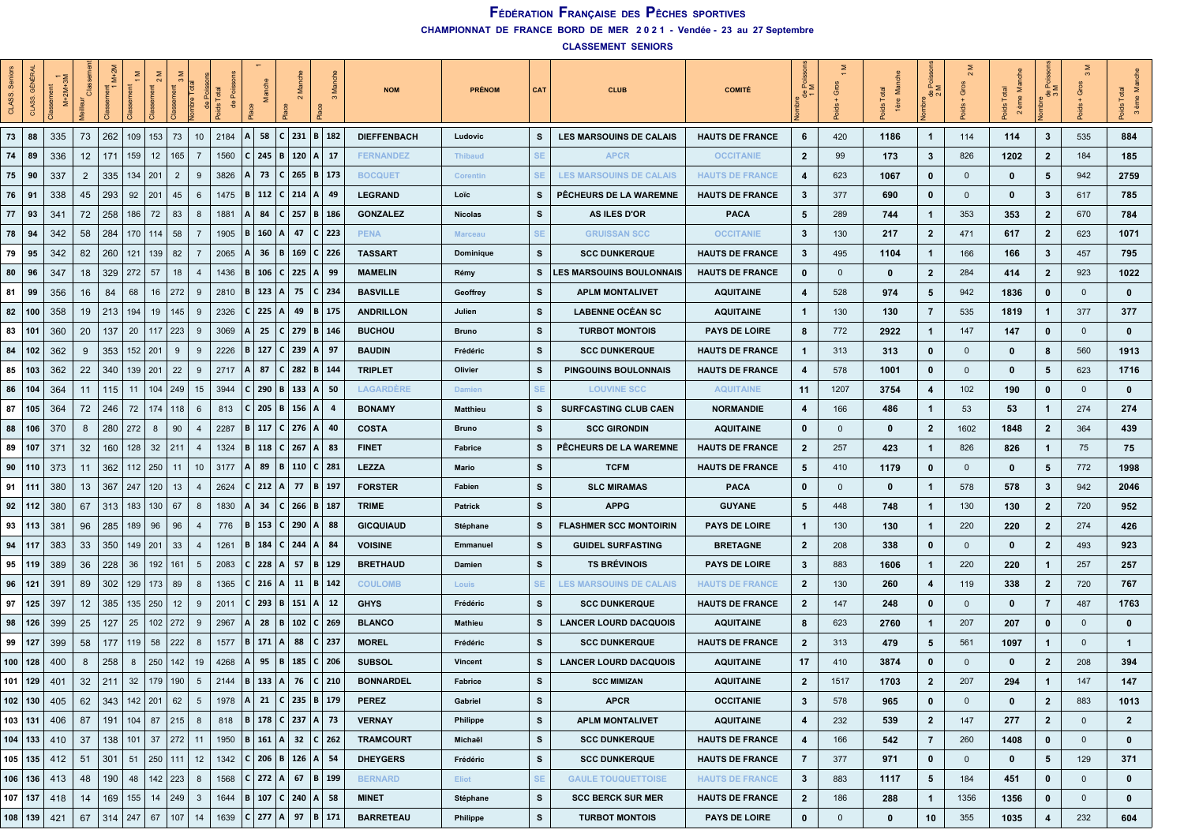# Fédération Française des Pêches sportives

**CHAMPIONNAT DE FRANCE BORD DE MER 2021 - Vendée - 23 au 27 Septembre**

**CLASSEMENT SENIORS**

| CLASS. Seniors | CLASS. GÉNÉRAL | Classement 1 M+2M+3M | Meilleur Classement | Classement 1 M+2M | Classement 1 M | Classement 2 M | Classement 3 M | Nombre Total de Poissons | Poids Total de Poissons | Place | 1 Manche | Place | 2 Manche | Place | 3 Manche | NOM | PRÉNOM | CAT | CLUB | COMITÉ | Nombre de Poissons 1 M | 1 M Poids + Gros | Poids Total 1ère Manche | Nombre de Poissons 2 M | 2 M Poids + Gros | Poids Total 2 ème Manche | Nombre de Poissons 3 M | 3 M Poids + Gros | Poids Total 3 ème Manche |
|---|---|---|---|---|---|---|---|---|---|---|---|---|---|---|---|---|---|---|---|---|---|---|---|---|---|---|---|---|---|
| 73 | 88 | 335 | 73 | 262 | 109 | 153 | 73 | 10 | 2184 | A | 58 | C | 231 | B | 182 | DIEFFENBACH | Ludovic | S | LES MARSOUINS DE CALAIS | HAUTS DE FRANCE | 6 | 420 | 1186 | 1 | 114 | 114 | 3 | 535 | 884 |
| 74 | 89 | 336 | 12 | 171 | 159 | 12 | 165 | 7 | 1560 | C | 245 | B | 120 | A | 17 | FERNANDEZ | Thibaud | SE | APCR | OCCITANIE | 2 | 99 | 173 | 3 | 826 | 1202 | 2 | 184 | 185 |
| 75 | 90 | 337 | 2 | 335 | 134 | 201 | 2 | 9 | 3826 | A | 73 | C | 265 | B | 173 | BOCQUET | Corentin | SE | LES MARSOUINS DE CALAIS | HAUTS DE FRANCE | 4 | 623 | 1067 | 0 | 0 | 0 | 5 | 942 | 2759 |
| 76 | 91 | 338 | 45 | 293 | 92 | 201 | 45 | 6 | 1475 | B | 112 | C | 214 | A | 49 | LEGRAND | Loïc | S | PÊCHEURS DE LA WAREMNE | HAUTS DE FRANCE | 3 | 377 | 690 | 0 | 0 | 0 | 3 | 617 | 785 |
| 77 | 93 | 341 | 72 | 258 | 186 | 72 | 83 | 8 | 1881 | A | 84 | C | 257 | B | 186 | GONZALEZ | Nicolas | S | AS ILES D'OR | PACA | 5 | 289 | 744 | 1 | 353 | 353 | 2 | 670 | 784 |
| 78 | 94 | 342 | 58 | 284 | 170 | 114 | 58 | 7 | 1905 | B | 160 | A | 47 | C | 223 | PENA | Marceau | SE | GRUISSAN SCC | OCCITANIE | 3 | 130 | 217 | 2 | 471 | 617 | 2 | 623 | 1071 |
| 79 | 95 | 342 | 82 | 260 | 121 | 139 | 82 | 7 | 2065 | A | 36 | B | 169 | C | 226 | TASSART | Dominique | S | SCC DUNKERQUE | HAUTS DE FRANCE | 3 | 495 | 1104 | 1 | 166 | 166 | 3 | 457 | 795 |
| 80 | 96 | 347 | 18 | 329 | 272 | 57 | 18 | 4 | 1436 | B | 106 | C | 225 | A | 99 | MAMELIN | Rémy | S | LES MARSOUINS BOULONNAIS | HAUTS DE FRANCE | 0 | 0 | 0 | 2 | 284 | 414 | 2 | 923 | 1022 |
| 81 | 99 | 356 | 16 | 84 | 68 | 16 | 272 | 9 | 2810 | B | 123 | A | 75 | C | 234 | BASVILLE | Geoffrey | S | APLM MONTALIVET | AQUITAINE | 4 | 528 | 974 | 5 | 942 | 1836 | 0 | 0 | 0 |
| 82 | 100 | 358 | 19 | 213 | 194 | 19 | 145 | 9 | 2326 | C | 225 | A | 49 | B | 175 | ANDRILLON | Julien | S | LABENNE OCÉAN SC | AQUITAINE | 1 | 130 | 130 | 7 | 535 | 1819 | 1 | 377 | 377 |
| 83 | 101 | 360 | 20 | 137 | 20 | 117 | 223 | 9 | 3069 | A | 25 | C | 279 | B | 146 | BUCHOU | Bruno | S | TURBOT MONTOIS | PAYS DE LOIRE | 8 | 772 | 2922 | 1 | 147 | 147 | 0 | 0 | 0 |
| 84 | 102 | 362 | 9 | 353 | 152 | 201 | 9 | 9 | 2226 | B | 127 | C | 239 | A | 97 | BAUDIN | Frédéric | S | SCC DUNKERQUE | HAUTS DE FRANCE | 1 | 313 | 313 | 0 | 0 | 0 | 8 | 560 | 1913 |
| 85 | 103 | 362 | 22 | 340 | 139 | 201 | 22 | 9 | 2717 | A | 87 | C | 282 | B | 144 | TRIPLET | Olivier | S | PINGOUINS BOULONNAIS | HAUTS DE FRANCE | 4 | 578 | 1001 | 0 | 0 | 0 | 5 | 623 | 1716 |
| 86 | 104 | 364 | 11 | 115 | 11 | 104 | 249 | 15 | 3944 | C | 290 | B | 133 | A | 50 | LAGARDÈRE | Damien | SE | LOUVINE SCC | AQUITAINE | 11 | 1207 | 3754 | 4 | 102 | 190 | 0 | 0 | 0 |
| 87 | 105 | 364 | 72 | 246 | 72 | 174 | 118 | 6 | 813 | C | 205 | B | 156 | A | 4 | BONAMY | Matthieu | S | SURFCASTING CLUB CAEN | NORMANDIE | 4 | 166 | 486 | 1 | 53 | 53 | 1 | 274 | 274 |
| 88 | 106 | 370 | 8 | 280 | 272 | 8 | 90 | 4 | 2287 | B | 117 | C | 276 | A | 40 | COSTA | Bruno | S | SCC GIRONDIN | AQUITAINE | 0 | 0 | 0 | 2 | 1602 | 1848 | 2 | 364 | 439 |
| 89 | 107 | 371 | 32 | 160 | 128 | 32 | 211 | 4 | 1324 | B | 118 | C | 267 | A | 83 | FINET | Fabrice | S | PÊCHEURS DE LA WAREMNE | HAUTS DE FRANCE | 2 | 257 | 423 | 1 | 826 | 826 | 1 | 75 | 75 |
| 90 | 110 | 373 | 11 | 362 | 112 | 250 | 11 | 10 | 3177 | A | 89 | B | 110 | C | 281 | LEZZA | Mario | S | TCFM | HAUTS DE FRANCE | 5 | 410 | 1179 | 0 | 0 | 0 | 5 | 772 | 1998 |
| 91 | 111 | 380 | 13 | 367 | 247 | 120 | 13 | 4 | 2624 | C | 212 | A | 77 | B | 197 | FORSTER | Fabien | S | SLC MIRAMAS | PACA | 0 | 0 | 0 | 1 | 578 | 578 | 3 | 942 | 2046 |
| 92 | 112 | 380 | 67 | 313 | 183 | 130 | 67 | 8 | 1830 | A | 34 | C | 266 | B | 187 | TRIME | Patrick | S | APPG | GUYANE | 5 | 448 | 748 | 1 | 130 | 130 | 2 | 720 | 952 |
| 93 | 113 | 381 | 96 | 285 | 189 | 96 | 96 | 4 | 776 | B | 153 | C | 290 | A | 88 | GICQUIAUD | Stéphane | S | FLASHMER SCC MONTOIRIN | PAYS DE LOIRE | 1 | 130 | 130 | 1 | 220 | 220 | 2 | 274 | 426 |
| 94 | 117 | 383 | 33 | 350 | 149 | 201 | 33 | 4 | 1261 | B | 184 | C | 244 | A | 84 | VOISINE | Emmanuel | S | GUIDEL SURFASTING | BRETAGNE | 2 | 208 | 338 | 0 | 0 | 0 | 2 | 493 | 923 |
| 95 | 119 | 389 | 36 | 228 | 36 | 192 | 161 | 5 | 2083 | C | 228 | A | 57 | B | 129 | BRETHAUD | Damien | S | TS BRÉVINOIS | PAYS DE LOIRE | 3 | 883 | 1606 | 1 | 220 | 220 | 1 | 257 | 257 |
| 96 | 121 | 391 | 89 | 302 | 129 | 173 | 89 | 8 | 1365 | C | 216 | A | 11 | B | 142 | COULOMB | Louis | SE | LES MARSOUINS DE CALAIS | HAUTS DE FRANCE | 2 | 130 | 260 | 4 | 119 | 338 | 2 | 720 | 767 |
| 97 | 125 | 397 | 12 | 385 | 135 | 250 | 12 | 9 | 2011 | C | 293 | B | 151 | A | 12 | GHYS | Frédéric | S | SCC DUNKERQUE | HAUTS DE FRANCE | 2 | 147 | 248 | 0 | 0 | 0 | 7 | 487 | 1763 |
| 98 | 126 | 399 | 25 | 127 | 25 | 102 | 272 | 9 | 2967 | A | 28 | B | 102 | C | 269 | BLANCO | Mathieu | S | LANCER LOURD DACQUOIS | AQUITAINE | 8 | 623 | 2760 | 1 | 207 | 207 | 0 | 0 | 0 |
| 99 | 127 | 399 | 58 | 177 | 119 | 58 | 222 | 8 | 1577 | B | 171 | A | 88 | C | 237 | MOREL | Frédéric | S | SCC DUNKERQUE | HAUTS DE FRANCE | 2 | 313 | 479 | 5 | 561 | 1097 | 1 | 0 | 1 |
| 100 | 128 | 400 | 8 | 258 | 8 | 250 | 142 | 19 | 4268 | A | 95 | B | 185 | C | 206 | SUBSOL | Vincent | S | LANCER LOURD DACQUOIS | AQUITAINE | 17 | 410 | 3874 | 0 | 0 | 0 | 2 | 208 | 394 |
| 101 | 129 | 401 | 32 | 211 | 32 | 179 | 190 | 5 | 2144 | B | 133 | A | 76 | C | 210 | BONNARDEL | Fabrice | S | SCC MIMIZAN | AQUITAINE | 2 | 1517 | 1703 | 2 | 207 | 294 | 1 | 147 | 147 |
| 102 | 130 | 405 | 62 | 343 | 142 | 201 | 62 | 5 | 1978 | A | 21 | C | 235 | B | 179 | PEREZ | Gabriel | S | APCR | OCCITANIE | 3 | 578 | 965 | 0 | 0 | 0 | 2 | 883 | 1013 |
| 103 | 131 | 406 | 87 | 191 | 104 | 87 | 215 | 8 | 818 | B | 178 | C | 237 | A | 73 | VERNAY | Philippe | S | APLM MONTALIVET | AQUITAINE | 4 | 232 | 539 | 2 | 147 | 277 | 2 | 0 | 2 |
| 104 | 133 | 410 | 37 | 138 | 101 | 37 | 272 | 11 | 1950 | B | 161 | A | 32 | C | 262 | TRAMCOURT | Michaël | S | SCC DUNKERQUE | HAUTS DE FRANCE | 4 | 166 | 542 | 7 | 260 | 1408 | 0 | 0 | 0 |
| 105 | 135 | 412 | 51 | 301 | 51 | 250 | 111 | 12 | 1342 | C | 206 | B | 126 | A | 54 | DHEYGERS | Frédéric | S | SCC DUNKERQUE | HAUTS DE FRANCE | 7 | 377 | 971 | 0 | 0 | 0 | 5 | 129 | 371 |
| 106 | 136 | 413 | 48 | 190 | 48 | 142 | 223 | 8 | 1568 | C | 272 | A | 67 | B | 199 | BERNARD | Eliot | SE | GAULE TOUQUETTOISE | HAUTS DE FRANCE | 3 | 883 | 1117 | 5 | 184 | 451 | 0 | 0 | 0 |
| 107 | 137 | 418 | 14 | 169 | 155 | 14 | 249 | 3 | 1644 | B | 107 | C | 240 | A | 58 | MINET | Stéphane | S | SCC BERCK SUR MER | HAUTS DE FRANCE | 2 | 186 | 288 | 1 | 1356 | 1356 | 0 | 0 | 0 |
| 108 | 139 | 421 | 67 | 314 | 247 | 67 | 107 | 14 | 1639 | C | 277 | A | 97 | B | 171 | BARRETEAU | Philippe | S | TURBOT MONTOIS | PAYS DE LOIRE | 0 | 0 | 0 | 10 | 355 | 1035 | 4 | 232 | 604 |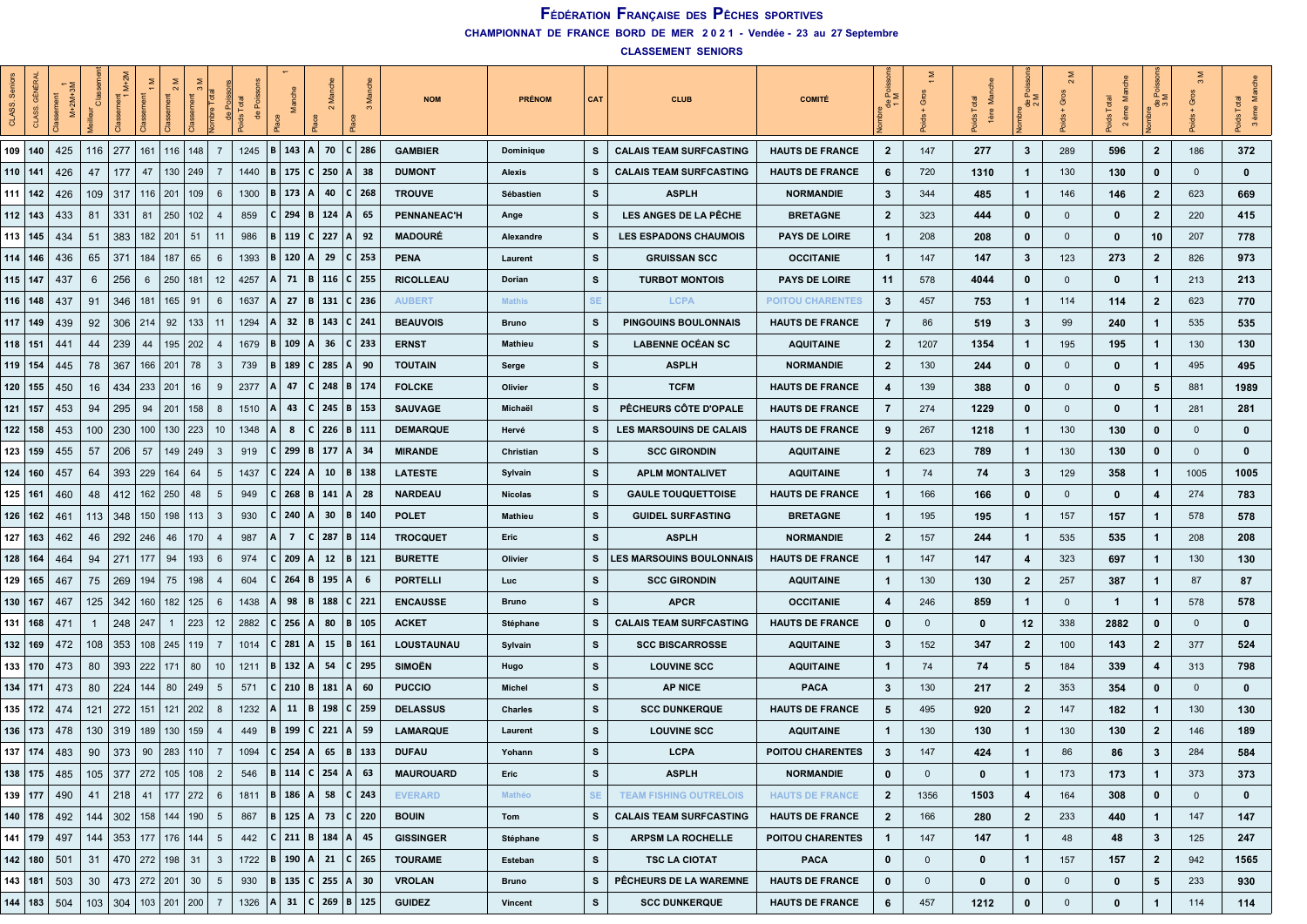# Fédération Française des Pêches sportives

**CHAMPIONNAT DE FRANCE BORD DE MER 2021 - Vendée - 23 au 27 Septembre**

**CLASSEMENT SENIORS**

| CLASS. Seniors | CLASS. GÉNÉRAL | Classement 1 M+2M+3M | Meilleur Classement | Classement 1 M+2M | Classement 1 M | Classement 2 M | Classement 3 M | Nombre Total de Poissons | Poids Total de Poissons | Place | 1 Manche | Place | 2 Manche | Place | 3 Manche | NOM | PRÉNOM | CAT | CLUB | COMITÉ | Nombre de Poissons 1 M | 1 M Poids + Gros | Poids Total 1ère Manche | Nombre de Poissons 2 M | 2 M Poids + Gros | Poids Total 2 ème Manche | Nombre de Poissons 3 M | 3 M Poids + Gros | Poids Total 3 ème Manche |
|---|---|---|---|---|---|---|---|---|---|---|---|---|---|---|---|---|---|---|---|---|---|---|---|---|---|---|---|---|---|
| 109 | 140 | 425 | 116 | 277 | 161 | 116 | 148 | 7 | 1245 | B | 143 | A | 70 | C | 286 | GAMBIER | Dominique | S | CALAIS TEAM SURFCASTING | HAUTS DE FRANCE | 2 | 147 | 277 | 3 | 289 | 596 | 2 | 186 | 372 |
| 110 | 141 | 426 | 47 | 177 | 47 | 130 | 249 | 7 | 1440 | B | 175 | C | 250 | A | 38 | DUMONT | Alexis | S | CALAIS TEAM SURFCASTING | HAUTS DE FRANCE | 6 | 720 | 1310 | 1 | 130 | 130 | 0 | 0 | 0 |
| 111 | 142 | 426 | 109 | 317 | 116 | 201 | 109 | 6 | 1300 | B | 173 | A | 40 | C | 268 | TROUVE | Sébastien | S | ASPLH | NORMANDIE | 3 | 344 | 485 | 1 | 146 | 146 | 2 | 623 | 669 |
| 112 | 143 | 433 | 81 | 331 | 81 | 250 | 102 | 4 | 859 | C | 294 | B | 124 | A | 65 | PENNANEAC'H | Ange | S | LES ANGES DE LA PÊCHE | BRETAGNE | 2 | 323 | 444 | 0 | 0 | 0 | 2 | 220 | 415 |
| 113 | 145 | 434 | 51 | 383 | 182 | 201 | 51 | 11 | 986 | B | 119 | C | 227 | A | 92 | MADOURÉ | Alexandre | S | LES ESPADONS CHAUMOIS | PAYS DE LOIRE | 1 | 208 | 208 | 0 | 0 | 0 | 10 | 207 | 778 |
| 114 | 146 | 436 | 65 | 371 | 184 | 187 | 65 | 6 | 1393 | B | 120 | A | 29 | C | 253 | PENA | Laurent | S | GRUISSAN SCC | OCCITANIE | 1 | 147 | 147 | 3 | 123 | 273 | 2 | 826 | 973 |
| 115 | 147 | 437 | 6 | 256 | 6 | 250 | 181 | 12 | 4257 | A | 71 | B | 116 | C | 255 | RICOLLEAU | Dorian | S | TURBOT MONTOIS | PAYS DE LOIRE | 11 | 578 | 4044 | 0 | 0 | 0 | 1 | 213 | 213 |
| 116 | 148 | 437 | 91 | 346 | 181 | 165 | 91 | 6 | 1637 | A | 27 | B | 131 | C | 236 | AUBERT | Mathis | SE | LCPA | POITOU CHARENTES | 3 | 457 | 753 | 1 | 114 | 114 | 2 | 623 | 770 |
| 117 | 149 | 439 | 92 | 306 | 214 | 92 | 133 | 11 | 1294 | A | 32 | B | 143 | C | 241 | BEAUVOIS | Bruno | S | PINGOUINS BOULONNAIS | HAUTS DE FRANCE | 7 | 86 | 519 | 3 | 99 | 240 | 1 | 535 | 535 |
| 118 | 151 | 441 | 44 | 239 | 44 | 195 | 202 | 4 | 1679 | B | 109 | A | 36 | C | 233 | ERNST | Mathieu | S | LABENNE OCÉAN SC | AQUITAINE | 2 | 1207 | 1354 | 1 | 195 | 195 | 1 | 130 | 130 |
| 119 | 154 | 445 | 78 | 367 | 166 | 201 | 78 | 3 | 739 | B | 189 | C | 285 | A | 90 | TOUTAIN | Serge | S | ASPLH | NORMANDIE | 2 | 130 | 244 | 0 | 0 | 0 | 1 | 495 | 495 |
| 120 | 155 | 450 | 16 | 434 | 233 | 201 | 16 | 9 | 2377 | A | 47 | C | 248 | B | 174 | FOLCKE | Olivier | S | TCFM | HAUTS DE FRANCE | 4 | 139 | 388 | 0 | 0 | 0 | 5 | 881 | 1989 |
| 121 | 157 | 453 | 94 | 295 | 94 | 201 | 158 | 8 | 1510 | A | 43 | C | 245 | B | 153 | SAUVAGE | Michaël | S | PÊCHEURS CÔTE D'OPALE | HAUTS DE FRANCE | 7 | 274 | 1229 | 0 | 0 | 0 | 1 | 281 | 281 |
| 122 | 158 | 453 | 100 | 230 | 100 | 130 | 223 | 10 | 1348 | A | 8 | C | 226 | B | 111 | DEMARQUE | Hervé | S | LES MARSOUINS DE CALAIS | HAUTS DE FRANCE | 9 | 267 | 1218 | 1 | 130 | 130 | 0 | 0 | 0 |
| 123 | 159 | 455 | 57 | 206 | 57 | 149 | 249 | 3 | 919 | C | 299 | B | 177 | A | 34 | MIRANDE | Christian | S | SCC GIRONDIN | AQUITAINE | 2 | 623 | 789 | 1 | 130 | 130 | 0 | 0 | 0 |
| 124 | 160 | 457 | 64 | 393 | 229 | 164 | 64 | 5 | 1437 | C | 224 | A | 10 | B | 138 | LATESTE | Sylvain | S | APLM MONTALIVET | AQUITAINE | 1 | 74 | 74 | 3 | 129 | 358 | 1 | 1005 | 1005 |
| 125 | 161 | 460 | 48 | 412 | 162 | 250 | 48 | 5 | 949 | C | 268 | B | 141 | A | 28 | NARDEAU | Nicolas | S | GAULE TOUQUETTOISE | HAUTS DE FRANCE | 1 | 166 | 166 | 0 | 0 | 0 | 4 | 274 | 783 |
| 126 | 162 | 461 | 113 | 348 | 150 | 198 | 113 | 3 | 930 | C | 240 | A | 30 | B | 140 | POLET | Mathieu | S | GUIDEL SURFASTING | BRETAGNE | 1 | 195 | 195 | 1 | 157 | 157 | 1 | 578 | 578 |
| 127 | 163 | 462 | 46 | 292 | 246 | 46 | 170 | 4 | 987 | A | 7 | C | 287 | B | 114 | TROCQUET | Eric | S | ASPLH | NORMANDIE | 2 | 157 | 244 | 1 | 535 | 535 | 1 | 208 | 208 |
| 128 | 164 | 464 | 94 | 271 | 177 | 94 | 193 | 6 | 974 | C | 209 | A | 12 | B | 121 | BURETTE | Olivier | S | LES MARSOUINS BOULONNAIS | HAUTS DE FRANCE | 1 | 147 | 147 | 4 | 323 | 697 | 1 | 130 | 130 |
| 129 | 165 | 467 | 75 | 269 | 194 | 75 | 198 | 4 | 604 | C | 264 | B | 195 | A | 6 | PORTELLI | Luc | S | SCC GIRONDIN | AQUITAINE | 1 | 130 | 130 | 2 | 257 | 387 | 1 | 87 | 87 |
| 130 | 167 | 467 | 125 | 342 | 160 | 182 | 125 | 6 | 1438 | A | 98 | B | 188 | C | 221 | ENCAUSSE | Bruno | S | APCR | OCCITANIE | 4 | 246 | 859 | 1 | 0 | 1 | 1 | 578 | 578 |
| 131 | 168 | 471 | 1 | 248 | 247 | 1 | 223 | 12 | 2882 | C | 256 | A | 80 | B | 105 | ACKET | Stéphane | S | CALAIS TEAM SURFCASTING | HAUTS DE FRANCE | 0 | 0 | 0 | 12 | 338 | 2882 | 0 | 0 | 0 |
| 132 | 169 | 472 | 108 | 353 | 108 | 245 | 119 | 7 | 1014 | C | 281 | A | 15 | B | 161 | LOUSTAUNAU | Sylvain | S | SCC BISCARROSSE | AQUITAINE | 3 | 152 | 347 | 2 | 100 | 143 | 2 | 377 | 524 |
| 133 | 170 | 473 | 80 | 393 | 222 | 171 | 80 | 10 | 1211 | B | 132 | A | 54 | C | 295 | SIMOËN | Hugo | S | LOUVINE SCC | AQUITAINE | 1 | 74 | 74 | 5 | 184 | 339 | 4 | 313 | 798 |
| 134 | 171 | 473 | 80 | 224 | 144 | 80 | 249 | 5 | 571 | C | 210 | B | 181 | A | 60 | PUCCIO | Michel | S | AP NICE | PACA | 3 | 130 | 217 | 2 | 353 | 354 | 0 | 0 | 0 |
| 135 | 172 | 474 | 121 | 272 | 151 | 121 | 202 | 8 | 1232 | A | 11 | B | 198 | C | 259 | DELASSUS | Charles | S | SCC DUNKERQUE | HAUTS DE FRANCE | 5 | 495 | 920 | 2 | 147 | 182 | 1 | 130 | 130 |
| 136 | 173 | 478 | 130 | 319 | 189 | 130 | 159 | 4 | 449 | B | 199 | C | 221 | A | 59 | LAMARQUE | Laurent | S | LOUVINE SCC | AQUITAINE | 1 | 130 | 130 | 1 | 130 | 130 | 2 | 146 | 189 |
| 137 | 174 | 483 | 90 | 373 | 90 | 283 | 110 | 7 | 1094 | C | 254 | A | 65 | B | 133 | DUFAU | Yohann | S | LCPA | POITOU CHARENTES | 3 | 147 | 424 | 1 | 86 | 86 | 3 | 284 | 584 |
| 138 | 175 | 485 | 105 | 377 | 272 | 105 | 108 | 2 | 546 | B | 114 | C | 254 | A | 63 | MAUROUARD | Eric | S | ASPLH | NORMANDIE | 0 | 0 | 0 | 1 | 173 | 173 | 1 | 373 | 373 |
| 139 | 177 | 490 | 41 | 218 | 41 | 177 | 272 | 6 | 1811 | B | 186 | A | 58 | C | 243 | EVERARD | Mathéo | SE | TEAM FISHING OUTRELOIS | HAUTS DE FRANCE | 2 | 1356 | 1503 | 4 | 164 | 308 | 0 | 0 | 0 |
| 140 | 178 | 492 | 144 | 302 | 158 | 144 | 190 | 5 | 867 | B | 125 | A | 73 | C | 220 | BOUIN | Tom | S | CALAIS TEAM SURFCASTING | HAUTS DE FRANCE | 2 | 166 | 280 | 2 | 233 | 440 | 1 | 147 | 147 |
| 141 | 179 | 497 | 144 | 353 | 177 | 176 | 144 | 5 | 442 | C | 211 | B | 184 | A | 45 | GISSINGER | Stéphane | S | ARPSM LA ROCHELLE | POITOU CHARENTES | 1 | 147 | 147 | 1 | 48 | 48 | 3 | 125 | 247 |
| 142 | 180 | 501 | 31 | 470 | 272 | 198 | 31 | 3 | 1722 | B | 190 | A | 21 | C | 265 | TOURAME | Esteban | S | TSC LA CIOTAT | PACA | 0 | 0 | 0 | 1 | 157 | 157 | 2 | 942 | 1565 |
| 143 | 181 | 503 | 30 | 473 | 272 | 201 | 30 | 5 | 930 | B | 135 | C | 255 | A | 30 | VROLAN | Bruno | S | PÊCHEURS DE LA WAREMNE | HAUTS DE FRANCE | 0 | 0 | 0 | 0 | 0 | 0 | 5 | 233 | 930 |
| 144 | 183 | 504 | 103 | 304 | 103 | 201 | 200 | 7 | 1326 | A | 31 | C | 269 | B | 125 | GUIDEZ | Vincent | S | SCC DUNKERQUE | HAUTS DE FRANCE | 6 | 457 | 1212 | 0 | 0 | 0 | 1 | 114 | 114 |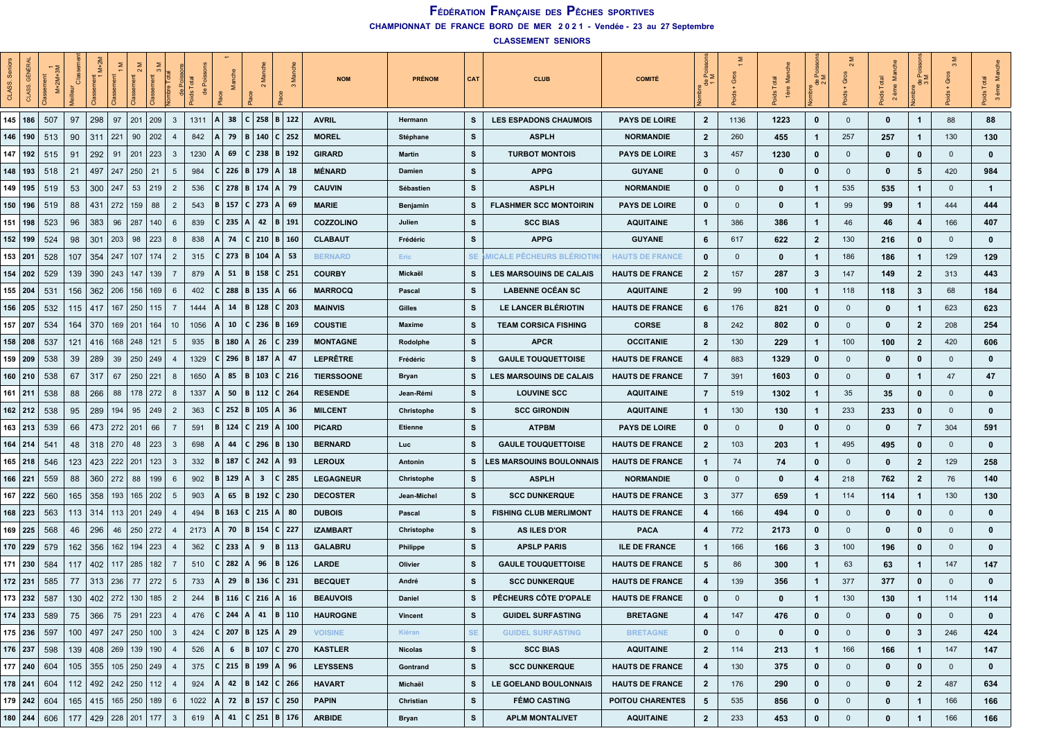# FÉDÉRATION FRANÇAISE DES PÊCHES SPORTIVES

**CHAMPIONNAT DE FRANCE BORD DE MER 2 0 2 1 - Vendée - 23 au 27 Septembre**

**CLASSEMENT SENIORS**

| CLASS. Seniors | CLASS. GÉNÉRAL | Classement 1 M+2M+3M | Meilleur Classement | Classement 1 M+2M | Classement 1 M | Classement 2 M | Classement 3 M | Nombre Total de Poissons | Poids Total de Poissons | Place | 1 Manche | Place | 2 Manche | Place | 3 Manche | NOM | PRÉNOM | CAT | CLUB | COMITÉ | Nombre de Poissons 1 M | Poids + Gros 1 M | Poids Total 1ère Manche | Nombre de Poissons 2 M | Poids + Gros 2 M | Poids Total 2 ème Manche | Nombre de Poissons 3 M | Poids + Gros 3 M | Poids Total 3 ème Manche |
|---|---|---|---|---|---|---|---|---|---|---|---|---|---|---|---|---|---|---|---|---|---|---|---|---|---|---|---|---|---|
| 145 | 186 | 507 | 97 | 298 | 97 | 201 | 209 | 3 | 1311 | A | 38 | C | 258 | B | 122 | AVRIL | Hermann | S | LES ESPADONS CHAUMOIS | PAYS DE LOIRE | 2 | 1136 | 1223 | 0 | 0 | 0 | 1 | 88 | 88 |
| 146 | 190 | 513 | 90 | 311 | 221 | 90 | 202 | 4 | 842 | A | 79 | B | 140 | C | 252 | MOREL | Stéphane | S | ASPLH | NORMANDIE | 2 | 260 | 455 | 1 | 257 | 257 | 1 | 130 | 130 |
| 147 | 192 | 515 | 91 | 292 | 91 | 201 | 223 | 3 | 1230 | A | 69 | C | 238 | B | 192 | GIRARD | Martin | S | TURBOT MONTOIS | PAYS DE LOIRE | 3 | 457 | 1230 | 0 | 0 | 0 | 0 | 0 | 0 |
| 148 | 193 | 518 | 21 | 497 | 247 | 250 | 21 | 5 | 984 | C | 226 | B | 179 | A | 18 | MÉNARD | Damien | S | APPG | GUYANE | 0 | 0 | 0 | 0 | 0 | 0 | 5 | 420 | 984 |
| 149 | 195 | 519 | 53 | 300 | 247 | 53 | 219 | 2 | 536 | C | 278 | B | 174 | A | 79 | CAUVIN | Sébastien | S | ASPLH | NORMANDIE | 0 | 0 | 0 | 1 | 535 | 535 | 1 | 0 | 1 |
| 150 | 196 | 519 | 88 | 431 | 272 | 159 | 88 | 2 | 543 | B | 157 | C | 273 | A | 69 | MARIE | Benjamin | S | FLASHMER SCC MONTOIRIN | PAYS DE LOIRE | 0 | 0 | 0 | 1 | 99 | 99 | 1 | 444 | 444 |
| 151 | 198 | 523 | 96 | 383 | 96 | 287 | 140 | 6 | 839 | C | 235 | A | 42 | B | 191 | COZZOLINO | Julien | S | SCC BIAS | AQUITAINE | 1 | 386 | 386 | 1 | 46 | 46 | 4 | 166 | 407 |
| 152 | 199 | 524 | 98 | 301 | 203 | 98 | 223 | 8 | 838 | A | 74 | C | 210 | B | 160 | CLABAUT | Frédéric | S | APPG | GUYANE | 6 | 617 | 622 | 2 | 130 | 216 | 0 | 0 | 0 |
| 153 | 201 | 528 | 107 | 354 | 247 | 107 | 174 | 2 | 315 | C | 273 | B | 104 | A | 53 | BERNARD | Eric | SE | AMICALE PÊCHEURS BLÉRIOTINS | HAUTS DE FRANCE | 0 | 0 | 0 | 1 | 186 | 186 | 1 | 129 | 129 |
| 154 | 202 | 529 | 139 | 390 | 243 | 147 | 139 | 7 | 879 | A | 51 | B | 158 | C | 251 | COURBY | Mickaël | S | LES MARSOUINS DE CALAIS | HAUTS DE FRANCE | 2 | 157 | 287 | 3 | 147 | 149 | 2 | 313 | 443 |
| 155 | 204 | 531 | 156 | 362 | 206 | 156 | 169 | 6 | 402 | C | 288 | B | 135 | A | 66 | MARROCQ | Pascal | S | LABENNE OCÉAN SC | AQUITAINE | 2 | 99 | 100 | 1 | 118 | 118 | 3 | 68 | 184 |
| 156 | 205 | 532 | 115 | 417 | 167 | 250 | 115 | 7 | 1444 | A | 14 | B | 128 | C | 203 | MAINVIS | Gilles | S | LE LANCER BLÉRIOTIN | HAUTS DE FRANCE | 6 | 176 | 821 | 0 | 0 | 0 | 1 | 623 | 623 |
| 157 | 207 | 534 | 164 | 370 | 169 | 201 | 164 | 10 | 1056 | A | 10 | C | 236 | B | 169 | COUSTIE | Maxime | S | TEAM CORSICA FISHING | CORSE | 8 | 242 | 802 | 0 | 0 | 0 | 2 | 208 | 254 |
| 158 | 208 | 537 | 121 | 416 | 168 | 248 | 121 | 5 | 935 | B | 180 | A | 26 | C | 239 | MONTAGNE | Rodolphe | S | APCR | OCCITANIE | 2 | 130 | 229 | 1 | 100 | 100 | 2 | 420 | 606 |
| 159 | 209 | 538 | 39 | 289 | 39 | 250 | 249 | 4 | 1329 | C | 296 | B | 187 | A | 47 | LEPRÊTRE | Frédéric | S | GAULE TOUQUETTOISE | HAUTS DE FRANCE | 4 | 883 | 1329 | 0 | 0 | 0 | 0 | 0 | 0 |
| 160 | 210 | 538 | 67 | 317 | 67 | 250 | 221 | 8 | 1650 | A | 85 | B | 103 | C | 216 | TIERSSOONE | Bryan | S | LES MARSOUINS DE CALAIS | HAUTS DE FRANCE | 7 | 391 | 1603 | 0 | 0 | 0 | 1 | 47 | 47 |
| 161 | 211 | 538 | 88 | 266 | 88 | 178 | 272 | 8 | 1337 | A | 50 | B | 112 | C | 264 | RESENDE | Jean-Rémi | S | LOUVINE SCC | AQUITAINE | 7 | 519 | 1302 | 1 | 35 | 35 | 0 | 0 | 0 |
| 162 | 212 | 538 | 95 | 289 | 194 | 95 | 249 | 2 | 363 | C | 252 | B | 105 | A | 36 | MILCENT | Christophe | S | SCC GIRONDIN | AQUITAINE | 1 | 130 | 130 | 1 | 233 | 233 | 0 | 0 | 0 |
| 163 | 213 | 539 | 66 | 473 | 272 | 201 | 66 | 7 | 591 | B | 124 | C | 219 | A | 100 | PICARD | Etienne | S | ATPBM | PAYS DE LOIRE | 0 | 0 | 0 | 0 | 0 | 0 | 7 | 304 | 591 |
| 164 | 214 | 541 | 48 | 318 | 270 | 48 | 223 | 3 | 698 | A | 44 | C | 296 | B | 130 | BERNARD | Luc | S | GAULE TOUQUETTOISE | HAUTS DE FRANCE | 2 | 103 | 203 | 1 | 495 | 495 | 0 | 0 | 0 |
| 165 | 218 | 546 | 123 | 423 | 222 | 201 | 123 | 3 | 332 | B | 187 | C | 242 | A | 93 | LEROUX | Antonin | S | LES MARSOUINS BOULONNAIS | HAUTS DE FRANCE | 1 | 74 | 74 | 0 | 0 | 0 | 2 | 129 | 258 |
| 166 | 221 | 559 | 88 | 360 | 272 | 88 | 199 | 6 | 902 | B | 129 | A | 3 | C | 285 | LEGAGNEUR | Christophe | S | ASPLH | NORMANDIE | 0 | 0 | 0 | 4 | 218 | 762 | 2 | 76 | 140 |
| 167 | 222 | 560 | 165 | 358 | 193 | 165 | 202 | 5 | 903 | A | 65 | B | 192 | C | 230 | DECOSTER | Jean-Michel | S | SCC DUNKERQUE | HAUTS DE FRANCE | 3 | 377 | 659 | 1 | 114 | 114 | 1 | 130 | 130 |
| 168 | 223 | 563 | 113 | 314 | 113 | 201 | 249 | 4 | 494 | B | 163 | C | 215 | A | 80 | DUBOIS | Pascal | S | FISHING CLUB MERLIMONT | HAUTS DE FRANCE | 4 | 166 | 494 | 0 | 0 | 0 | 0 | 0 | 0 |
| 169 | 225 | 568 | 46 | 296 | 46 | 250 | 272 | 4 | 2173 | A | 70 | B | 154 | C | 227 | IZAMBART | Christophe | S | AS ILES D'OR | PACA | 4 | 772 | 2173 | 0 | 0 | 0 | 0 | 0 | 0 |
| 170 | 229 | 579 | 162 | 356 | 162 | 194 | 223 | 4 | 362 | C | 233 | A | 9 | B | 113 | GALABRU | Philippe | S | APSLP PARIS | ILE DE FRANCE | 1 | 166 | 166 | 3 | 100 | 196 | 0 | 0 | 0 |
| 171 | 230 | 584 | 117 | 402 | 117 | 285 | 182 | 7 | 510 | C | 282 | A | 96 | B | 126 | LARDE | Olivier | S | GAULE TOUQUETTOISE | HAUTS DE FRANCE | 5 | 86 | 300 | 1 | 63 | 63 | 1 | 147 | 147 |
| 172 | 231 | 585 | 77 | 313 | 236 | 77 | 272 | 5 | 733 | A | 29 | B | 136 | C | 231 | BECQUET | André | S | SCC DUNKERQUE | HAUTS DE FRANCE | 4 | 139 | 356 | 1 | 377 | 377 | 0 | 0 | 0 |
| 173 | 232 | 587 | 130 | 402 | 272 | 130 | 185 | 2 | 244 | B | 116 | C | 216 | A | 16 | BEAUVOIS | Daniel | S | PÊCHEURS CÔTE D'OPALE | HAUTS DE FRANCE | 0 | 0 | 0 | 1 | 130 | 130 | 1 | 114 | 114 |
| 174 | 233 | 589 | 75 | 366 | 75 | 291 | 223 | 4 | 476 | C | 244 | A | 41 | B | 110 | HAUROGNE | Vincent | S | GUIDEL SURFASTING | BRETAGNE | 4 | 147 | 476 | 0 | 0 | 0 | 0 | 0 | 0 |
| 175 | 236 | 597 | 100 | 497 | 247 | 250 | 100 | 3 | 424 | C | 207 | B | 125 | A | 29 | VOISINE | Kiéran | SE | GUIDEL SURFASTING | BRETAGNE | 0 | 0 | 0 | 0 | 0 | 0 | 3 | 246 | 424 |
| 176 | 237 | 598 | 139 | 408 | 269 | 139 | 190 | 4 | 526 | A | 6 | B | 107 | C | 270 | KASTLER | Nicolas | S | SCC BIAS | AQUITAINE | 2 | 114 | 213 | 1 | 166 | 166 | 1 | 147 | 147 |
| 177 | 240 | 604 | 105 | 355 | 105 | 250 | 249 | 4 | 375 | C | 215 | B | 199 | A | 96 | LEYSSENS | Gontrand | S | SCC DUNKERQUE | HAUTS DE FRANCE | 4 | 130 | 375 | 0 | 0 | 0 | 0 | 0 | 0 |
| 178 | 241 | 604 | 112 | 492 | 242 | 250 | 112 | 4 | 924 | A | 42 | B | 142 | C | 266 | HAVART | Michaël | S | LE GOELAND BOULONNAIS | HAUTS DE FRANCE | 2 | 176 | 290 | 0 | 0 | 0 | 2 | 487 | 634 |
| 179 | 242 | 604 | 165 | 415 | 165 | 250 | 189 | 6 | 1022 | A | 72 | B | 157 | C | 250 | PAPIN | Christian | S | FÉMO CASTING | POITOU CHARENTES | 5 | 535 | 856 | 0 | 0 | 0 | 1 | 166 | 166 |
| 180 | 244 | 606 | 177 | 429 | 228 | 201 | 177 | 3 | 619 | A | 41 | C | 251 | B | 176 | ARBIDE | Bryan | S | APLM MONTALIVET | AQUITAINE | 2 | 233 | 453 | 0 | 0 | 0 | 1 | 166 | 166 |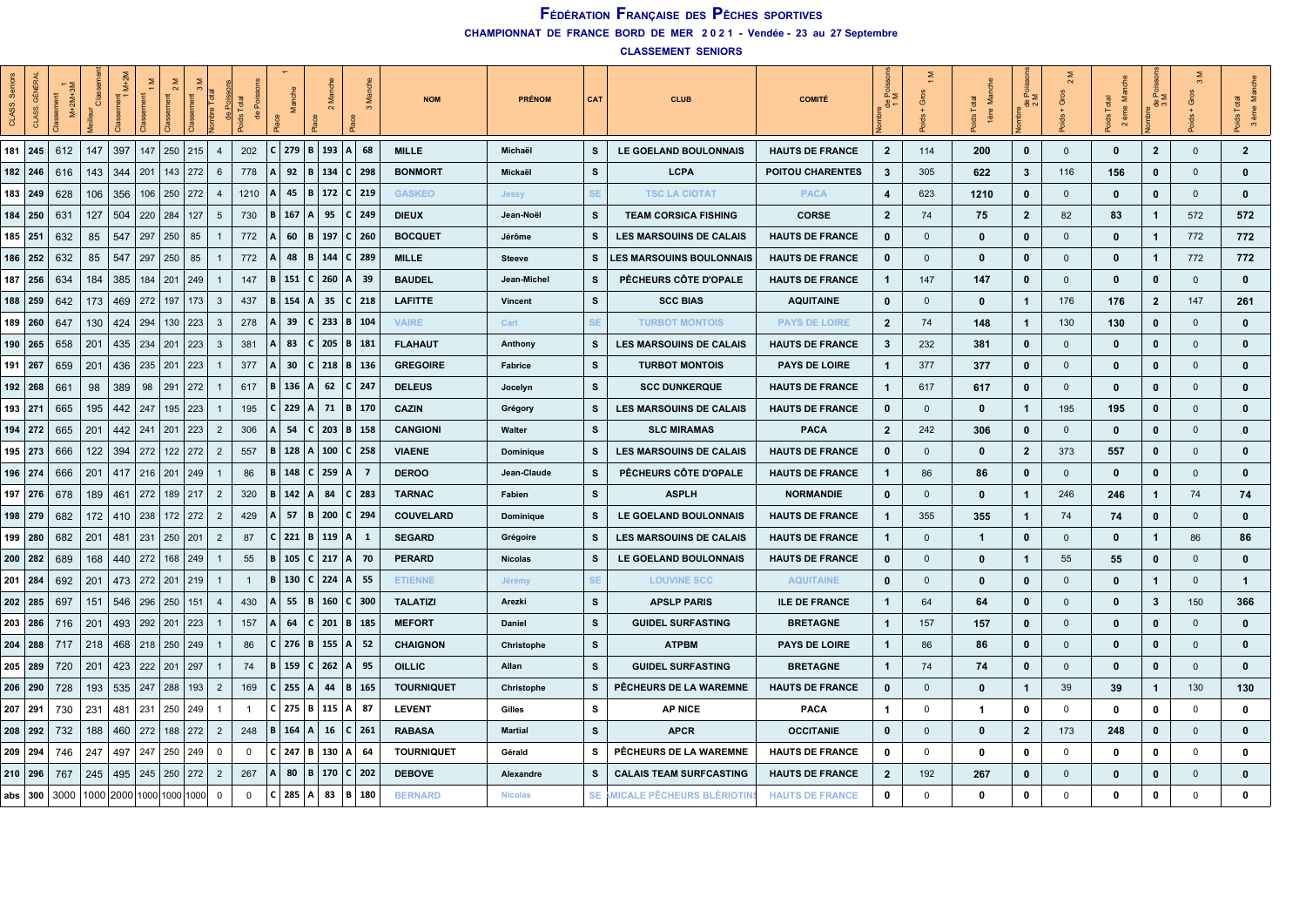# FÉDÉRATION FRANÇAISE DES PÊCHES SPORTIVES

**CHAMPIONNAT DE FRANCE BORD DE MER 2021 - Vendée - 23 au 27 Septembre**

**CLASSEMENT SENIORS**

| CLASS. Seniors | CLASS. GÉNÉRAL | Classement M+2M+3M | Meilleur Classement | Classement 1 M+2M | Classement 1 M | Classement 2 M | Classement 3 M | Nombre Total de Poissons | Poids Total de Poissons | Place | 1 Manche | Place | 2 Manche | Place | 3 Manche | NOM | PRÉNOM | CAT | CLUB | COMITÉ | Nombre de Poissons 1 M | Poids + Gros 1 M | Poids Total 1ère Manche | Nombre de Poissons 2 M | Poids + Gros 2 M | Poids Total 2 ème Manche | Nombre de Poissons 3 M | Poids + Gros 3 M | Poids Total 3 ème Manche |
|---|---|---|---|---|---|---|---|---|---|---|---|---|---|---|---|---|---|---|---|---|---|---|---|---|---|---|---|---|---|
| 181 | 245 | 612 | 147 | 397 | 147 | 250 | 215 | 4 | 202 | C | 279 | B | 193 | A | 68 | MILLE | Michaël | S | LE GOELAND BOULONNAIS | HAUTS DE FRANCE | 2 | 114 | 200 | 0 | 0 | 0 | 2 | 0 | 2 |
| 182 | 246 | 616 | 143 | 344 | 201 | 143 | 272 | 6 | 778 | A | 92 | B | 134 | C | 298 | BONMORT | Mickaël | S | LCPA | POITOU CHARENTES | 3 | 305 | 622 | 3 | 116 | 156 | 0 | 0 | 0 |
| 183 | 249 | 628 | 106 | 356 | 106 | 250 | 272 | 4 | 1210 | A | 45 | B | 172 | C | 219 | GASKEO | Jessy | SE | TSC LA CIOTAT | PACA | 4 | 623 | 1210 | 0 | 0 | 0 | 0 | 0 | 0 |
| 184 | 250 | 631 | 127 | 504 | 220 | 284 | 127 | 5 | 730 | B | 167 | A | 95 | C | 249 | DIEUX | Jean-Noël | S | TEAM CORSICA FISHING | CORSE | 2 | 74 | 75 | 2 | 82 | 83 | 1 | 572 | 572 |
| 185 | 251 | 632 | 85 | 547 | 297 | 250 | 85 | 1 | 772 | A | 60 | B | 197 | C | 260 | BOCQUET | Jérôme | S | LES MARSOUINS DE CALAIS | HAUTS DE FRANCE | 0 | 0 | 0 | 0 | 0 | 0 | 1 | 772 | 772 |
| 186 | 252 | 632 | 85 | 547 | 297 | 250 | 85 | 1 | 772 | A | 48 | B | 144 | C | 289 | MILLE | Steeve | S | LES MARSOUINS BOULONNAIS | HAUTS DE FRANCE | 0 | 0 | 0 | 0 | 0 | 0 | 1 | 772 | 772 |
| 187 | 256 | 634 | 184 | 385 | 184 | 201 | 249 | 1 | 147 | B | 151 | C | 260 | A | 39 | BAUDEL | Jean-Michel | S | PÊCHEURS CÔTE D'OPALE | HAUTS DE FRANCE | 1 | 147 | 147 | 0 | 0 | 0 | 0 | 0 | 0 |
| 188 | 259 | 642 | 173 | 469 | 272 | 197 | 173 | 3 | 437 | B | 154 | A | 35 | C | 218 | LAFITTE | Vincent | S | SCC BIAS | AQUITAINE | 0 | 0 | 0 | 1 | 176 | 176 | 2 | 147 | 261 |
| 189 | 260 | 647 | 130 | 424 | 294 | 130 | 223 | 3 | 278 | A | 39 | C | 233 | B | 104 | VAIRE | Carl | SE | TURBOT MONTOIS | PAYS DE LOIRE | 2 | 74 | 148 | 1 | 130 | 130 | 0 | 0 | 0 |
| 190 | 265 | 658 | 201 | 435 | 234 | 201 | 223 | 3 | 381 | A | 83 | C | 205 | B | 181 | FLAHAUT | Anthony | S | LES MARSOUINS DE CALAIS | HAUTS DE FRANCE | 3 | 232 | 381 | 0 | 0 | 0 | 0 | 0 | 0 |
| 191 | 267 | 659 | 201 | 436 | 235 | 201 | 223 | 1 | 377 | A | 30 | C | 218 | B | 136 | GREGOIRE | Fabrice | S | TURBOT MONTOIS | PAYS DE LOIRE | 1 | 377 | 377 | 0 | 0 | 0 | 0 | 0 | 0 |
| 192 | 268 | 661 | 98 | 389 | 98 | 291 | 272 | 1 | 617 | B | 136 | A | 62 | C | 247 | DELEUS | Jocelyn | S | SCC DUNKERQUE | HAUTS DE FRANCE | 1 | 617 | 617 | 0 | 0 | 0 | 0 | 0 | 0 |
| 193 | 271 | 665 | 195 | 442 | 247 | 195 | 223 | 1 | 195 | C | 229 | A | 71 | B | 170 | CAZIN | Grégory | S | LES MARSOUINS DE CALAIS | HAUTS DE FRANCE | 0 | 0 | 0 | 1 | 195 | 195 | 0 | 0 | 0 |
| 194 | 272 | 665 | 201 | 442 | 241 | 201 | 223 | 2 | 306 | A | 54 | C | 203 | B | 158 | CANGIONI | Walter | S | SLC MIRAMAS | PACA | 2 | 242 | 306 | 0 | 0 | 0 | 0 | 0 | 0 |
| 195 | 273 | 666 | 122 | 394 | 272 | 122 | 272 | 2 | 557 | B | 128 | A | 100 | C | 258 | VIAENE | Dominique | S | LES MARSOUINS DE CALAIS | HAUTS DE FRANCE | 0 | 0 | 0 | 2 | 373 | 557 | 0 | 0 | 0 |
| 196 | 274 | 666 | 201 | 417 | 216 | 201 | 249 | 1 | 86 | B | 148 | C | 259 | A | 7 | DEROO | Jean-Claude | S | PÊCHEURS CÔTE D'OPALE | HAUTS DE FRANCE | 1 | 86 | 86 | 0 | 0 | 0 | 0 | 0 | 0 |
| 197 | 276 | 678 | 189 | 461 | 272 | 189 | 217 | 2 | 320 | B | 142 | A | 84 | C | 283 | TARNAC | Fabien | S | ASPLH | NORMANDIE | 0 | 0 | 0 | 1 | 246 | 246 | 1 | 74 | 74 |
| 198 | 279 | 682 | 172 | 410 | 238 | 172 | 272 | 2 | 429 | A | 57 | B | 200 | C | 294 | COUVELARD | Dominique | S | LE GOELAND BOULONNAIS | HAUTS DE FRANCE | 1 | 355 | 355 | 1 | 74 | 74 | 0 | 0 | 0 |
| 199 | 280 | 682 | 201 | 481 | 231 | 250 | 201 | 2 | 87 | C | 221 | B | 119 | A | 1 | SEGARD | Grégoire | S | LES MARSOUINS DE CALAIS | HAUTS DE FRANCE | 1 | 0 | 1 | 0 | 0 | 0 | 1 | 86 | 86 |
| 200 | 282 | 689 | 168 | 440 | 272 | 168 | 249 | 1 | 55 | B | 105 | C | 217 | A | 70 | PERARD | Nicolas | S | LE GOELAND BOULONNAIS | HAUTS DE FRANCE | 0 | 0 | 0 | 1 | 55 | 55 | 0 | 0 | 0 |
| 201 | 284 | 692 | 201 | 473 | 272 | 201 | 219 | 1 | 1 | B | 130 | C | 224 | A | 55 | ETIENNE | Jérémy | SE | LOUVINE SCC | AQUITAINE | 0 | 0 | 0 | 0 | 0 | 0 | 1 | 0 | 1 |
| 202 | 285 | 697 | 151 | 546 | 296 | 250 | 151 | 4 | 430 | A | 55 | B | 160 | C | 300 | TALATIZI | Arezki | S | APSLP PARIS | ILE DE FRANCE | 1 | 64 | 64 | 0 | 0 | 0 | 3 | 150 | 366 |
| 203 | 286 | 716 | 201 | 493 | 292 | 201 | 223 | 1 | 157 | A | 64 | C | 201 | B | 185 | MEFORT | Daniel | S | GUIDEL SURFASTING | BRETAGNE | 1 | 157 | 157 | 0 | 0 | 0 | 0 | 0 | 0 |
| 204 | 288 | 717 | 218 | 468 | 218 | 250 | 249 | 1 | 86 | C | 276 | B | 155 | A | 52 | CHAIGNON | Christophe | S | ATPBM | PAYS DE LOIRE | 1 | 86 | 86 | 0 | 0 | 0 | 0 | 0 | 0 |
| 205 | 289 | 720 | 201 | 423 | 222 | 201 | 297 | 1 | 74 | B | 159 | C | 262 | A | 95 | OILLIC | Allan | S | GUIDEL SURFASTING | BRETAGNE | 1 | 74 | 74 | 0 | 0 | 0 | 0 | 0 | 0 |
| 206 | 290 | 728 | 193 | 535 | 247 | 288 | 193 | 2 | 169 | C | 255 | A | 44 | B | 165 | TOURNIQUET | Christophe | S | PÊCHEURS DE LA WAREMNE | HAUTS DE FRANCE | 0 | 0 | 0 | 1 | 39 | 39 | 1 | 130 | 130 |
| 207 | 291 | 730 | 231 | 481 | 231 | 250 | 249 | 1 | 1 | C | 275 | B | 115 | A | 87 | LEVENT | Gilles | S | AP NICE | PACA | 1 | 0 | 1 | 0 | 0 | 0 | 0 | 0 | 0 |
| 208 | 292 | 732 | 188 | 460 | 272 | 188 | 272 | 2 | 248 | B | 164 | A | 16 | C | 261 | RABASA | Martial | S | APCR | OCCITANIE | 0 | 0 | 0 | 2 | 173 | 248 | 0 | 0 | 0 |
| 209 | 294 | 746 | 247 | 497 | 247 | 250 | 249 | 0 | 0 | C | 247 | B | 130 | A | 64 | TOURNIQUET | Gérald | S | PÊCHEURS DE LA WAREMNE | HAUTS DE FRANCE | 0 | 0 | 0 | 0 | 0 | 0 | 0 | 0 | 0 |
| 210 | 296 | 767 | 245 | 495 | 245 | 250 | 272 | 2 | 267 | A | 80 | B | 170 | C | 202 | DEBOVE | Alexandre | S | CALAIS TEAM SURFCASTING | HAUTS DE FRANCE | 2 | 192 | 267 | 0 | 0 | 0 | 0 | 0 | 0 |
| abs | 300 | 3000 | 1000 | 2000 | 1000 | 1000 | 1000 | 0 | 0 | C | 285 | A | 83 | B | 180 | BERNARD | Nicolas | SE | AMICALE PÊCHEURS BLÉRIOTINS | HAUTS DE FRANCE | 0 | 0 | 0 | 0 | 0 | 0 | 0 | 0 | 0 |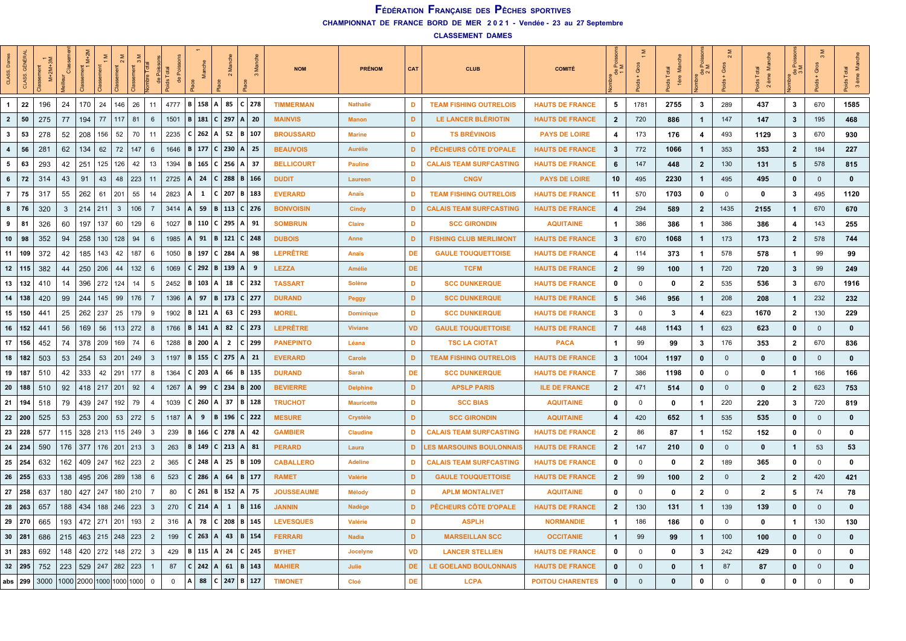# Fédération Française des Pêches sportives

**CHAMPIONNAT DE FRANCE BORD DE MER 2021 - Vendée - 23 au 27 Septembre**

**CLASSEMENT DAMES**

| CLASS. Dames | CLASS. GÉNÉRAL | Classement 1 M+2M+3M | Meilleur Classement | Classement 1 M+2M | Classement 1 M | Classement 2 M | Classement 3 M | Nombre Total de Poissons | Poids Total de Poissons | Place | 1 Manche | Place | 2 Manche | Place | 3 Manche | NOM | PRÉNOM | CAT | CLUB | COMITÉ | Nombre de Poissons 1 M | Poids + Gros 1 M | Poids Total 1ère Manche | Nombre de Poissons 2 M | Poids + Gros 2 M | Poids Total 2 ème Manche | Nombre de Poissons 3 M | Poids + Gros 3 M | Poids Total 3 ème Manche |
|---|---|---|---|---|---|---|---|---|---|---|---|---|---|---|---|---|---|---|---|---|---|---|---|---|---|---|---|---|---|
| 1 | 22 | 196 | 24 | 170 | 24 | 146 | 26 | 11 | 4777 | B | 158 | A | 85 | C | 278 | TIMMERMAN | Nathalie | D | TEAM FISHING OUTRELOIS | HAUTS DE FRANCE | 5 | 1781 | 2755 | 3 | 289 | 437 | 3 | 670 | 1585 |
| 2 | 50 | 275 | 77 | 194 | 77 | 117 | 81 | 6 | 1501 | B | 181 | C | 297 | A | 20 | MAINVIS | Manon | D | LE LANCER BLÉRIOTIN | HAUTS DE FRANCE | 2 | 720 | 886 | 1 | 147 | 147 | 3 | 195 | 468 |
| 3 | 53 | 278 | 52 | 208 | 156 | 52 | 70 | 11 | 2235 | C | 262 | A | 52 | B | 107 | BROUSSARD | Marine | D | TS BRÉVINOIS | PAYS DE LOIRE | 4 | 173 | 176 | 4 | 493 | 1129 | 3 | 670 | 930 |
| 4 | 56 | 281 | 62 | 134 | 62 | 72 | 147 | 6 | 1646 | B | 177 | C | 230 | A | 25 | BEAUVOIS | Aurélie | D | PÊCHEURS CÔTE D'OPALE | HAUTS DE FRANCE | 3 | 772 | 1066 | 1 | 353 | 353 | 2 | 184 | 227 |
| 5 | 63 | 293 | 42 | 251 | 125 | 126 | 42 | 13 | 1394 | B | 165 | C | 256 | A | 37 | BELLICOURT | Pauline | D | CALAIS TEAM SURFCASTING | HAUTS DE FRANCE | 6 | 147 | 448 | 2 | 130 | 131 | 5 | 578 | 815 |
| 6 | 72 | 314 | 43 | 91 | 43 | 48 | 223 | 11 | 2725 | A | 24 | C | 288 | B | 166 | DUDIT | Laureen | D | CNGV | PAYS DE LOIRE | 10 | 495 | 2230 | 1 | 495 | 495 | 0 | 0 | 0 |
| 7 | 75 | 317 | 55 | 262 | 61 | 201 | 55 | 14 | 2823 | A | 1 | C | 207 | B | 183 | EVERARD | Anaïs | D | TEAM FISHING OUTRELOIS | HAUTS DE FRANCE | 11 | 570 | 1703 | 0 | 0 | 0 | 3 | 495 | 1120 |
| 8 | 76 | 320 | 3 | 214 | 211 | 3 | 106 | 7 | 3414 | A | 59 | B | 113 | C | 276 | BONVOISIN | Cindy | D | CALAIS TEAM SURFCASTING | HAUTS DE FRANCE | 4 | 294 | 589 | 2 | 1435 | 2155 | 1 | 670 | 670 |
| 9 | 81 | 326 | 60 | 197 | 137 | 60 | 129 | 6 | 1027 | B | 110 | C | 295 | A | 91 | SOMBRUN | Claire | D | SCC GIRONDIN | AQUITAINE | 1 | 386 | 386 | 1 | 386 | 386 | 4 | 143 | 255 |
| 10 | 98 | 352 | 94 | 258 | 130 | 128 | 94 | 6 | 1985 | A | 91 | B | 121 | C | 248 | DUBOIS | Anne | D | FISHING CLUB MERLIMONT | HAUTS DE FRANCE | 3 | 670 | 1068 | 1 | 173 | 173 | 2 | 578 | 744 |
| 11 | 109 | 372 | 42 | 185 | 143 | 42 | 187 | 6 | 1050 | B | 197 | C | 284 | A | 98 | LEPRÊTRE | Anaïs | DE | GAULE TOUQUETTOISE | HAUTS DE FRANCE | 4 | 114 | 373 | 1 | 578 | 578 | 1 | 99 | 99 |
| 12 | 115 | 382 | 44 | 250 | 206 | 44 | 132 | 6 | 1069 | C | 292 | B | 139 | A | 9 | LEZZA | Amélie | DE | TCFM | HAUTS DE FRANCE | 2 | 99 | 100 | 1 | 720 | 720 | 3 | 99 | 249 |
| 13 | 132 | 410 | 14 | 396 | 272 | 124 | 14 | 5 | 2452 | B | 103 | A | 18 | C | 232 | TASSART | Solène | D | SCC DUNKERQUE | HAUTS DE FRANCE | 0 | 0 | 0 | 2 | 535 | 536 | 3 | 670 | 1916 |
| 14 | 138 | 420 | 99 | 244 | 145 | 99 | 176 | 7 | 1396 | A | 97 | B | 173 | C | 277 | DURAND | Peggy | D | SCC DUNKERQUE | HAUTS DE FRANCE | 5 | 346 | 956 | 1 | 208 | 208 | 1 | 232 | 232 |
| 15 | 150 | 441 | 25 | 262 | 237 | 25 | 179 | 9 | 1902 | B | 121 | A | 63 | C | 293 | MOREL | Dominique | D | SCC DUNKERQUE | HAUTS DE FRANCE | 3 | 0 | 3 | 4 | 623 | 1670 | 2 | 130 | 229 |
| 16 | 152 | 441 | 56 | 169 | 56 | 113 | 272 | 8 | 1766 | B | 141 | A | 82 | C | 273 | LEPRÊTRE | Viviane | VD | GAULE TOUQUETTOISE | HAUTS DE FRANCE | 7 | 448 | 1143 | 1 | 623 | 623 | 0 | 0 | 0 |
| 17 | 156 | 452 | 74 | 378 | 209 | 169 | 74 | 6 | 1288 | B | 200 | A | 2 | C | 299 | PANEPINTO | Léana | D | TSC LA CIOTAT | PACA | 1 | 99 | 99 | 3 | 176 | 353 | 2 | 670 | 836 |
| 18 | 182 | 503 | 53 | 254 | 53 | 201 | 249 | 3 | 1197 | B | 155 | C | 275 | A | 21 | EVERARD | Carole | D | TEAM FISHING OUTRELOIS | HAUTS DE FRANCE | 3 | 1004 | 1197 | 0 | 0 | 0 | 0 | 0 | 0 |
| 19 | 187 | 510 | 42 | 333 | 42 | 291 | 177 | 8 | 1364 | C | 203 | A | 66 | B | 135 | DURAND | Sarah | DE | SCC DUNKERQUE | HAUTS DE FRANCE | 7 | 386 | 1198 | 0 | 0 | 0 | 1 | 166 | 166 |
| 20 | 188 | 510 | 92 | 418 | 217 | 201 | 92 | 4 | 1267 | A | 99 | C | 234 | B | 200 | BEVIERRE | Delphine | D | APSLP PARIS | ILE DE FRANCE | 2 | 471 | 514 | 0 | 0 | 0 | 2 | 623 | 753 |
| 21 | 194 | 518 | 79 | 439 | 247 | 192 | 79 | 4 | 1039 | C | 260 | A | 37 | B | 128 | TRUCHOT | Mauricette | D | SCC BIAS | AQUITAINE | 0 | 0 | 0 | 1 | 220 | 220 | 3 | 720 | 819 |
| 22 | 200 | 525 | 53 | 253 | 200 | 53 | 272 | 5 | 1187 | A | 9 | B | 196 | C | 222 | MESURE | Crystèle | D | SCC GIRONDIN | AQUITAINE | 4 | 420 | 652 | 1 | 535 | 535 | 0 | 0 | 0 |
| 23 | 228 | 577 | 115 | 328 | 213 | 115 | 249 | 3 | 239 | B | 166 | C | 278 | A | 42 | GAMBIER | Claudine | D | CALAIS TEAM SURFCASTING | HAUTS DE FRANCE | 2 | 86 | 87 | 1 | 152 | 152 | 0 | 0 | 0 |
| 24 | 234 | 590 | 176 | 377 | 176 | 201 | 213 | 3 | 263 | B | 149 | C | 213 | A | 81 | PERARD | Laura | D | LES MARSOUINS BOULONNAIS | HAUTS DE FRANCE | 2 | 147 | 210 | 0 | 0 | 0 | 1 | 53 | 53 |
| 25 | 254 | 632 | 162 | 409 | 247 | 162 | 223 | 2 | 365 | C | 248 | A | 25 | B | 109 | CABALLERO | Adeline | D | CALAIS TEAM SURFCASTING | HAUTS DE FRANCE | 0 | 0 | 0 | 2 | 189 | 365 | 0 | 0 | 0 |
| 26 | 255 | 633 | 138 | 495 | 206 | 289 | 138 | 6 | 523 | C | 286 | A | 64 | B | 177 | RAMET | Valérie | D | GAULE TOUQUETTOISE | HAUTS DE FRANCE | 2 | 99 | 100 | 2 | 0 | 2 | 2 | 420 | 421 |
| 27 | 258 | 637 | 180 | 427 | 247 | 180 | 210 | 7 | 80 | C | 261 | B | 152 | A | 75 | JOUSSEAUME | Mélody | D | APLM MONTALIVET | AQUITAINE | 0 | 0 | 0 | 2 | 0 | 2 | 5 | 74 | 78 |
| 28 | 263 | 657 | 188 | 434 | 188 | 246 | 223 | 3 | 270 | C | 214 | A | 1 | B | 116 | JANNIN | Nadège | D | PÊCHEURS CÔTE D'OPALE | HAUTS DE FRANCE | 2 | 130 | 131 | 1 | 139 | 139 | 0 | 0 | 0 |
| 29 | 270 | 665 | 193 | 472 | 271 | 201 | 193 | 2 | 316 | A | 78 | C | 208 | B | 145 | LEVESQUES | Valérie | D | ASPLH | NORMANDIE | 1 | 186 | 186 | 0 | 0 | 0 | 1 | 130 | 130 |
| 30 | 281 | 686 | 215 | 463 | 215 | 248 | 223 | 2 | 199 | C | 263 | A | 43 | B | 154 | FERRARI | Nadia | D | MARSEILLAN SCC | OCCITANIE | 1 | 99 | 99 | 1 | 100 | 100 | 0 | 0 | 0 |
| 31 | 283 | 692 | 148 | 420 | 272 | 148 | 272 | 3 | 429 | B | 115 | A | 24 | C | 245 | BYHET | Jocelyne | VD | LANCER STELLIEN | HAUTS DE FRANCE | 0 | 0 | 0 | 3 | 242 | 429 | 0 | 0 | 0 |
| 32 | 295 | 752 | 223 | 529 | 247 | 282 | 223 | 1 | 87 | C | 242 | A | 61 | B | 143 | MAHIER | Julie | DE | LE GOELAND BOULONNAIS | HAUTS DE FRANCE | 0 | 0 | 0 | 1 | 87 | 87 | 0 | 0 | 0 |
| abs | 299 | 3000 | 1000 | 2000 | 1000 | 1000 | 1000 | 0 | 0 | A | 88 | C | 247 | B | 127 | TIMONET | Cloé | DE | LCPA | POITOU CHARENTES | 0 | 0 | 0 | 0 | 0 | 0 | 0 | 0 | 0 |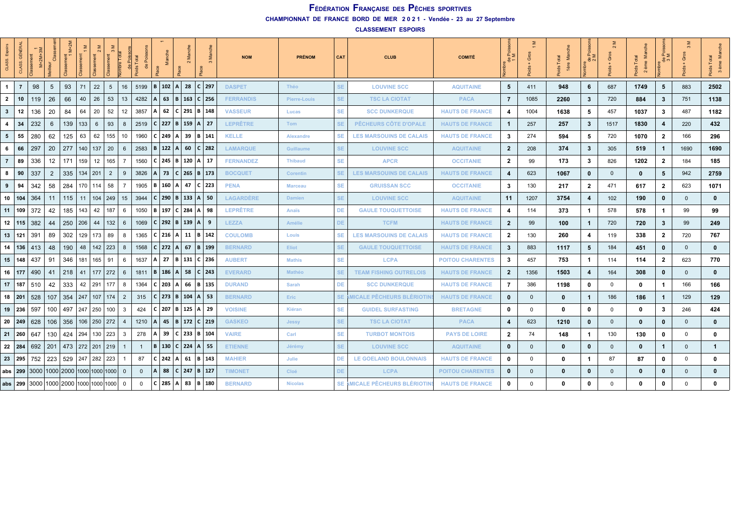# Fédération Française des Pêches sportives

**CHAMPIONNAT DE FRANCE BORD DE MER 2021 - Vendée - 23 au 27 Septembre**

**CLASSEMENT ESPOIRS**

| CLASS. Espoirs | CLASS. GÉNÉRAL | Classement 1 M+2M+3M | Meilleur Classement | Classement 1 M+2M | Classement 1 M | Classement 2 M | Classement 3 M | Nombre Total de Poissons | Poids Total de Poissons | Place | 1 Manche | Place | 2 Manche | Place | 3 Manche | NOM | PRÉNOM | CAT | CLUB | COMITÉ | Nombre de Poissons 1 M | Poids + Gros 1 M | Poids Total 1ère Manche | Nombre de Poissons 2 M | Poids + Gros 2 M | Poids Total 2 ème Manche | Nombre de Poissons 3 M | Poids + Gros 3 M | Poids Total 3 ème Manche |
|---|---|---|---|---|---|---|---|---|---|---|---|---|---|---|---|---|---|---|---|---|---|---|---|---|---|---|---|---|---|
| 1 | 7 | 98 | 5 | 93 | 71 | 22 | 5 | 16 | 5199 | B | 102 | A | 28 | C | 297 | DASPET | Théo | SE | LOUVINE SCC | AQUITAINE | 5 | 411 | 948 | 6 | 687 | 1749 | 5 | 883 | 2502 |
| 2 | 10 | 119 | 26 | 66 | 40 | 26 | 53 | 13 | 4282 | A | 63 | B | 163 | C | 256 | FERRANDIS | Pierre-Louis | SE | TSC LA CIOTAT | PACA | 7 | 1085 | 2260 | 3 | 720 | 884 | 3 | 751 | 1138 |
| 3 | 12 | 136 | 20 | 84 | 64 | 20 | 52 | 12 | 3857 | A | 62 | C | 291 | B | 148 | VASSEUR | Lucas | SE | SCC DUNKERQUE | HAUTS DE FRANCE | 4 | 1004 | 1638 | 5 | 457 | 1037 | 3 | 487 | 1182 |
| 4 | 34 | 232 | 6 | 139 | 133 | 6 | 93 | 8 | 2519 | C | 227 | B | 159 | A | 27 | LEPRÊTRE | Tom | SE | PÊCHEURS CÔTE D'OPALE | HAUTS DE FRANCE | 1 | 257 | 257 | 3 | 1517 | 1830 | 4 | 220 | 432 |
| 5 | 55 | 280 | 62 | 125 | 63 | 62 | 155 | 10 | 1960 | C | 249 | A | 39 | B | 141 | KELLE | Alexandre | SE | LES MARSOUINS DE CALAIS | HAUTS DE FRANCE | 3 | 274 | 594 | 5 | 720 | 1070 | 2 | 166 | 296 |
| 6 | 66 | 297 | 20 | 277 | 140 | 137 | 20 | 6 | 2583 | B | 122 | A | 60 | C | 282 | LAMARQUE | Guillaume | SE | LOUVINE SCC | AQUITAINE | 2 | 208 | 374 | 3 | 305 | 519 | 1 | 1690 | 1690 |
| 7 | 89 | 336 | 12 | 171 | 159 | 12 | 165 | 7 | 1560 | C | 245 | B | 120 | A | 17 | FERNANDEZ | Thibaud | SE | APCR | OCCITANIE | 2 | 99 | 173 | 3 | 826 | 1202 | 2 | 184 | 185 |
| 8 | 90 | 337 | 2 | 335 | 134 | 201 | 2 | 9 | 3826 | A | 73 | C | 265 | B | 173 | BOCQUET | Corentin | SE | LES MARSOUINS DE CALAIS | HAUTS DE FRANCE | 4 | 623 | 1067 | 0 | 0 | 0 | 5 | 942 | 2759 |
| 9 | 94 | 342 | 58 | 284 | 170 | 114 | 58 | 7 | 1905 | B | 160 | A | 47 | C | 223 | PENA | Marceau | SE | GRUISSAN SCC | OCCITANIE | 3 | 130 | 217 | 2 | 471 | 617 | 2 | 623 | 1071 |
| 10 | 104 | 364 | 11 | 115 | 11 | 104 | 249 | 15 | 3944 | C | 290 | B | 133 | A | 50 | LAGARDÈRE | Damien | SE | LOUVINE SCC | AQUITAINE | 11 | 1207 | 3754 | 4 | 102 | 190 | 0 | 0 | 0 |
| 11 | 109 | 372 | 42 | 185 | 143 | 42 | 187 | 6 | 1050 | B | 197 | C | 284 | A | 98 | LEPRÊTRE | Anaïs | DE | GAULE TOUQUETTOISE | HAUTS DE FRANCE | 4 | 114 | 373 | 1 | 578 | 578 | 1 | 99 | 99 |
| 12 | 115 | 382 | 44 | 250 | 206 | 44 | 132 | 6 | 1069 | C | 292 | B | 139 | A | 9 | LEZZA | Amélie | DE | TCFM | HAUTS DE FRANCE | 2 | 99 | 100 | 1 | 720 | 720 | 3 | 99 | 249 |
| 13 | 121 | 391 | 89 | 302 | 129 | 173 | 89 | 8 | 1365 | C | 216 | A | 11 | B | 142 | COULOMB | Louis | SE | LES MARSOUINS DE CALAIS | HAUTS DE FRANCE | 2 | 130 | 260 | 4 | 119 | 338 | 2 | 720 | 767 |
| 14 | 136 | 413 | 48 | 190 | 48 | 142 | 223 | 8 | 1568 | C | 272 | A | 67 | B | 199 | BERNARD | Eliot | SE | GAULE TOUQUETTOISE | HAUTS DE FRANCE | 3 | 883 | 1117 | 5 | 184 | 451 | 0 | 0 | 0 |
| 15 | 148 | 437 | 91 | 346 | 181 | 165 | 91 | 6 | 1637 | A | 27 | B | 131 | C | 236 | AUBERT | Mathis | SE | LCPA | POITOU CHARENTES | 3 | 457 | 753 | 1 | 114 | 114 | 2 | 623 | 770 |
| 16 | 177 | 490 | 41 | 218 | 41 | 177 | 272 | 6 | 1811 | B | 186 | A | 58 | C | 243 | EVERARD | Mathéo | SE | TEAM FISHING OUTRELOIS | HAUTS DE FRANCE | 2 | 1356 | 1503 | 4 | 164 | 308 | 0 | 0 | 0 |
| 17 | 187 | 510 | 42 | 333 | 42 | 291 | 177 | 8 | 1364 | C | 203 | A | 66 | B | 135 | DURAND | Sarah | DE | SCC DUNKERQUE | HAUTS DE FRANCE | 7 | 386 | 1198 | 0 | 0 | 0 | 1 | 166 | 166 |
| 18 | 201 | 528 | 107 | 354 | 247 | 107 | 174 | 2 | 315 | C | 273 | B | 104 | A | 53 | BERNARD | Eric | SE | AMICALE PÊCHEURS BLÉRIOTINS | HAUTS DE FRANCE | 0 | 0 | 0 | 1 | 186 | 186 | 1 | 129 | 129 |
| 19 | 236 | 597 | 100 | 497 | 247 | 250 | 100 | 3 | 424 | C | 207 | B | 125 | A | 29 | VOISINE | Kiéran | SE | GUIDEL SURFASTING | BRETAGNE | 0 | 0 | 0 | 0 | 0 | 0 | 3 | 246 | 424 |
| 20 | 249 | 628 | 106 | 356 | 106 | 250 | 272 | 4 | 1210 | A | 45 | B | 172 | C | 219 | GASKEO | Jessy | SE | TSC LA CIOTAT | PACA | 4 | 623 | 1210 | 0 | 0 | 0 | 0 | 0 | 0 |
| 21 | 260 | 647 | 130 | 424 | 294 | 130 | 223 | 3 | 278 | A | 39 | C | 233 | B | 104 | VAIRE | Carl | SE | TURBOT MONTOIS | PAYS DE LOIRE | 2 | 74 | 148 | 1 | 130 | 130 | 0 | 0 | 0 |
| 22 | 284 | 692 | 201 | 473 | 272 | 201 | 219 | 1 | 1 | B | 130 | C | 224 | A | 55 | ETIENNE | Jérémy | SE | LOUVINE SCC | AQUITAINE | 0 | 0 | 0 | 0 | 0 | 0 | 1 | 0 | 1 |
| 23 | 295 | 752 | 223 | 529 | 247 | 282 | 223 | 1 | 87 | C | 242 | A | 61 | B | 143 | MAHIER | Julie | DE | LE GOELAND BOULONNAIS | HAUTS DE FRANCE | 0 | 0 | 0 | 1 | 87 | 87 | 0 | 0 | 0 |
| abs | 299 | 3000 | 1000 | 2000 | 1000 | 1000 | 1000 | 0 | 0 | A | 88 | C | 247 | B | 127 | TIMONET | Cloé | DE | LCPA | POITOU CHARENTES | 0 | 0 | 0 | 0 | 0 | 0 | 0 | 0 | 0 |
| abs | 299 | 3000 | 1000 | 2000 | 1000 | 1000 | 1000 | 0 | 0 | C | 285 | A | 83 | B | 180 | BERNARD | Nicolas | SE | AMICALE PÊCHEURS BLÉRIOTINS | HAUTS DE FRANCE | 0 | 0 | 0 | 0 | 0 | 0 | 0 | 0 | 0 |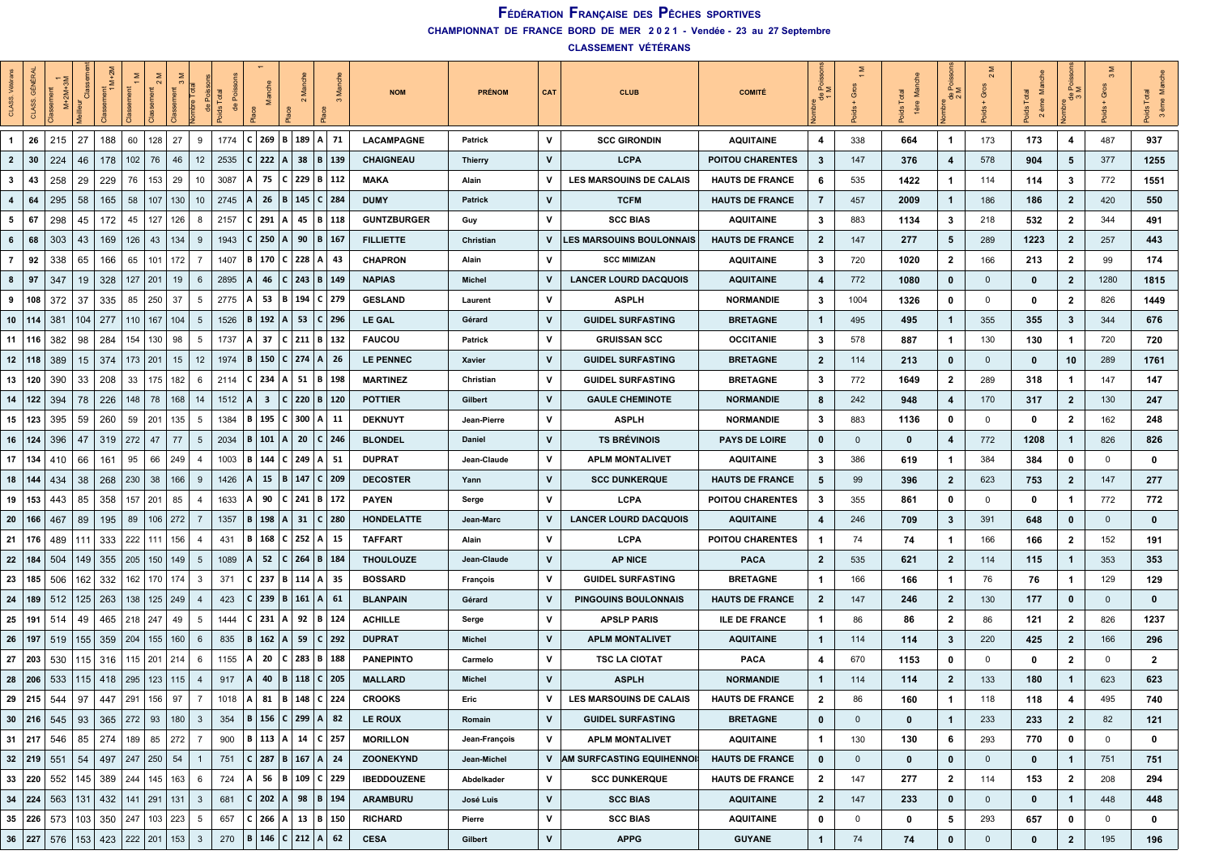# FÉDÉRATION FRANÇAISE DES PÊCHES SPORTIVES

## CHAMPIONNAT DE FRANCE BORD DE MER 2021 - Vendée - 23 au 27 Septembre

### CLASSEMENT VÉTÉRANS

| CLASS. Vétérans | CLASS. GÉNÉRAL | Classement M+2M+3M | Meilleur Classement | Classement 1M+2M | Classement 1 M | Classement 2 M | Classement 3 M | Nombre Total de Poissons | Poids Total de Poissons | Place | 1 Manche | Place | 2 Manche | Place | 3 Manche | NOM | PRÉNOM | CAT | CLUB | COMITÉ | Nombre de Poissons 1 M | Poids + Gros 1 M | Poids Total 1ère Manche | Nombre de Poissons 2 M | Poids + Gros 2 M | Poids Total 2 ème Manche | Nombre de Poissons 3 M | Poids + Gros 3 M | Poids Total 3 ème Manche |
|---|---|---|---|---|---|---|---|---|---|---|---|---|---|---|---|---|---|---|---|---|---|---|---|---|---|---|---|---|---|
| 1 | 26 | 215 | 27 | 188 | 60 | 128 | 27 | 9 | 1774 | C | 269 | B | 189 | A | 71 | LACAMPAGNE | Patrick | V | SCC GIRONDIN | AQUITAINE | 4 | 338 | 664 | 1 | 173 | 173 | 4 | 487 | 937 |
| 2 | 30 | 224 | 46 | 178 | 102 | 76 | 46 | 12 | 2535 | C | 222 | A | 38 | B | 139 | CHAIGNEAU | Thierry | V | LCPA | POITOU CHARENTES | 3 | 147 | 376 | 4 | 578 | 904 | 5 | 377 | 1255 |
| 3 | 43 | 258 | 29 | 229 | 76 | 153 | 29 | 10 | 3087 | A | 75 | C | 229 | B | 112 | MAKA | Alain | V | LES MARSOUINS DE CALAIS | HAUTS DE FRANCE | 6 | 535 | 1422 | 1 | 114 | 114 | 3 | 772 | 1551 |
| 4 | 64 | 295 | 58 | 165 | 58 | 107 | 130 | 10 | 2745 | A | 26 | B | 145 | C | 284 | DUMY | Patrick | V | TCFM | HAUTS DE FRANCE | 7 | 457 | 2009 | 1 | 186 | 186 | 2 | 420 | 550 |
| 5 | 67 | 298 | 45 | 172 | 45 | 127 | 126 | 8 | 2157 | C | 291 | A | 45 | B | 118 | GUNTZBURGER | Guy | V | SCC BIAS | AQUITAINE | 3 | 883 | 1134 | 3 | 218 | 532 | 2 | 344 | 491 |
| 6 | 68 | 303 | 43 | 169 | 126 | 43 | 134 | 9 | 1943 | C | 250 | A | 90 | B | 167 | FILLIETTE | Christian | V | LES MARSOUINS BOULONNAIS | HAUTS DE FRANCE | 2 | 147 | 277 | 5 | 289 | 1223 | 2 | 257 | 443 |
| 7 | 92 | 338 | 65 | 166 | 65 | 101 | 172 | 7 | 1407 | B | 170 | C | 228 | A | 43 | CHAPRON | Alain | V | SCC MIMIZAN | AQUITAINE | 3 | 720 | 1020 | 2 | 166 | 213 | 2 | 99 | 174 |
| 8 | 97 | 347 | 19 | 328 | 127 | 201 | 19 | 6 | 2895 | A | 46 | C | 243 | B | 149 | NAPIAS | Michel | V | LANCER LOURD DACQUOIS | AQUITAINE | 4 | 772 | 1080 | 0 | 0 | 0 | 2 | 1280 | 1815 |
| 9 | 108 | 372 | 37 | 335 | 85 | 250 | 37 | 5 | 2775 | A | 53 | B | 194 | C | 279 | GESLAND | Laurent | V | ASPLH | NORMANDIE | 3 | 1004 | 1326 | 0 | 0 | 0 | 2 | 826 | 1449 |
| 10 | 114 | 381 | 104 | 277 | 110 | 167 | 104 | 5 | 1526 | B | 192 | A | 53 | C | 296 | LE GAL | Gérard | V | GUIDEL SURFASTING | BRETAGNE | 1 | 495 | 495 | 1 | 355 | 355 | 3 | 344 | 676 |
| 11 | 116 | 382 | 98 | 284 | 154 | 130 | 98 | 5 | 1737 | A | 37 | C | 211 | B | 132 | FAUCOU | Patrick | V | GRUISSAN SCC | OCCITANIE | 3 | 578 | 887 | 1 | 130 | 130 | 1 | 720 | 720 |
| 12 | 118 | 389 | 15 | 374 | 173 | 201 | 15 | 12 | 1974 | B | 150 | C | 274 | A | 26 | LE PENNEC | Xavier | V | GUIDEL SURFASTING | BRETAGNE | 2 | 114 | 213 | 0 | 0 | 0 | 10 | 289 | 1761 |
| 13 | 120 | 390 | 33 | 208 | 33 | 175 | 182 | 6 | 2114 | C | 234 | A | 51 | B | 198 | MARTINEZ | Christian | V | GUIDEL SURFASTING | BRETAGNE | 3 | 772 | 1649 | 2 | 289 | 318 | 1 | 147 | 147 |
| 14 | 122 | 394 | 78 | 226 | 148 | 78 | 168 | 14 | 1512 | A | 3 | C | 220 | B | 120 | POTTIER | Gilbert | V | GAULE CHEMINOTE | NORMANDIE | 8 | 242 | 948 | 4 | 170 | 317 | 2 | 130 | 247 |
| 15 | 123 | 395 | 59 | 260 | 59 | 201 | 135 | 5 | 1384 | B | 195 | C | 300 | A | 11 | DEKNUYT | Jean-Pierre | V | ASPLH | NORMANDIE | 3 | 883 | 1136 | 0 | 0 | 0 | 2 | 162 | 248 |
| 16 | 124 | 396 | 47 | 319 | 272 | 47 | 77 | 5 | 2034 | B | 101 | A | 20 | C | 246 | BLONDEL | Daniel | V | TS BRÉVINOIS | PAYS DE LOIRE | 0 | 0 | 0 | 4 | 772 | 1208 | 1 | 826 | 826 |
| 17 | 134 | 410 | 66 | 161 | 95 | 66 | 249 | 4 | 1003 | B | 144 | C | 249 | A | 51 | DUPRAT | Jean-Claude | V | APLM MONTALIVET | AQUITAINE | 3 | 386 | 619 | 1 | 384 | 384 | 0 | 0 | 0 |
| 18 | 144 | 434 | 38 | 268 | 230 | 38 | 166 | 9 | 1426 | A | 15 | B | 147 | C | 209 | DECOSTER | Yann | V | SCC DUNKERQUE | HAUTS DE FRANCE | 5 | 99 | 396 | 2 | 623 | 753 | 2 | 147 | 277 |
| 19 | 153 | 443 | 85 | 358 | 157 | 201 | 85 | 4 | 1633 | A | 90 | C | 241 | B | 172 | PAYEN | Serge | V | LCPA | POITOU CHARENTES | 3 | 355 | 861 | 0 | 0 | 0 | 1 | 772 | 772 |
| 20 | 166 | 467 | 89 | 195 | 89 | 106 | 272 | 7 | 1357 | B | 198 | A | 31 | C | 280 | HONDELATTE | Jean-Marc | V | LANCER LOURD DACQUOIS | AQUITAINE | 4 | 246 | 709 | 3 | 391 | 648 | 0 | 0 | 0 |
| 21 | 176 | 489 | 111 | 333 | 222 | 111 | 156 | 4 | 431 | B | 168 | C | 252 | A | 15 | TAFFART | Alain | V | LCPA | POITOU CHARENTES | 1 | 74 | 74 | 1 | 166 | 166 | 2 | 152 | 191 |
| 22 | 184 | 504 | 149 | 355 | 205 | 150 | 149 | 5 | 1089 | A | 52 | C | 264 | B | 184 | THOULOUZE | Jean-Claude | V | AP NICE | PACA | 2 | 535 | 621 | 2 | 114 | 115 | 1 | 353 | 353 |
| 23 | 185 | 506 | 162 | 332 | 162 | 170 | 174 | 3 | 371 | C | 237 | B | 114 | A | 35 | BOSSARD | François | V | GUIDEL SURFASTING | BRETAGNE | 1 | 166 | 166 | 1 | 76 | 76 | 1 | 129 | 129 |
| 24 | 189 | 512 | 125 | 263 | 138 | 125 | 249 | 4 | 423 | C | 239 | B | 161 | A | 61 | BLANPAIN | Gérard | V | PINGOUINS BOULONNAIS | HAUTS DE FRANCE | 2 | 147 | 246 | 2 | 130 | 177 | 0 | 0 | 0 |
| 25 | 191 | 514 | 49 | 465 | 218 | 247 | 49 | 5 | 1444 | C | 231 | A | 92 | B | 124 | ACHILLE | Serge | V | APSLP PARIS | ILE DE FRANCE | 1 | 86 | 86 | 2 | 86 | 121 | 2 | 826 | 1237 |
| 26 | 197 | 519 | 155 | 359 | 204 | 155 | 160 | 6 | 835 | B | 162 | A | 59 | C | 292 | DUPRAT | Michel | V | APLM MONTALIVET | AQUITAINE | 1 | 114 | 114 | 3 | 220 | 425 | 2 | 166 | 296 |
| 27 | 203 | 530 | 115 | 316 | 115 | 201 | 214 | 6 | 1155 | A | 20 | C | 283 | B | 188 | PANEPINTO | Carmelo | V | TSC LA CIOTAT | PACA | 4 | 670 | 1153 | 0 | 0 | 0 | 2 | 0 | 2 |
| 28 | 206 | 533 | 115 | 418 | 295 | 123 | 115 | 4 | 917 | A | 40 | B | 118 | C | 205 | MALLARD | Michel | V | ASPLH | NORMANDIE | 1 | 114 | 114 | 2 | 133 | 180 | 1 | 623 | 623 |
| 29 | 215 | 544 | 97 | 447 | 291 | 156 | 97 | 7 | 1018 | A | 81 | B | 148 | C | 224 | CROOKS | Eric | V | LES MARSOUINS DE CALAIS | HAUTS DE FRANCE | 2 | 86 | 160 | 1 | 118 | 118 | 4 | 495 | 740 |
| 30 | 216 | 545 | 93 | 365 | 272 | 93 | 180 | 3 | 354 | B | 156 | C | 299 | A | 82 | LE ROUX | Romain | V | GUIDEL SURFASTING | BRETAGNE | 0 | 0 | 0 | 1 | 233 | 233 | 2 | 82 | 121 |
| 31 | 217 | 546 | 85 | 274 | 189 | 85 | 272 | 7 | 900 | B | 113 | A | 14 | C | 257 | MORILLON | Jean-François | V | APLM MONTALIVET | AQUITAINE | 1 | 130 | 130 | 6 | 293 | 770 | 0 | 0 | 0 |
| 32 | 219 | 551 | 54 | 497 | 247 | 250 | 54 | 1 | 751 | C | 287 | B | 167 | A | 24 | ZOONEKYND | Jean-Michel | V | AM SURFCASTING EQUIHENNOI | HAUTS DE FRANCE | 0 | 0 | 0 | 0 | 0 | 0 | 1 | 751 | 751 |
| 33 | 220 | 552 | 145 | 389 | 244 | 145 | 163 | 6 | 724 | A | 56 | B | 109 | C | 229 | IBEDDOUZENE | Abdelkader | V | SCC DUNKERQUE | HAUTS DE FRANCE | 2 | 147 | 277 | 2 | 114 | 153 | 2 | 208 | 294 |
| 34 | 224 | 563 | 131 | 432 | 141 | 291 | 131 | 3 | 681 | C | 202 | A | 98 | B | 194 | ARAMBURU | José Luis | V | SCC BIAS | AQUITAINE | 2 | 147 | 233 | 0 | 0 | 0 | 1 | 448 | 448 |
| 35 | 226 | 573 | 103 | 350 | 247 | 103 | 223 | 5 | 657 | C | 266 | A | 13 | B | 150 | RICHARD | Pierre | V | SCC BIAS | AQUITAINE | 0 | 0 | 0 | 5 | 293 | 657 | 0 | 0 | 0 |
| 36 | 227 | 576 | 153 | 423 | 222 | 201 | 153 | 3 | 270 | B | 146 | C | 212 | A | 62 | CESA | Gilbert | V | APPG | GUYANE | 1 | 74 | 74 | 0 | 0 | 0 | 2 | 195 | 196 |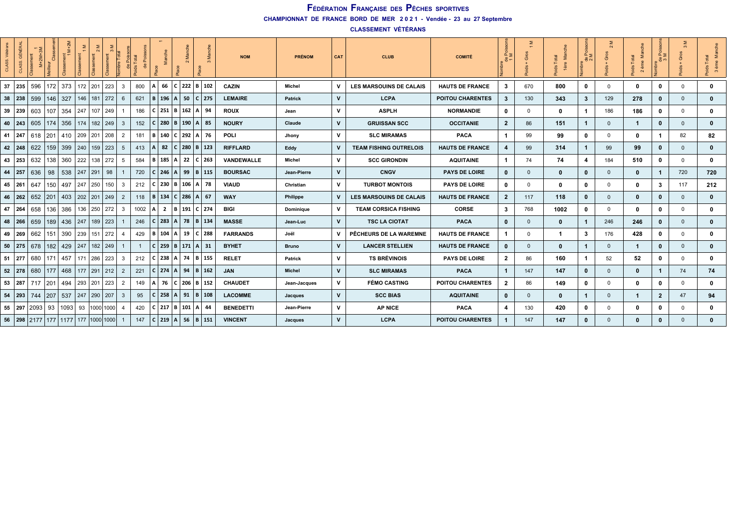# FÉDÉRATION FRANÇAISE DES PÊCHES SPORTIVES

## CHAMPIONNAT DE FRANCE BORD DE MER 2021 - Vendée - 23 au 27 Septembre

### CLASSEMENT VÉTÉRANS

| CLASS. Vétérans | CLASS. GÉNÉRAL | Classement 1M+2M+3M | Meilleur Classement | Classement 1M+2M | Classement 1 M | Classement 2 M | Classement 3 M | Nombre Total de Poissons | Poids Total de Poissons | Place | 1 Manche | Place | 2 Manche | Place | 3 Manche | NOM | PRÉNOM | CAT | CLUB | COMITÉ | Nombre de Poissons 1 M | Poids + Gros 1 M | Poids Total 1ère Manche | Nombre de Poissons 2 M | Poids + Gros 2 M | Poids Total 2 ème Manche | Nombre de Poissons 3 M | Poids + Gros 3 M | Poids Total 3 ème Manche |
|---|---|---|---|---|---|---|---|---|---|---|---|---|---|---|---|---|---|---|---|---|---|---|---|---|---|---|---|---|---|
| 37 | 235 | 596 | 172 | 373 | 172 | 201 | 223 | 3 | 800 | A | 66 | C | 222 | B | 102 | CAZIN | Michel | V | LES MARSOUINS DE CALAIS | HAUTS DE FRANCE | 3 | 670 | 800 | 0 | 0 | 0 | 0 | 0 | 0 |
| 38 | 238 | 599 | 146 | 327 | 146 | 181 | 272 | 6 | 621 | B | 196 | A | 50 | C | 275 | LEMAIRE | Patrick | V | LCPA | POITOU CHARENTES | 3 | 130 | 343 | 3 | 129 | 278 | 0 | 0 | 0 |
| 39 | 239 | 603 | 107 | 354 | 247 | 107 | 249 | 1 | 186 | C | 251 | B | 162 | A | 94 | ROUX | Jean | V | ASPLH | NORMANDIE | 0 | 0 | 0 | 1 | 186 | 186 | 0 | 0 | 0 |
| 40 | 243 | 605 | 174 | 356 | 174 | 182 | 249 | 3 | 152 | C | 280 | B | 190 | A | 85 | NOURY | Claude | V | GRUISSAN SCC | OCCITANIE | 2 | 86 | 151 | 1 | 0 | 1 | 0 | 0 | 0 |
| 41 | 247 | 618 | 201 | 410 | 209 | 201 | 208 | 2 | 181 | B | 140 | C | 292 | A | 76 | POLI | Jhony | V | SLC MIRAMAS | PACA | 1 | 99 | 99 | 0 | 0 | 0 | 1 | 82 | 82 |
| 42 | 248 | 622 | 159 | 399 | 240 | 159 | 223 | 5 | 413 | A | 82 | C | 280 | B | 123 | RIFFLARD | Eddy | V | TEAM FISHING OUTRELOIS | HAUTS DE FRANCE | 4 | 99 | 314 | 1 | 99 | 99 | 0 | 0 | 0 |
| 43 | 253 | 632 | 138 | 360 | 222 | 138 | 272 | 5 | 584 | B | 185 | A | 22 | C | 263 | VANDEWALLE | Michel | V | SCC GIRONDIN | AQUITAINE | 1 | 74 | 74 | 4 | 184 | 510 | 0 | 0 | 0 |
| 44 | 257 | 636 | 98 | 538 | 247 | 291 | 98 | 1 | 720 | C | 246 | A | 99 | B | 115 | BOURSAC | Jean-Pierre | V | CNGV | PAYS DE LOIRE | 0 | 0 | 0 | 0 | 0 | 0 | 1 | 720 | 720 |
| 45 | 261 | 647 | 150 | 497 | 247 | 250 | 150 | 3 | 212 | C | 230 | B | 106 | A | 78 | VIAUD | Christian | V | TURBOT MONTOIS | PAYS DE LOIRE | 0 | 0 | 0 | 0 | 0 | 0 | 3 | 117 | 212 |
| 46 | 262 | 652 | 201 | 403 | 202 | 201 | 249 | 2 | 118 | B | 134 | C | 286 | A | 67 | WAY | Philippe | V | LES MARSOUINS DE CALAIS | HAUTS DE FRANCE | 2 | 117 | 118 | 0 | 0 | 0 | 0 | 0 | 0 |
| 47 | 264 | 658 | 136 | 386 | 136 | 250 | 272 | 3 | 1002 | A | 2 | B | 191 | C | 274 | BIGI | Dominique | V | TEAM CORSICA FISHING | CORSE | 3 | 768 | 1002 | 0 | 0 | 0 | 0 | 0 | 0 |
| 48 | 266 | 659 | 189 | 436 | 247 | 189 | 223 | 1 | 246 | C | 283 | A | 78 | B | 134 | MASSE | Jean-Luc | V | TSC LA CIOTAT | PACA | 0 | 0 | 0 | 1 | 246 | 246 | 0 | 0 | 0 |
| 49 | 269 | 662 | 151 | 390 | 239 | 151 | 272 | 4 | 429 | B | 104 | A | 19 | C | 288 | FARRANDS | Joël | V | PÊCHEURS DE LA WAREMNE | HAUTS DE FRANCE | 1 | 0 | 1 | 3 | 176 | 428 | 0 | 0 | 0 |
| 50 | 275 | 678 | 182 | 429 | 247 | 182 | 249 | 1 | 1 | C | 259 | B | 171 | A | 31 | BYHET | Bruno | V | LANCER STELLIEN | HAUTS DE FRANCE | 0 | 0 | 0 | 1 | 0 | 1 | 0 | 0 | 0 |
| 51 | 277 | 680 | 171 | 457 | 171 | 286 | 223 | 3 | 212 | C | 238 | A | 74 | B | 155 | RELET | Patrick | V | TS BRÉVINOIS | PAYS DE LOIRE | 2 | 86 | 160 | 1 | 52 | 52 | 0 | 0 | 0 |
| 52 | 278 | 680 | 177 | 468 | 177 | 291 | 212 | 2 | 221 | C | 274 | A | 94 | B | 162 | JAN | Michel | V | SLC MIRAMAS | PACA | 1 | 147 | 147 | 0 | 0 | 0 | 1 | 74 | 74 |
| 53 | 287 | 717 | 201 | 494 | 293 | 201 | 223 | 2 | 149 | A | 76 | C | 206 | B | 152 | CHAUDET | Jean-Jacques | V | FÉMO CASTING | POITOU CHARENTES | 2 | 86 | 149 | 0 | 0 | 0 | 0 | 0 | 0 |
| 54 | 293 | 744 | 207 | 537 | 247 | 290 | 207 | 3 | 95 | C | 258 | A | 91 | B | 108 | LACOMME | Jacques | V | SCC BIAS | AQUITAINE | 0 | 0 | 0 | 1 | 0 | 1 | 2 | 47 | 94 |
| 55 | 297 | 2093 | 93 | 1093 | 93 | 1000 | 1000 | 4 | 420 | C | 217 | B | 101 | A | 44 | BENEDETTI | Jean-Pierre | V | AP NICE | PACA | 4 | 130 | 420 | 0 | 0 | 0 | 0 | 0 | 0 |
| 56 | 298 | 2177 | 177 | 1177 | 177 | 1000 | 1000 | 1 | 147 | C | 219 | A | 56 | B | 151 | VINCENT | Jacques | V | LCPA | POITOU CHARENTES | 1 | 147 | 147 | 0 | 0 | 0 | 0 | 0 | 0 |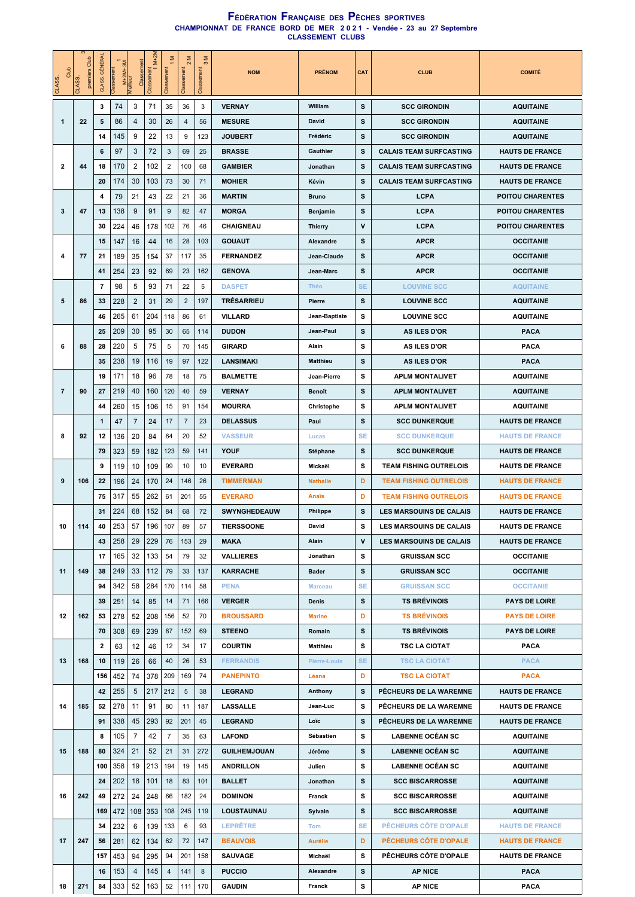# Fédération Française des Pêches sportives

**CHAMPIONNAT DE FRANCE BORD DE MER 2021 - Vendée - 23 au 27 Septembre**

**CLASSEMENT CLUBS**

| CLASS. Club | CLASS. 3 premiers Club | CLASS. GÉNÉRAL | Classement 1 M+2M+3M | Meilleur Classement | Classement 1 M+2M | Classement 1 M | Classement 2 M | Classement 3 M | NOM | PRÉNOM | CAT | CLUB | COMITÉ |
|---|---|---|---|---|---|---|---|---|---|---|---|---|---|
| 1 | 22 | 3 | 74 | 3 | 71 | 35 | 36 | 3 | VERNAY | William | S | SCC GIRONDIN | AQUITAINE |
| | | 5 | 86 | 4 | 30 | 26 | 4 | 56 | MESURE | David | S | SCC GIRONDIN | AQUITAINE |
| | | 14 | 145 | 9 | 22 | 13 | 9 | 123 | JOUBERT | Frédéric | S | SCC GIRONDIN | AQUITAINE |
| 2 | 44 | 6 | 97 | 3 | 72 | 3 | 69 | 25 | BRASSE | Gauthier | S | CALAIS TEAM SURFCASTING | HAUTS DE FRANCE |
| | | 18 | 170 | 2 | 102 | 2 | 100 | 68 | GAMBIER | Jonathan | S | CALAIS TEAM SURFCASTING | HAUTS DE FRANCE |
| | | 20 | 174 | 30 | 103 | 73 | 30 | 71 | MOHIER | Kévin | S | CALAIS TEAM SURFCASTING | HAUTS DE FRANCE |
| 3 | 47 | 4 | 79 | 21 | 43 | 22 | 21 | 36 | MARTIN | Bruno | S | LCPA | POITOU CHARENTES |
| | | 13 | 138 | 9 | 91 | 9 | 82 | 47 | MORGA | Benjamin | S | LCPA | POITOU CHARENTES |
| | | 30 | 224 | 46 | 178 | 102 | 76 | 46 | CHAIGNEAU | Thierry | V | LCPA | POITOU CHARENTES |
| 4 | 77 | 15 | 147 | 16 | 44 | 16 | 28 | 103 | GOUAUT | Alexandre | S | APCR | OCCITANIE |
| | | 21 | 189 | 35 | 154 | 37 | 117 | 35 | FERNANDEZ | Jean-Claude | S | APCR | OCCITANIE |
| | | 41 | 254 | 23 | 92 | 69 | 23 | 162 | GENOVA | Jean-Marc | S | APCR | OCCITANIE |
| 5 | 86 | 7 | 98 | 5 | 93 | 71 | 22 | 5 | DASPET | Théo | SE | LOUVINE SCC | AQUITAINE |
| | | 33 | 228 | 2 | 31 | 29 | 2 | 197 | TRÉSARRIEU | Pierre | S | LOUVINE SCC | AQUITAINE |
| | | 46 | 265 | 61 | 204 | 118 | 86 | 61 | VILLARD | Jean-Baptiste | S | LOUVINE SCC | AQUITAINE |
| 6 | 88 | 25 | 209 | 30 | 95 | 30 | 65 | 114 | DUDON | Jean-Paul | S | AS ILES D'OR | PACA |
| | | 28 | 220 | 5 | 75 | 5 | 70 | 145 | GIRARD | Alain | S | AS ILES D'OR | PACA |
| | | 35 | 238 | 19 | 116 | 19 | 97 | 122 | LANSIMAKI | Matthieu | S | AS ILES D'OR | PACA |
| 7 | 90 | 19 | 171 | 18 | 96 | 78 | 18 | 75 | BALMETTE | Jean-Pierre | S | APLM MONTALIVET | AQUITAINE |
| | | 27 | 219 | 40 | 160 | 120 | 40 | 59 | VERNAY | Benoit | S | APLM MONTALIVET | AQUITAINE |
| | | 44 | 260 | 15 | 106 | 15 | 91 | 154 | MOURRA | Christophe | S | APLM MONTALIVET | AQUITAINE |
| 8 | 92 | 1 | 47 | 7 | 24 | 17 | 7 | 23 | DELASSUS | Paul | S | SCC DUNKERQUE | HAUTS DE FRANCE |
| | | 12 | 136 | 20 | 84 | 64 | 20 | 52 | VASSEUR | Lucas | SE | SCC DUNKERQUE | HAUTS DE FRANCE |
| | | 79 | 323 | 59 | 182 | 123 | 59 | 141 | YOUF | Stéphane | S | SCC DUNKERQUE | HAUTS DE FRANCE |
| 9 | 106 | 9 | 119 | 10 | 109 | 99 | 10 | 10 | EVERARD | Mickaël | S | TEAM FISHING OUTRELOIS | HAUTS DE FRANCE |
| | | 22 | 196 | 24 | 170 | 24 | 146 | 26 | TIMMERMAN | Nathalie | D | TEAM FISHING OUTRELOIS | HAUTS DE FRANCE |
| | | 75 | 317 | 55 | 262 | 61 | 201 | 55 | EVERARD | Anaïs | D | TEAM FISHING OUTRELOIS | HAUTS DE FRANCE |
| 10 | 114 | 31 | 224 | 68 | 152 | 84 | 68 | 72 | SWYNGHEDEAUW | Philippe | S | LES MARSOUINS DE CALAIS | HAUTS DE FRANCE |
| | | 40 | 253 | 57 | 196 | 107 | 89 | 57 | TIERSSOONE | David | S | LES MARSOUINS DE CALAIS | HAUTS DE FRANCE |
| | | 43 | 258 | 29 | 229 | 76 | 153 | 29 | MAKA | Alain | V | LES MARSOUINS DE CALAIS | HAUTS DE FRANCE |
| 11 | 149 | 17 | 165 | 32 | 133 | 54 | 79 | 32 | VALLIERES | Jonathan | S | GRUISSAN SCC | OCCITANIE |
| | | 38 | 249 | 33 | 112 | 79 | 33 | 137 | KARRACHE | Bader | S | GRUISSAN SCC | OCCITANIE |
| | | 94 | 342 | 58 | 284 | 170 | 114 | 58 | PENA | Marceau | SE | GRUISSAN SCC | OCCITANIE |
| 12 | 162 | 39 | 251 | 14 | 85 | 14 | 71 | 166 | VERGER | Denis | S | TS BRÉVINOIS | PAYS DE LOIRE |
| | | 53 | 278 | 52 | 208 | 156 | 52 | 70 | BROUSSARD | Marine | D | TS BRÉVINOIS | PAYS DE LOIRE |
| | | 70 | 308 | 69 | 239 | 87 | 152 | 69 | STEENO | Romain | S | TS BRÉVINOIS | PAYS DE LOIRE |
| 13 | 168 | 2 | 63 | 12 | 46 | 12 | 34 | 17 | COURTIN | Matthieu | S | TSC LA CIOTAT | PACA |
| | | 10 | 119 | 26 | 66 | 40 | 26 | 53 | FERRANDIS | Pierre-Louis | SE | TSC LA CIOTAT | PACA |
| | | 156 | 452 | 74 | 378 | 209 | 169 | 74 | PANEPINTO | Léana | D | TSC LA CIOTAT | PACA |
| 14 | 185 | 42 | 255 | 5 | 217 | 212 | 5 | 38 | LEGRAND | Anthony | S | PÊCHEURS DE LA WAREMNE | HAUTS DE FRANCE |
| | | 52 | 278 | 11 | 91 | 80 | 11 | 187 | LASSALLE | Jean-Luc | S | PÊCHEURS DE LA WAREMNE | HAUTS DE FRANCE |
| | | 91 | 338 | 45 | 293 | 92 | 201 | 45 | LEGRAND | Loïc | S | PÊCHEURS DE LA WAREMNE | HAUTS DE FRANCE |
| 15 | 188 | 8 | 105 | 7 | 42 | 7 | 35 | 63 | LAFOND | Sébastien | S | LABENNE OCÉAN SC | AQUITAINE |
| | | 80 | 324 | 21 | 52 | 21 | 31 | 272 | GUILHEMJOUAN | Jérôme | S | LABENNE OCÉAN SC | AQUITAINE |
| | | 100 | 358 | 19 | 213 | 194 | 19 | 145 | ANDRILLON | Julien | S | LABENNE OCÉAN SC | AQUITAINE |
| 16 | 242 | 24 | 202 | 18 | 101 | 18 | 83 | 101 | BALLET | Jonathan | S | SCC BISCARROSSE | AQUITAINE |
| | | 49 | 272 | 24 | 248 | 66 | 182 | 24 | DOMINON | Franck | S | SCC BISCARROSSE | AQUITAINE |
| | | 169 | 472 | 108 | 353 | 108 | 245 | 119 | LOUSTAUNAU | Sylvain | S | SCC BISCARROSSE | AQUITAINE |
| 17 | 247 | 34 | 232 | 6 | 139 | 133 | 6 | 93 | LEPRÊTRE | Tom | SE | PÊCHEURS CÔTE D'OPALE | HAUTS DE FRANCE |
| | | 56 | 281 | 62 | 134 | 62 | 72 | 147 | BEAUVOIS | Aurélie | D | PÊCHEURS CÔTE D'OPALE | HAUTS DE FRANCE |
| | | 157 | 453 | 94 | 295 | 94 | 201 | 158 | SAUVAGE | Michaël | S | PÊCHEURS CÔTE D'OPALE | HAUTS DE FRANCE |
| 18 | 271 | 16 | 153 | 4 | 145 | 4 | 141 | 8 | PUCCIO | Alexandre | S | AP NICE | PACA |
| | | 84 | 333 | 52 | 163 | 52 | 111 | 170 | GAUDIN | Franck | S | AP NICE | PACA |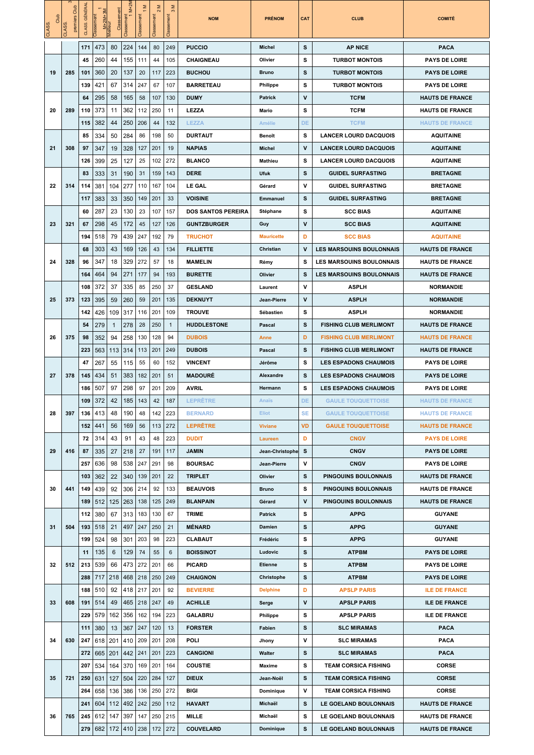| CLASS. Club | CLASS. 3 premiers Club | CLASS. GÉNÉRAL | Classement 1 M+2M+ 3M | Meilleur Classement | Classement 1 M+2M | Classement 1 M | Classement 2 M | Classement 3 M | NOM | PRÉNOM | CAT | CLUB | COMITÉ |
|---|---|---|---|---|---|---|---|---|---|---|---|---|---|
| | | 171 | 473 | 80 | 224 | 144 | 80 | 249 | PUCCIO | Michel | S | AP NICE | PACA |
| 19 | 285 | 45 | 260 | 44 | 155 | 111 | 44 | 105 | CHAIGNEAU | Olivier | S | TURBOT MONTOIS | PAYS DE LOIRE |
| | | 101 | 360 | 20 | 137 | 20 | 117 | 223 | BUCHOU | Bruno | S | TURBOT MONTOIS | PAYS DE LOIRE |
| | | 139 | 421 | 67 | 314 | 247 | 67 | 107 | BARRETEAU | Philippe | S | TURBOT MONTOIS | PAYS DE LOIRE |
| 20 | 289 | 64 | 295 | 58 | 165 | 58 | 107 | 130 | DUMY | Patrick | V | TCFM | HAUTS DE FRANCE |
| | | 110 | 373 | 11 | 362 | 112 | 250 | 11 | LEZZA | Mario | S | TCFM | HAUTS DE FRANCE |
| | | 115 | 382 | 44 | 250 | 206 | 44 | 132 | LEZZA | Amélie | DE | TCFM | HAUTS DE FRANCE |
| 21 | 308 | 85 | 334 | 50 | 284 | 86 | 198 | 50 | DURTAUT | Benoît | S | LANCER LOURD DACQUOIS | AQUITAINE |
| | | 97 | 347 | 19 | 328 | 127 | 201 | 19 | NAPIAS | Michel | V | LANCER LOURD DACQUOIS | AQUITAINE |
| | | 126 | 399 | 25 | 127 | 25 | 102 | 272 | BLANCO | Mathieu | S | LANCER LOURD DACQUOIS | AQUITAINE |
| 22 | 314 | 83 | 333 | 31 | 190 | 31 | 159 | 143 | DERE | Ufuk | S | GUIDEL SURFASTING | BRETAGNE |
| | | 114 | 381 | 104 | 277 | 110 | 167 | 104 | LE GAL | Gérard | V | GUIDEL SURFASTING | BRETAGNE |
| | | 117 | 383 | 33 | 350 | 149 | 201 | 33 | VOISINE | Emmanuel | S | GUIDEL SURFASTING | BRETAGNE |
| 23 | 321 | 60 | 287 | 23 | 130 | 23 | 107 | 157 | DOS SANTOS PEREIRA | Stéphane | S | SCC BIAS | AQUITAINE |
| | | 67 | 298 | 45 | 172 | 45 | 127 | 126 | GUNTZBURGER | Guy | V | SCC BIAS | AQUITAINE |
| | | 194 | 518 | 79 | 439 | 247 | 192 | 79 | TRUCHOT | Mauricette | D | SCC BIAS | AQUITAINE |
| 24 | 328 | 68 | 303 | 43 | 169 | 126 | 43 | 134 | FILLIETTE | Christian | V | LES MARSOUINS BOULONNAIS | HAUTS DE FRANCE |
| | | 96 | 347 | 18 | 329 | 272 | 57 | 18 | MAMELIN | Rémy | S | LES MARSOUINS BOULONNAIS | HAUTS DE FRANCE |
| | | 164 | 464 | 94 | 271 | 177 | 94 | 193 | BURETTE | Olivier | S | LES MARSOUINS BOULONNAIS | HAUTS DE FRANCE |
| 25 | 373 | 108 | 372 | 37 | 335 | 85 | 250 | 37 | GESLAND | Laurent | V | ASPLH | NORMANDIE |
| | | 123 | 395 | 59 | 260 | 59 | 201 | 135 | DEKNUYT | Jean-Pierre | V | ASPLH | NORMANDIE |
| | | 142 | 426 | 109 | 317 | 116 | 201 | 109 | TROUVE | Sébastien | S | ASPLH | NORMANDIE |
| 26 | 375 | 54 | 279 | 1 | 278 | 28 | 250 | 1 | HUDDLESTONE | Pascal | S | FISHING CLUB MERLIMONT | HAUTS DE FRANCE |
| | | 98 | 352 | 94 | 258 | 130 | 128 | 94 | DUBOIS | Anne | D | FISHING CLUB MERLIMONT | HAUTS DE FRANCE |
| | | 223 | 563 | 113 | 314 | 113 | 201 | 249 | DUBOIS | Pascal | S | FISHING CLUB MERLIMONT | HAUTS DE FRANCE |
| 27 | 378 | 47 | 267 | 55 | 115 | 55 | 60 | 152 | VINCENT | Jérôme | S | LES ESPADONS CHAUMOIS | PAYS DE LOIRE |
| | | 145 | 434 | 51 | 383 | 182 | 201 | 51 | MADOURÉ | Alexandre | S | LES ESPADONS CHAUMOIS | PAYS DE LOIRE |
| | | 186 | 507 | 97 | 298 | 97 | 201 | 209 | AVRIL | Hermann | S | LES ESPADONS CHAUMOIS | PAYS DE LOIRE |
| 28 | 397 | 109 | 372 | 42 | 185 | 143 | 42 | 187 | LEPRÊTRE | Anaïs | DE | GAULE TOUQUETTOISE | HAUTS DE FRANCE |
| | | 136 | 413 | 48 | 190 | 48 | 142 | 223 | BERNARD | Eliot | SE | GAULE TOUQUETTOISE | HAUTS DE FRANCE |
| | | 152 | 441 | 56 | 169 | 56 | 113 | 272 | LEPRÊTRE | Viviane | VD | GAULE TOUQUETTOISE | HAUTS DE FRANCE |
| 29 | 416 | 72 | 314 | 43 | 91 | 43 | 48 | 223 | DUDIT | Laureen | D | CNGV | PAYS DE LOIRE |
| | | 87 | 335 | 27 | 218 | 27 | 191 | 117 | JAMIN | Jean-Christophe | S | CNGV | PAYS DE LOIRE |
| | | 257 | 636 | 98 | 538 | 247 | 291 | 98 | BOURSAC | Jean-Pierre | V | CNGV | PAYS DE LOIRE |
| 30 | 441 | 103 | 362 | 22 | 340 | 139 | 201 | 22 | TRIPLET | Olivier | S | PINGOUINS BOULONNAIS | HAUTS DE FRANCE |
| | | 149 | 439 | 92 | 306 | 214 | 92 | 133 | BEAUVOIS | Bruno | S | PINGOUINS BOULONNAIS | HAUTS DE FRANCE |
| | | 189 | 512 | 125 | 263 | 138 | 125 | 249 | BLANPAIN | Gérard | V | PINGOUINS BOULONNAIS | HAUTS DE FRANCE |
| 31 | 504 | 112 | 380 | 67 | 313 | 183 | 130 | 67 | TRIME | Patrick | S | APPG | GUYANE |
| | | 193 | 518 | 21 | 497 | 247 | 250 | 21 | MÉNARD | Damien | S | APPG | GUYANE |
| | | 199 | 524 | 98 | 301 | 203 | 98 | 223 | CLABAUT | Frédéric | S | APPG | GUYANE |
| 32 | 512 | 11 | 135 | 6 | 129 | 74 | 55 | 6 | BOISSINOT | Ludovic | S | ATPBM | PAYS DE LOIRE |
| | | 213 | 539 | 66 | 473 | 272 | 201 | 66 | PICARD | Etienne | S | ATPBM | PAYS DE LOIRE |
| | | 288 | 717 | 218 | 468 | 218 | 250 | 249 | CHAIGNON | Christophe | S | ATPBM | PAYS DE LOIRE |
| 33 | 608 | 188 | 510 | 92 | 418 | 217 | 201 | 92 | BEVIERRE | Delphine | D | APSLP PARIS | ILE DE FRANCE |
| | | 191 | 514 | 49 | 465 | 218 | 247 | 49 | ACHILLE | Serge | V | APSLP PARIS | ILE DE FRANCE |
| | | 229 | 579 | 162 | 356 | 162 | 194 | 223 | GALABRU | Philippe | S | APSLP PARIS | ILE DE FRANCE |
| 34 | 630 | 111 | 380 | 13 | 367 | 247 | 120 | 13 | FORSTER | Fabien | S | SLC MIRAMAS | PACA |
| | | 247 | 618 | 201 | 410 | 209 | 201 | 208 | POLI | Jhony | V | SLC MIRAMAS | PACA |
| | | 272 | 665 | 201 | 442 | 241 | 201 | 223 | CANGIONI | Walter | S | SLC MIRAMAS | PACA |
| 35 | 721 | 207 | 534 | 164 | 370 | 169 | 201 | 164 | COUSTIE | Maxime | S | TEAM CORSICA FISHING | CORSE |
| | | 250 | 631 | 127 | 504 | 220 | 284 | 127 | DIEUX | Jean-Noël | S | TEAM CORSICA FISHING | CORSE |
| | | 264 | 658 | 136 | 386 | 136 | 250 | 272 | BIGI | Dominique | V | TEAM CORSICA FISHING | CORSE |
| 36 | 765 | 241 | 604 | 112 | 492 | 242 | 250 | 112 | HAVART | Michaël | S | LE GOELAND BOULONNAIS | HAUTS DE FRANCE |
| | | 245 | 612 | 147 | 397 | 147 | 250 | 215 | MILLE | Michaël | S | LE GOELAND BOULONNAIS | HAUTS DE FRANCE |
| | | 279 | 682 | 172 | 410 | 238 | 172 | 272 | COUVELARD | Dominique | S | LE GOELAND BOULONNAIS | HAUTS DE FRANCE |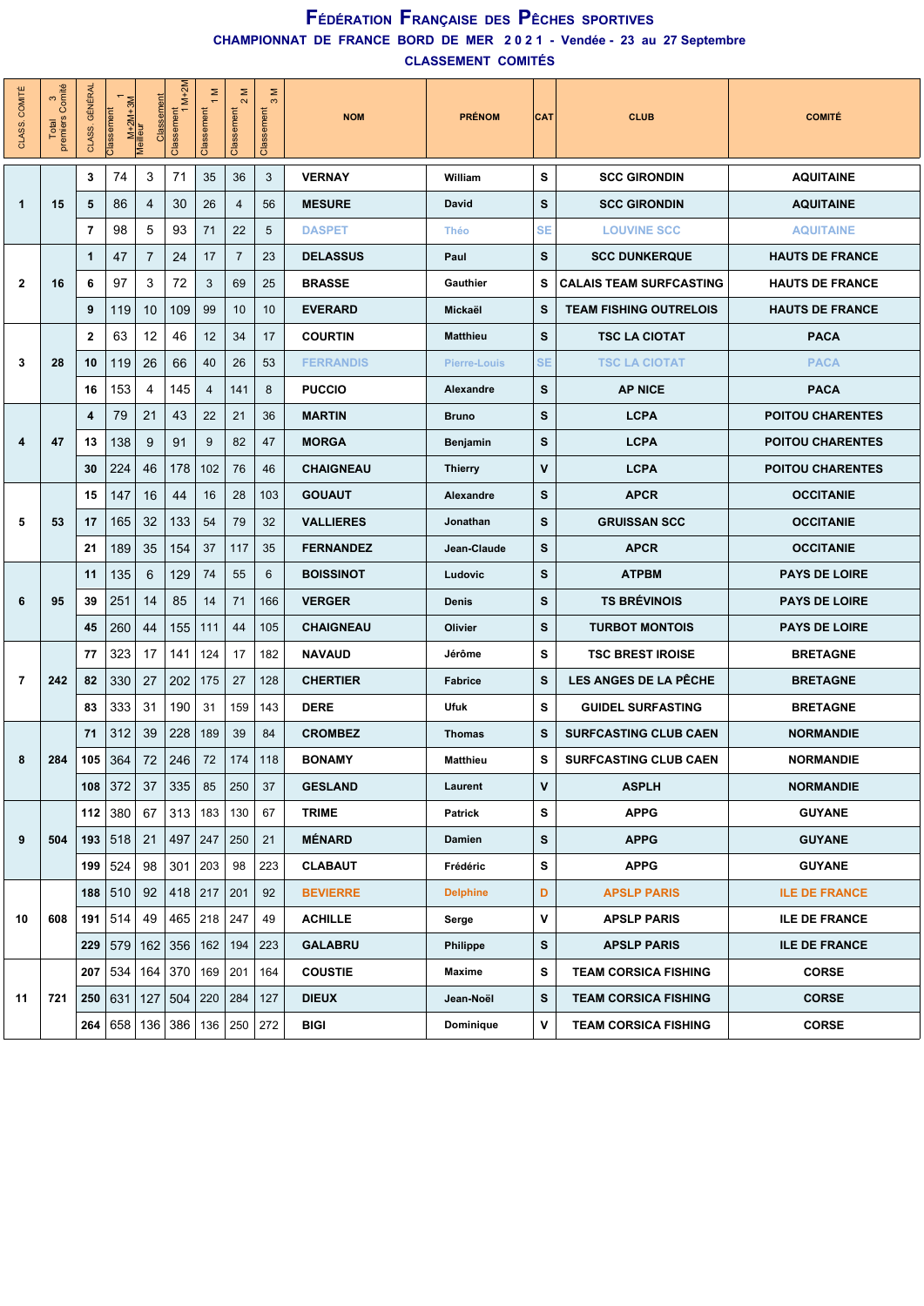# FÉDÉRATION FRANÇAISE DES PÊCHES SPORTIVES

## CHAMPIONNAT DE FRANCE BORD DE MER 2021 - Vendée - 23 au 27 Septembre

## CLASSEMENT COMITÉS

| CLASS. COMITÉ | Total 3 premiers Comité | CLASS. GÉNÉRAL | Classement 1 M+2M+3M | Classement Meilleur | Classement 1 M+2M | Classement 1 M | Classement 2 M | Classement 3 M | NOM | PRÉNOM | CAT | CLUB | COMITÉ |
|---|---|---|---|---|---|---|---|---|---|---|---|---|---|
| 1 | 15 | 3 | 74 | 3 | 71 | 35 | 36 | 3 | VERNAY | William | S | SCC GIRONDIN | AQUITAINE |
| | | 5 | 86 | 4 | 30 | 26 | 4 | 56 | MESURE | David | S | SCC GIRONDIN | AQUITAINE |
| | | 7 | 98 | 5 | 93 | 71 | 22 | 5 | DASPET | Théo | SE | LOUVINE SCC | AQUITAINE |
| 2 | 16 | 1 | 47 | 7 | 24 | 17 | 7 | 23 | DELASSUS | Paul | S | SCC DUNKERQUE | HAUTS DE FRANCE |
| | | 6 | 97 | 3 | 72 | 3 | 69 | 25 | BRASSE | Gauthier | S | CALAIS TEAM SURFCASTING | HAUTS DE FRANCE |
| | | 9 | 119 | 10 | 109 | 99 | 10 | 10 | EVERARD | Mickaël | S | TEAM FISHING OUTRELOIS | HAUTS DE FRANCE |
| 3 | 28 | 2 | 63 | 12 | 46 | 12 | 34 | 17 | COURTIN | Matthieu | S | TSC LA CIOTAT | PACA |
| | | 10 | 119 | 26 | 66 | 40 | 26 | 53 | FERRANDIS | Pierre-Louis | SE | TSC LA CIOTAT | PACA |
| | | 16 | 153 | 4 | 145 | 4 | 141 | 8 | PUCCIO | Alexandre | S | AP NICE | PACA |
| 4 | 47 | 4 | 79 | 21 | 43 | 22 | 21 | 36 | MARTIN | Bruno | S | LCPA | POITOU CHARENTES |
| | | 13 | 138 | 9 | 91 | 9 | 82 | 47 | MORGA | Benjamin | S | LCPA | POITOU CHARENTES |
| | | 30 | 224 | 46 | 178 | 102 | 76 | 46 | CHAIGNEAU | Thierry | V | LCPA | POITOU CHARENTES |
| 5 | 53 | 15 | 147 | 16 | 44 | 16 | 28 | 103 | GOUAUT | Alexandre | S | APCR | OCCITANIE |
| | | 17 | 165 | 32 | 133 | 54 | 79 | 32 | VALLIERES | Jonathan | S | GRUISSAN SCC | OCCITANIE |
| | | 21 | 189 | 35 | 154 | 37 | 117 | 35 | FERNANDEZ | Jean-Claude | S | APCR | OCCITANIE |
| 6 | 95 | 11 | 135 | 6 | 129 | 74 | 55 | 6 | BOISSINOT | Ludovic | S | ATPBM | PAYS DE LOIRE |
| | | 39 | 251 | 14 | 85 | 14 | 71 | 166 | VERGER | Denis | S | TS BRÉVINOIS | PAYS DE LOIRE |
| | | 45 | 260 | 44 | 155 | 111 | 44 | 105 | CHAIGNEAU | Olivier | S | TURBOT MONTOIS | PAYS DE LOIRE |
| 7 | 242 | 77 | 323 | 17 | 141 | 124 | 17 | 182 | NAVAUD | Jérôme | S | TSC BREST IROISE | BRETAGNE |
| | | 82 | 330 | 27 | 202 | 175 | 27 | 128 | CHERTIER | Fabrice | S | LES ANGES DE LA PÊCHE | BRETAGNE |
| | | 83 | 333 | 31 | 190 | 31 | 159 | 143 | DERE | Ufuk | S | GUIDEL SURFASTING | BRETAGNE |
| 8 | 284 | 71 | 312 | 39 | 228 | 189 | 39 | 84 | CROMBEZ | Thomas | S | SURFCASTING CLUB CAEN | NORMANDIE |
| | | 105 | 364 | 72 | 246 | 72 | 174 | 118 | BONAMY | Matthieu | S | SURFCASTING CLUB CAEN | NORMANDIE |
| | | 108 | 372 | 37 | 335 | 85 | 250 | 37 | GESLAND | Laurent | V | ASPLH | NORMANDIE |
| 9 | 504 | 112 | 380 | 67 | 313 | 183 | 130 | 67 | TRIME | Patrick | S | APPG | GUYANE |
| | | 193 | 518 | 21 | 497 | 247 | 250 | 21 | MÉNARD | Damien | S | APPG | GUYANE |
| | | 199 | 524 | 98 | 301 | 203 | 98 | 223 | CLABAUT | Frédéric | S | APPG | GUYANE |
| 10 | 608 | 188 | 510 | 92 | 418 | 217 | 201 | 92 | BEVIERRE | Delphine | D | APSLP PARIS | ILE DE FRANCE |
| | | 191 | 514 | 49 | 465 | 218 | 247 | 49 | ACHILLE | Serge | V | APSLP PARIS | ILE DE FRANCE |
| | | 229 | 579 | 162 | 356 | 162 | 194 | 223 | GALABRU | Philippe | S | APSLP PARIS | ILE DE FRANCE |
| 11 | 721 | 207 | 534 | 164 | 370 | 169 | 201 | 164 | COUSTIE | Maxime | S | TEAM CORSICA FISHING | CORSE |
| | | 250 | 631 | 127 | 504 | 220 | 284 | 127 | DIEUX | Jean-Noël | S | TEAM CORSICA FISHING | CORSE |
| | | 264 | 658 | 136 | 386 | 136 | 250 | 272 | BIGI | Dominique | V | TEAM CORSICA FISHING | CORSE |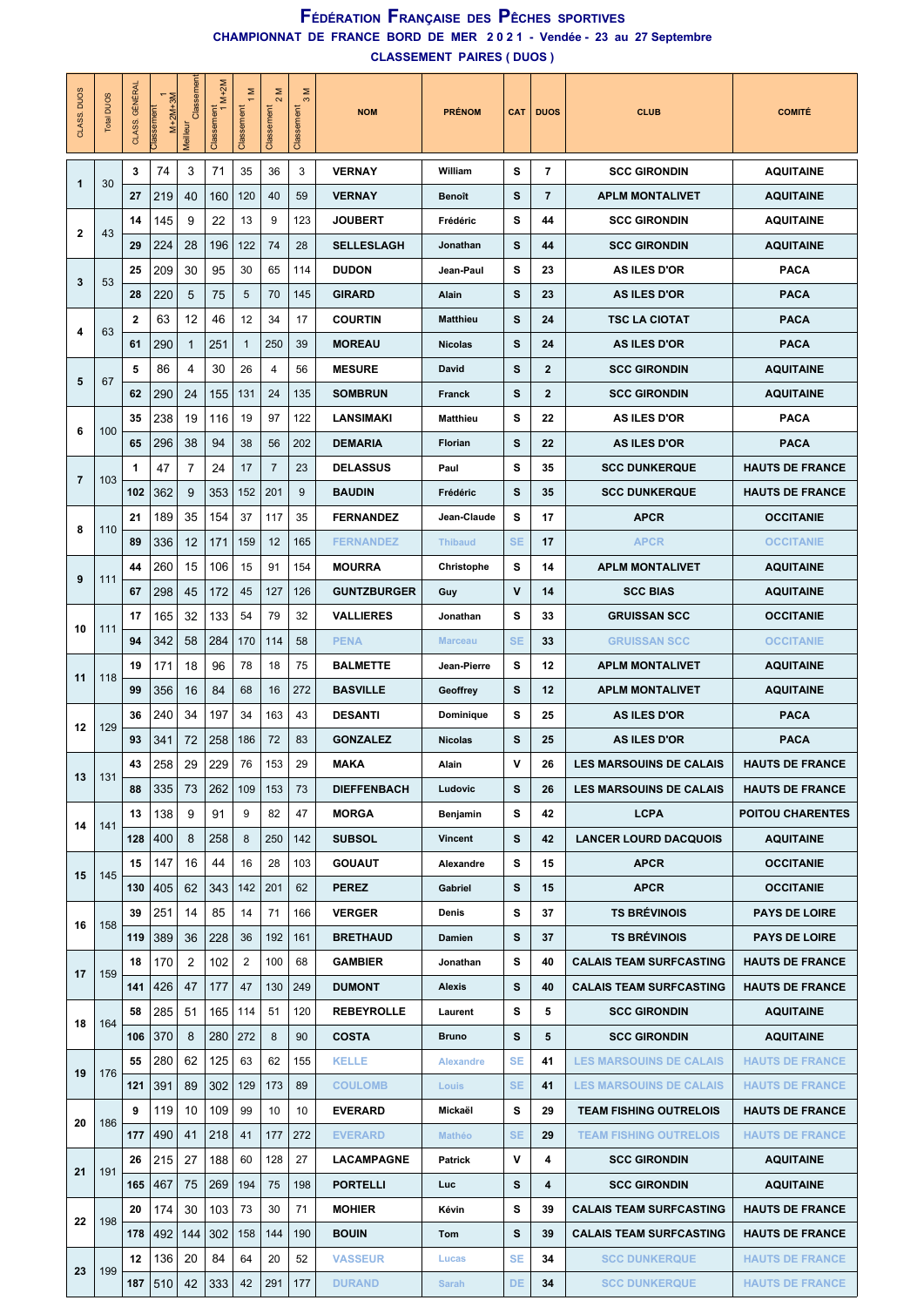# Fédération Française des Pêches sportives

## CHAMPIONNAT DE FRANCE BORD DE MER 2 0 2 1 - Vendée - 23 au 27 Septembre

### CLASSEMENT PAIRES ( DUOS )

| CLASS. DUOS | Total DUOS | CLASS. GÉNÉRAL | Classement 1 M+2M+3M | Meilleur Classement | Classement 1 M+2M | Classement 1 M | Classement 2 M | Classement 3 M | NOM | PRÉNOM | CAT | DUOS | CLUB | COMITÉ |
|---|---|---|---|---|---|---|---|---|---|---|---|---|---|---|
| 1 | 30 | 3 | 74 | 3 | 71 | 35 | 36 | 3 | VERNAY | William | S | 7 | SCC GIRONDIN | AQUITAINE |
| | | 27 | 219 | 40 | 160 | 120 | 40 | 59 | VERNAY | Benoît | S | 7 | APLM MONTALIVET | AQUITAINE |
| 2 | 43 | 14 | 145 | 9 | 22 | 13 | 9 | 123 | JOUBERT | Frédéric | S | 44 | SCC GIRONDIN | AQUITAINE |
| | | 29 | 224 | 28 | 196 | 122 | 74 | 28 | SELLESLAGH | Jonathan | S | 44 | SCC GIRONDIN | AQUITAINE |
| 3 | 53 | 25 | 209 | 30 | 95 | 30 | 65 | 114 | DUDON | Jean-Paul | S | 23 | AS ILES D'OR | PACA |
| | | 28 | 220 | 5 | 75 | 5 | 70 | 145 | GIRARD | Alain | S | 23 | AS ILES D'OR | PACA |
| 4 | 63 | 2 | 63 | 12 | 46 | 12 | 34 | 17 | COURTIN | Matthieu | S | 24 | TSC LA CIOTAT | PACA |
| | | 61 | 290 | 1 | 251 | 1 | 250 | 39 | MOREAU | Nicolas | S | 24 | AS ILES D'OR | PACA |
| 5 | 67 | 5 | 86 | 4 | 30 | 26 | 4 | 56 | MESURE | David | S | 2 | SCC GIRONDIN | AQUITAINE |
| | | 62 | 290 | 24 | 155 | 131 | 24 | 135 | SOMBRUN | Franck | S | 2 | SCC GIRONDIN | AQUITAINE |
| 6 | 100 | 35 | 238 | 19 | 116 | 19 | 97 | 122 | LANSIMAKI | Matthieu | S | 22 | AS ILES D'OR | PACA |
| | | 65 | 296 | 38 | 94 | 38 | 56 | 202 | DEMARIA | Florian | S | 22 | AS ILES D'OR | PACA |
| 7 | 103 | 1 | 47 | 7 | 24 | 17 | 7 | 23 | DELASSUS | Paul | S | 35 | SCC DUNKERQUE | HAUTS DE FRANCE |
| | | 102 | 362 | 9 | 353 | 152 | 201 | 9 | BAUDIN | Frédéric | S | 35 | SCC DUNKERQUE | HAUTS DE FRANCE |
| 8 | 110 | 21 | 189 | 35 | 154 | 37 | 117 | 35 | FERNANDEZ | Jean-Claude | S | 17 | APCR | OCCITANIE |
| | | 89 | 336 | 12 | 171 | 159 | 12 | 165 | FERNANDEZ | Thibaud | SE | 17 | APCR | OCCITANIE |
| 9 | 111 | 44 | 260 | 15 | 106 | 15 | 91 | 154 | MOURRA | Christophe | S | 14 | APLM MONTALIVET | AQUITAINE |
| | | 67 | 298 | 45 | 172 | 45 | 127 | 126 | GUNTZBURGER | Guy | V | 14 | SCC BIAS | AQUITAINE |
| 10 | 111 | 17 | 165 | 32 | 133 | 54 | 79 | 32 | VALLIERES | Jonathan | S | 33 | GRUISSAN SCC | OCCITANIE |
| | | 94 | 342 | 58 | 284 | 170 | 114 | 58 | PENA | Marceau | SE | 33 | GRUISSAN SCC | OCCITANIE |
| 11 | 118 | 19 | 171 | 18 | 96 | 78 | 18 | 75 | BALMETTE | Jean-Pierre | S | 12 | APLM MONTALIVET | AQUITAINE |
| | | 99 | 356 | 16 | 84 | 68 | 16 | 272 | BASVILLE | Geoffrey | S | 12 | APLM MONTALIVET | AQUITAINE |
| 12 | 129 | 36 | 240 | 34 | 197 | 34 | 163 | 43 | DESANTI | Dominique | S | 25 | AS ILES D'OR | PACA |
| | | 93 | 341 | 72 | 258 | 186 | 72 | 83 | GONZALEZ | Nicolas | S | 25 | AS ILES D'OR | PACA |
| 13 | 131 | 43 | 258 | 29 | 229 | 76 | 153 | 29 | MAKA | Alain | V | 26 | LES MARSOUINS DE CALAIS | HAUTS DE FRANCE |
| | | 88 | 335 | 73 | 262 | 109 | 153 | 73 | DIEFFENBACH | Ludovic | S | 26 | LES MARSOUINS DE CALAIS | HAUTS DE FRANCE |
| 14 | 141 | 13 | 138 | 9 | 91 | 9 | 82 | 47 | MORGA | Benjamin | S | 42 | LCPA | POITOU CHARENTES |
| | | 128 | 400 | 8 | 258 | 8 | 250 | 142 | SUBSOL | Vincent | S | 42 | LANCER LOURD DACQUOIS | AQUITAINE |
| 15 | 145 | 15 | 147 | 16 | 44 | 16 | 28 | 103 | GOUAUT | Alexandre | S | 15 | APCR | OCCITANIE |
| | | 130 | 405 | 62 | 343 | 142 | 201 | 62 | PEREZ | Gabriel | S | 15 | APCR | OCCITANIE |
| 16 | 158 | 39 | 251 | 14 | 85 | 14 | 71 | 166 | VERGER | Denis | S | 37 | TS BRÉVINOIS | PAYS DE LOIRE |
| | | 119 | 389 | 36 | 228 | 36 | 192 | 161 | BRETHAUD | Damien | S | 37 | TS BRÉVINOIS | PAYS DE LOIRE |
| 17 | 159 | 18 | 170 | 2 | 102 | 2 | 100 | 68 | GAMBIER | Jonathan | S | 40 | CALAIS TEAM SURFCASTING | HAUTS DE FRANCE |
| | | 141 | 426 | 47 | 177 | 47 | 130 | 249 | DUMONT | Alexis | S | 40 | CALAIS TEAM SURFCASTING | HAUTS DE FRANCE |
| 18 | 164 | 58 | 285 | 51 | 165 | 114 | 51 | 120 | REBEYROLLE | Laurent | S | 5 | SCC GIRONDIN | AQUITAINE |
| | | 106 | 370 | 8 | 280 | 272 | 8 | 90 | COSTA | Bruno | S | 5 | SCC GIRONDIN | AQUITAINE |
| 19 | 176 | 55 | 280 | 62 | 125 | 63 | 62 | 155 | KELLE | Alexandre | SE | 41 | LES MARSOUINS DE CALAIS | HAUTS DE FRANCE |
| | | 121 | 391 | 89 | 302 | 129 | 173 | 89 | COULOMB | Louis | SE | 41 | LES MARSOUINS DE CALAIS | HAUTS DE FRANCE |
| 20 | 186 | 9 | 119 | 10 | 109 | 99 | 10 | 10 | EVERARD | Mickaël | S | 29 | TEAM FISHING OUTRELOIS | HAUTS DE FRANCE |
| | | 177 | 490 | 41 | 218 | 41 | 177 | 272 | EVERARD | Mathéo | SE | 29 | TEAM FISHING OUTRELOIS | HAUTS DE FRANCE |
| 21 | 191 | 26 | 215 | 27 | 188 | 60 | 128 | 27 | LACAMPAGNE | Patrick | V | 4 | SCC GIRONDIN | AQUITAINE |
| | | 165 | 467 | 75 | 269 | 194 | 75 | 198 | PORTELLI | Luc | S | 4 | SCC GIRONDIN | AQUITAINE |
| 22 | 198 | 20 | 174 | 30 | 103 | 73 | 30 | 71 | MOHIER | Kévin | S | 39 | CALAIS TEAM SURFCASTING | HAUTS DE FRANCE |
| | | 178 | 492 | 144 | 302 | 158 | 144 | 190 | BOUIN | Tom | S | 39 | CALAIS TEAM SURFCASTING | HAUTS DE FRANCE |
| 23 | 199 | 12 | 136 | 20 | 84 | 64 | 20 | 52 | VASSEUR | Lucas | SE | 34 | SCC DUNKERQUE | HAUTS DE FRANCE |
| | | 187 | 510 | 42 | 333 | 42 | 291 | 177 | DURAND | Sarah | DE | 34 | SCC DUNKERQUE | HAUTS DE FRANCE |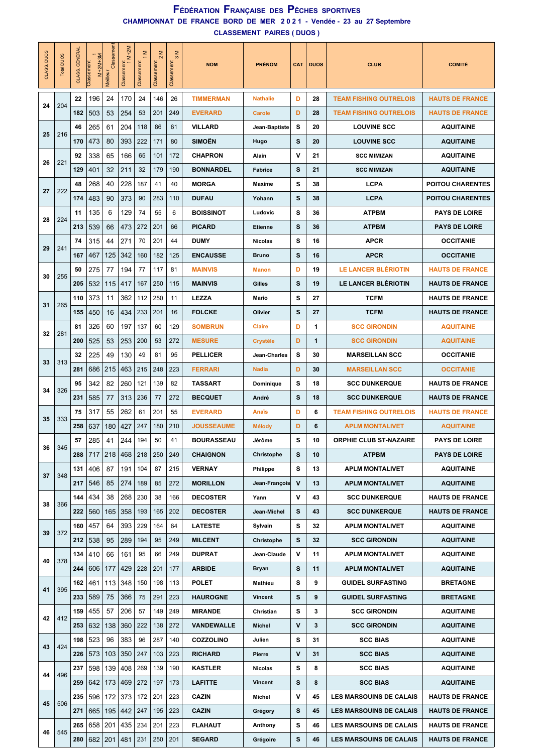# Fédération Française des Pêches sportives

## CHAMPIONNAT DE FRANCE BORD DE MER 2 0 2 1 - Vendée - 23 au 27 Septembre

### CLASSEMENT PAIRES ( DUOS )

| CLASS. DUOS | Total DUOS | CLASS. GÉNÉRAL | Classement 1 M+2M+3M | Meilleur Classement | Classement 1 M+2M | Classement 1 M | Classement 2 M | Classement 3 M | NOM | PRÉNOM | CAT | DUOS | CLUB | COMITÉ |
|---|---|---|---|---|---|---|---|---|---|---|---|---|---|---|
| 24 | 204 | 22 | 196 | 24 | 170 | 24 | 146 | 26 | TIMMERMAN | Nathalie | D | 28 | TEAM FISHING OUTRELOIS | HAUTS DE FRANCE |
| | | 182 | 503 | 53 | 254 | 53 | 201 | 249 | EVERARD | Carole | D | 28 | TEAM FISHING OUTRELOIS | HAUTS DE FRANCE |
| 25 | 216 | 46 | 265 | 61 | 204 | 118 | 86 | 61 | VILLARD | Jean-Baptiste | S | 20 | LOUVINE SCC | AQUITAINE |
| | | 170 | 473 | 80 | 393 | 222 | 171 | 80 | SIMOËN | Hugo | S | 20 | LOUVINE SCC | AQUITAINE |
| 26 | 221 | 92 | 338 | 65 | 166 | 65 | 101 | 172 | CHAPRON | Alain | V | 21 | SCC MIMIZAN | AQUITAINE |
| | | 129 | 401 | 32 | 211 | 32 | 179 | 190 | BONNARDEL | Fabrice | S | 21 | SCC MIMIZAN | AQUITAINE |
| 27 | 222 | 48 | 268 | 40 | 228 | 187 | 41 | 40 | MORGA | Maxime | S | 38 | LCPA | POITOU CHARENTES |
| | | 174 | 483 | 90 | 373 | 90 | 283 | 110 | DUFAU | Yohann | S | 38 | LCPA | POITOU CHARENTES |
| 28 | 224 | 11 | 135 | 6 | 129 | 74 | 55 | 6 | BOISSINOT | Ludovic | S | 36 | ATPBM | PAYS DE LOIRE |
| | | 213 | 539 | 66 | 473 | 272 | 201 | 66 | PICARD | Etienne | S | 36 | ATPBM | PAYS DE LOIRE |
| 29 | 241 | 74 | 315 | 44 | 271 | 70 | 201 | 44 | DUMY | Nicolas | S | 16 | APCR | OCCITANIE |
| | | 167 | 467 | 125 | 342 | 160 | 182 | 125 | ENCAUSSE | Bruno | S | 16 | APCR | OCCITANIE |
| 30 | 255 | 50 | 275 | 77 | 194 | 77 | 117 | 81 | MAINVIS | Manon | D | 19 | LE LANCER BLÉRIOTIN | HAUTS DE FRANCE |
| | | 205 | 532 | 115 | 417 | 167 | 250 | 115 | MAINVIS | Gilles | S | 19 | LE LANCER BLÉRIOTIN | HAUTS DE FRANCE |
| 31 | 265 | 110 | 373 | 11 | 362 | 112 | 250 | 11 | LEZZA | Mario | S | 27 | TCFM | HAUTS DE FRANCE |
| | | 155 | 450 | 16 | 434 | 233 | 201 | 16 | FOLCKE | Olivier | S | 27 | TCFM | HAUTS DE FRANCE |
| 32 | 281 | 81 | 326 | 60 | 197 | 137 | 60 | 129 | SOMBRUN | Claire | D | 1 | SCC GIRONDIN | AQUITAINE |
| | | 200 | 525 | 53 | 253 | 200 | 53 | 272 | MESURE | Crystèle | D | 1 | SCC GIRONDIN | AQUITAINE |
| 33 | 313 | 32 | 225 | 49 | 130 | 49 | 81 | 95 | PELLICER | Jean-Charles | S | 30 | MARSEILLAN SCC | OCCITANIE |
| | | 281 | 686 | 215 | 463 | 215 | 248 | 223 | FERRARI | Nadia | D | 30 | MARSEILLAN SCC | OCCITANIE |
| 34 | 326 | 95 | 342 | 82 | 260 | 121 | 139 | 82 | TASSART | Dominique | S | 18 | SCC DUNKERQUE | HAUTS DE FRANCE |
| | | 231 | 585 | 77 | 313 | 236 | 77 | 272 | BECQUET | André | S | 18 | SCC DUNKERQUE | HAUTS DE FRANCE |
| 35 | 333 | 75 | 317 | 55 | 262 | 61 | 201 | 55 | EVERARD | Anaïs | D | 6 | TEAM FISHING OUTRELOIS | HAUTS DE FRANCE |
| | | 258 | 637 | 180 | 427 | 247 | 180 | 210 | JOUSSEAUME | Mélody | D | 6 | APLM MONTALIVET | AQUITAINE |
| 36 | 345 | 57 | 285 | 41 | 244 | 194 | 50 | 41 | BOURASSEAU | Jérôme | S | 10 | ORPHIE CLUB ST-NAZAIRE | PAYS DE LOIRE |
| | | 288 | 717 | 218 | 468 | 218 | 250 | 249 | CHAIGNON | Christophe | S | 10 | ATPBM | PAYS DE LOIRE |
| 37 | 348 | 131 | 406 | 87 | 191 | 104 | 87 | 215 | VERNAY | Philippe | S | 13 | APLM MONTALIVET | AQUITAINE |
| | | 217 | 546 | 85 | 274 | 189 | 85 | 272 | MORILLON | Jean-François | V | 13 | APLM MONTALIVET | AQUITAINE |
| 38 | 366 | 144 | 434 | 38 | 268 | 230 | 38 | 166 | DECOSTER | Yann | V | 43 | SCC DUNKERQUE | HAUTS DE FRANCE |
| | | 222 | 560 | 165 | 358 | 193 | 165 | 202 | DECOSTER | Jean-Michel | S | 43 | SCC DUNKERQUE | HAUTS DE FRANCE |
| 39 | 372 | 160 | 457 | 64 | 393 | 229 | 164 | 64 | LATESTE | Sylvain | S | 32 | APLM MONTALIVET | AQUITAINE |
| | | 212 | 538 | 95 | 289 | 194 | 95 | 249 | MILCENT | Christophe | S | 32 | SCC GIRONDIN | AQUITAINE |
| 40 | 378 | 134 | 410 | 66 | 161 | 95 | 66 | 249 | DUPRAT | Jean-Claude | V | 11 | APLM MONTALIVET | AQUITAINE |
| | | 244 | 606 | 177 | 429 | 228 | 201 | 177 | ARBIDE | Bryan | S | 11 | APLM MONTALIVET | AQUITAINE |
| 41 | 395 | 162 | 461 | 113 | 348 | 150 | 198 | 113 | POLET | Mathieu | S | 9 | GUIDEL SURFASTING | BRETAGNE |
| | | 233 | 589 | 75 | 366 | 75 | 291 | 223 | HAUROGNE | Vincent | S | 9 | GUIDEL SURFASTING | BRETAGNE |
| 42 | 412 | 159 | 455 | 57 | 206 | 57 | 149 | 249 | MIRANDE | Christian | S | 3 | SCC GIRONDIN | AQUITAINE |
| | | 253 | 632 | 138 | 360 | 222 | 138 | 272 | VANDEWALLE | Michel | V | 3 | SCC GIRONDIN | AQUITAINE |
| 43 | 424 | 198 | 523 | 96 | 383 | 96 | 287 | 140 | COZZOLINO | Julien | S | 31 | SCC BIAS | AQUITAINE |
| | | 226 | 573 | 103 | 350 | 247 | 103 | 223 | RICHARD | Pierre | V | 31 | SCC BIAS | AQUITAINE |
| 44 | 496 | 237 | 598 | 139 | 408 | 269 | 139 | 190 | KASTLER | Nicolas | S | 8 | SCC BIAS | AQUITAINE |
| | | 259 | 642 | 173 | 469 | 272 | 197 | 173 | LAFITTE | Vincent | S | 8 | SCC BIAS | AQUITAINE |
| 45 | 506 | 235 | 596 | 172 | 373 | 172 | 201 | 223 | CAZIN | Michel | V | 45 | LES MARSOUINS DE CALAIS | HAUTS DE FRANCE |
| | | 271 | 665 | 195 | 442 | 247 | 195 | 223 | CAZIN | Grégory | S | 45 | LES MARSOUINS DE CALAIS | HAUTS DE FRANCE |
| 46 | 545 | 265 | 658 | 201 | 435 | 234 | 201 | 223 | FLAHAUT | Anthony | S | 46 | LES MARSOUINS DE CALAIS | HAUTS DE FRANCE |
| | | 280 | 682 | 201 | 481 | 231 | 250 | 201 | SEGARD | Grégoire | S | 46 | LES MARSOUINS DE CALAIS | HAUTS DE FRANCE |